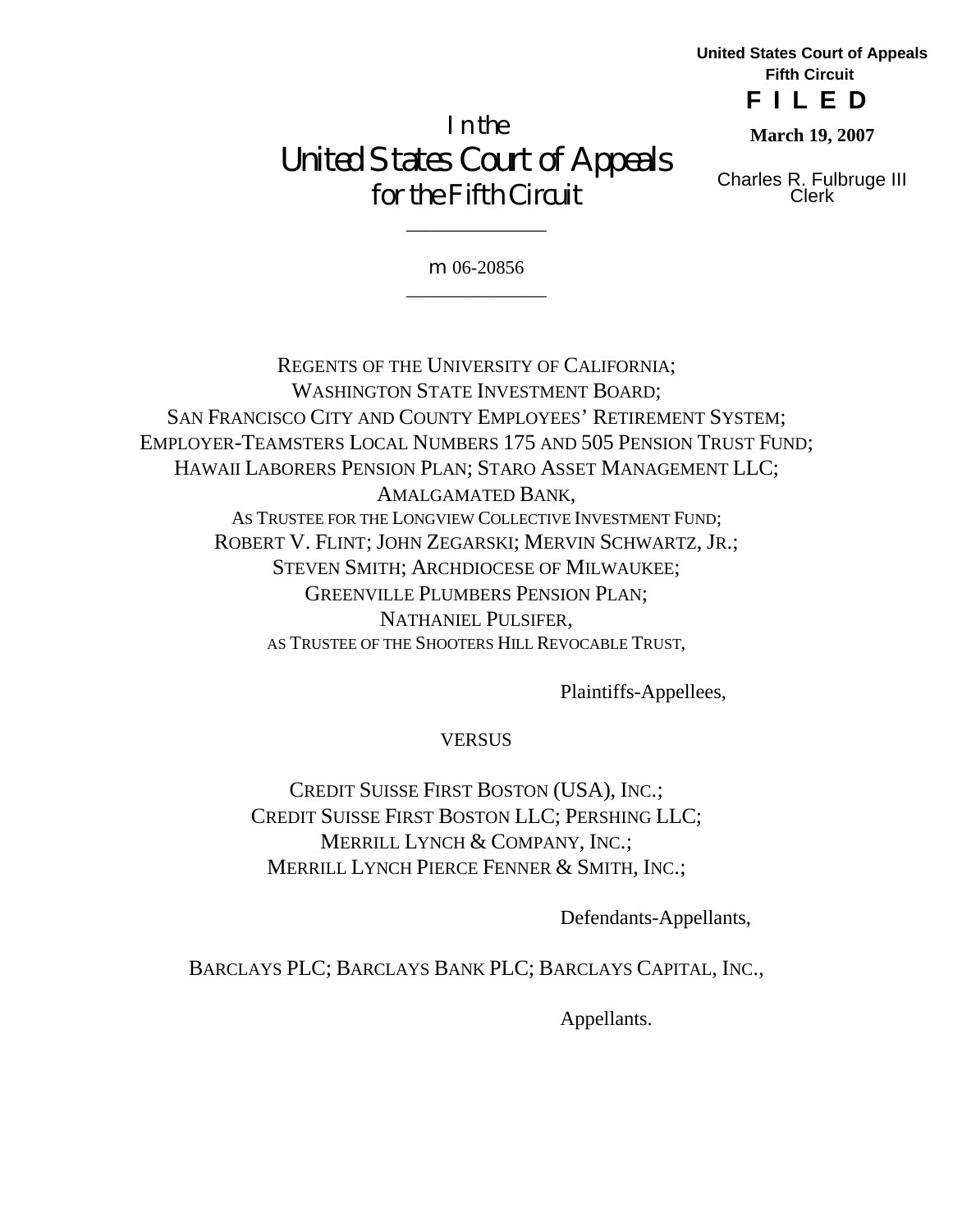United States Court of Appeals
Fifth Circuit

**F I L E D**

**March 19, 2007**

Charles R. Fulbruge III
Clerk

# In the
# United States Court of Appeals
## for the Fifth Circuit

---

m 06-20856

---

REGENTS OF THE UNIVERSITY OF CALIFORNIA;
WASHINGTON STATE INVESTMENT BOARD;
SAN FRANCISCO CITY AND COUNTY EMPLOYEES' RETIREMENT SYSTEM;
EMPLOYER-TEAMSTERS LOCAL NUMBERS 175 AND 505 PENSION TRUST FUND;
HAWAII LABORERS PENSION PLAN; STARO ASSET MANAGEMENT LLC;
AMALGAMATED BANK,
AS TRUSTEE FOR THE LONGVIEW COLLECTIVE INVESTMENT FUND;
ROBERT V. FLINT; JOHN ZEGARSKI; MERVIN SCHWARTZ, JR.;
STEVEN SMITH; ARCHDIOCESE OF MILWAUKEE;
GREENVILLE PLUMBERS PENSION PLAN;
NATHANIEL PULSIFER,
AS TRUSTEE OF THE SHOOTERS HILL REVOCABLE TRUST,

Plaintiffs-Appellees,

VERSUS

CREDIT SUISSE FIRST BOSTON (USA), INC.;
CREDIT SUISSE FIRST BOSTON LLC; PERSHING LLC;
MERRILL LYNCH & COMPANY, INC.;
MERRILL LYNCH PIERCE FENNER & SMITH, INC.;

Defendants-Appellants,

BARCLAYS PLC; BARCLAYS BANK PLC; BARCLAYS CAPITAL, INC.,

Appellants.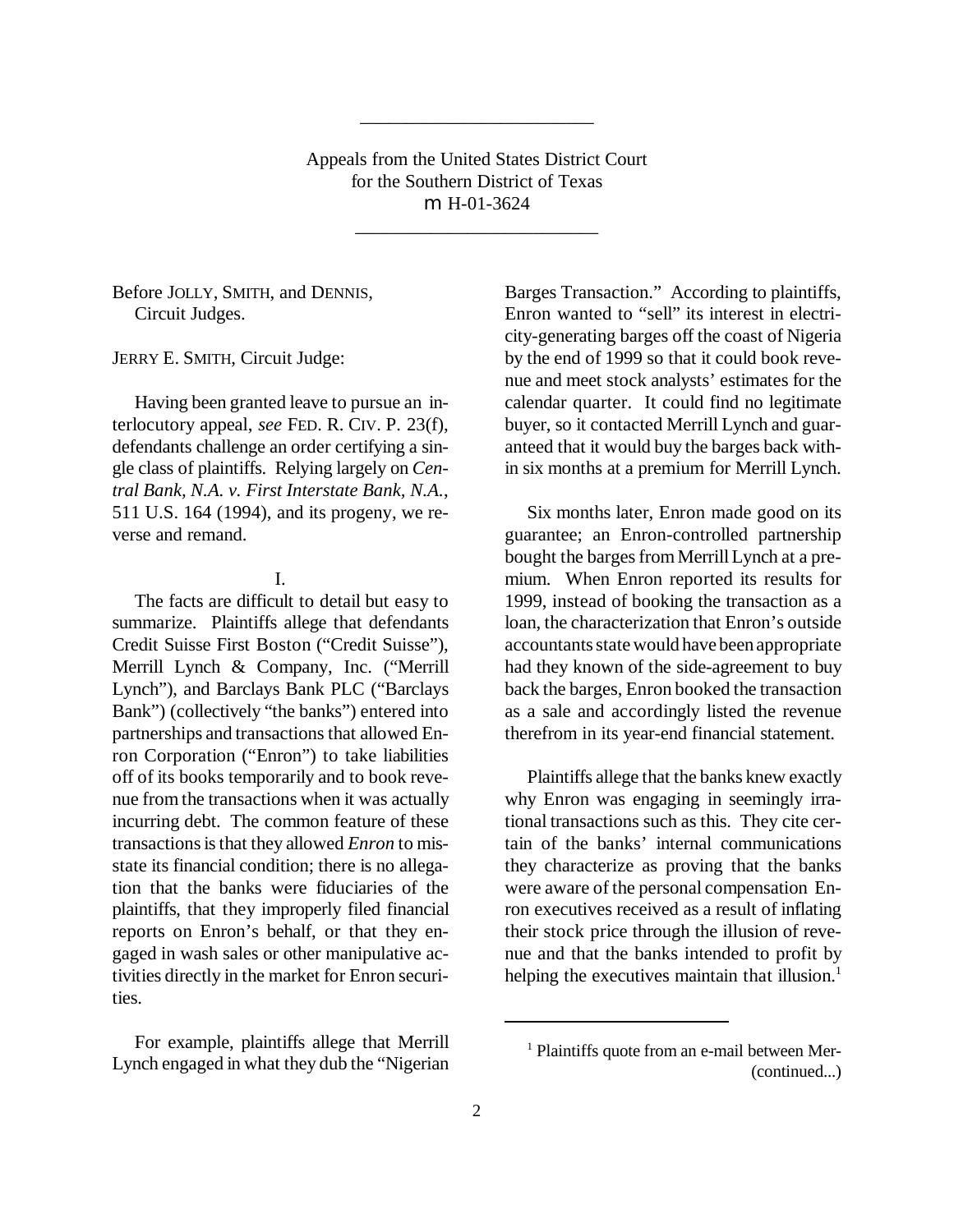Appeals from the United States District Court
for the Southern District of Texas
m H-01-3624

Before JOLLY, SMITH, and DENNIS, Circuit Judges.

JERRY E. SMITH, Circuit Judge:

Having been granted leave to pursue an interlocutory appeal, *see* FED. R. CIV. P. 23(f), defendants challenge an order certifying a single class of plaintiffs. Relying largely on *Central Bank, N.A. v. First Interstate Bank, N.A.*, 511 U.S. 164 (1994), and its progeny, we reverse and remand.

I.

The facts are difficult to detail but easy to summarize. Plaintiffs allege that defendants Credit Suisse First Boston ("Credit Suisse"), Merrill Lynch & Company, Inc. ("Merrill Lynch"), and Barclays Bank PLC ("Barclays Bank") (collectively "the banks") entered into partnerships and transactions that allowed Enron Corporation ("Enron") to take liabilities off of its books temporarily and to book revenue from the transactions when it was actually incurring debt. The common feature of these transactions is that they allowed *Enron* to misstate its financial condition; there is no allegation that the banks were fiduciaries of the plaintiffs, that they improperly filed financial reports on Enron's behalf, or that they engaged in wash sales or other manipulative activities directly in the market for Enron securities.

For example, plaintiffs allege that Merrill Lynch engaged in what they dub the "Nigerian Barges Transaction." According to plaintiffs, Enron wanted to "sell" its interest in electricity-generating barges off the coast of Nigeria by the end of 1999 so that it could book revenue and meet stock analysts' estimates for the calendar quarter. It could find no legitimate buyer, so it contacted Merrill Lynch and guaranteed that it would buy the barges back within six months at a premium for Merrill Lynch.

Six months later, Enron made good on its guarantee; an Enron-controlled partnership bought the barges from Merrill Lynch at a premium. When Enron reported its results for 1999, instead of booking the transaction as a loan, the characterization that Enron's outside accountants state would have been appropriate had they known of the side-agreement to buy back the barges, Enron booked the transaction as a sale and accordingly listed the revenue therefrom in its year-end financial statement.

Plaintiffs allege that the banks knew exactly why Enron was engaging in seemingly irrational transactions such as this. They cite certain of the banks' internal communications they characterize as proving that the banks were aware of the personal compensation Enron executives received as a result of inflating their stock price through the illusion of revenue and that the banks intended to profit by helping the executives maintain that illusion.[1]

[1] Plaintiffs quote from an e-mail between Mer- (continued...)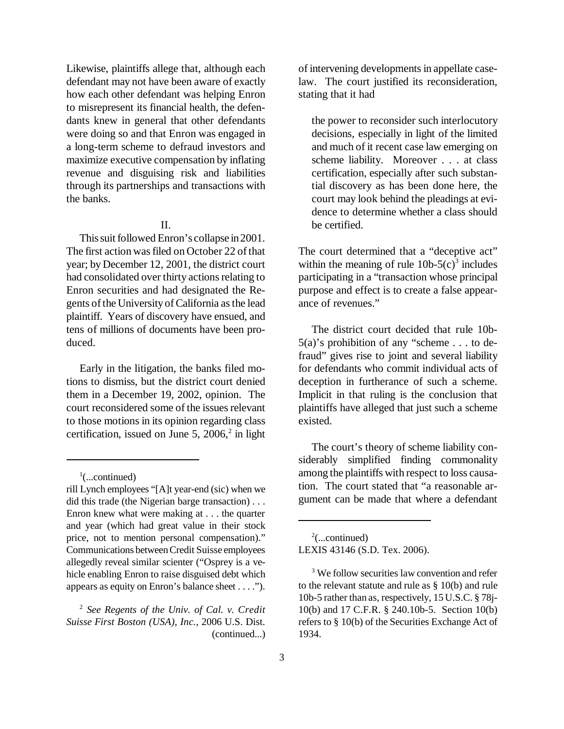Likewise, plaintiffs allege that, although each defendant may not have been aware of exactly how each other defendant was helping Enron to misrepresent its financial health, the defendants knew in general that other defendants were doing so and that Enron was engaged in a long-term scheme to defraud investors and maximize executive compensation by inflating revenue and disguising risk and liabilities through its partnerships and transactions with the banks.

## II.

This suit followed Enron's collapse in 2001. The first action was filed on October 22 of that year; by December 12, 2001, the district court had consolidated over thirty actions relating to Enron securities and had designated the Regents of the University of California as the lead plaintiff. Years of discovery have ensued, and tens of millions of documents have been produced.

Early in the litigation, the banks filed motions to dismiss, but the district court denied them in a December 19, 2002, opinion. The court reconsidered some of the issues relevant to those motions in its opinion regarding class certification, issued on June 5, 2006,[2] in light of intervening developments in appellate caselaw. The court justified its reconsideration, stating that it had

> the power to reconsider such interlocutory decisions, especially in light of the limited and much of it recent case law emerging on scheme liability. Moreover . . . at class certification, especially after such substantial discovery as has been done here, the court may look behind the pleadings at evidence to determine whether a class should be certified.

The court determined that a "deceptive act" within the meaning of rule 10b-5(c)[3] includes participating in a "transaction whose principal purpose and effect is to create a false appearance of revenues."

The district court decided that rule 10b-5(a)'s prohibition of any "scheme . . . to defraud" gives rise to joint and several liability for defendants who commit individual acts of deception in furtherance of such a scheme. Implicit in that ruling is the conclusion that plaintiffs have alleged that just such a scheme existed.

The court's theory of scheme liability considerably simplified finding commonality among the plaintiffs with respect to loss causation. The court stated that "a reasonable argument can be made that where a defendant

---

[1](...continued)
rill Lynch employees "[A]t year-end (sic) when we did this trade (the Nigerian barge transaction) . . . Enron knew what were making at . . . the quarter and year (which had great value in their stock price, not to mention personal compensation)." Communications between Credit Suisse employees allegedly reveal similar scienter ("Osprey is a vehicle enabling Enron to raise disguised debt which appears as equity on Enron's balance sheet . . . .").

[2] *See Regents of the Univ. of Cal. v. Credit Suisse First Boston (USA), Inc.*, 2006 U.S. Dist. LEXIS 43146 (S.D. Tex. 2006).

[3] We follow securities law convention and refer to the relevant statute and rule as § 10(b) and rule 10b-5 rather than as, respectively, 15 U.S.C. § 78j-10(b) and 17 C.F.R. § 240.10b-5. Section 10(b) refers to § 10(b) of the Securities Exchange Act of 1934.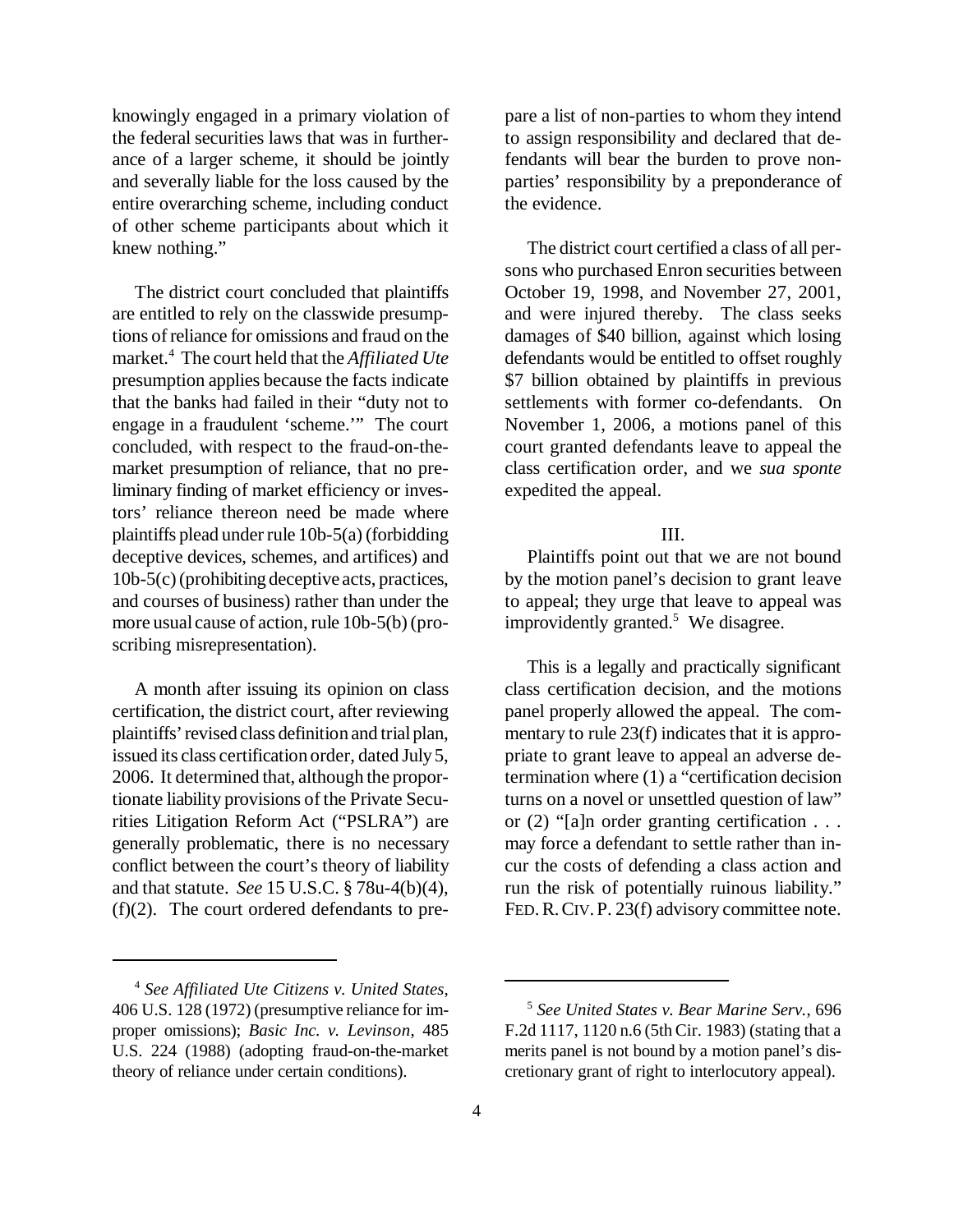knowingly engaged in a primary violation of the federal securities laws that was in furtherance of a larger scheme, it should be jointly and severally liable for the loss caused by the entire overarching scheme, including conduct of other scheme participants about which it knew nothing."

The district court concluded that plaintiffs are entitled to rely on the classwide presumptions of reliance for omissions and fraud on the market.[4] The court held that the *Affiliated Ute* presumption applies because the facts indicate that the banks had failed in their "duty not to engage in a fraudulent 'scheme.'" The court concluded, with respect to the fraud-on-the-market presumption of reliance, that no preliminary finding of market efficiency or investors' reliance thereon need be made where plaintiffs plead under rule 10b-5(a) (forbidding deceptive devices, schemes, and artifices) and 10b-5(c) (prohibiting deceptive acts, practices, and courses of business) rather than under the more usual cause of action, rule 10b-5(b) (proscribing misrepresentation).

A month after issuing its opinion on class certification, the district court, after reviewing plaintiffs' revised class definition and trial plan, issued its class certification order, dated July 5, 2006. It determined that, although the proportionate liability provisions of the Private Securities Litigation Reform Act ("PSLRA") are generally problematic, there is no necessary conflict between the court's theory of liability and that statute. *See* 15 U.S.C. § 78u-4(b)(4), (f)(2). The court ordered defendants to prepare a list of non-parties to whom they intend to assign responsibility and declared that defendants will bear the burden to prove non-parties' responsibility by a preponderance of the evidence.

The district court certified a class of all persons who purchased Enron securities between October 19, 1998, and November 27, 2001, and were injured thereby. The class seeks damages of $40 billion, against which losing defendants would be entitled to offset roughly $7 billion obtained by plaintiffs in previous settlements with former co-defendants. On November 1, 2006, a motions panel of this court granted defendants leave to appeal the class certification order, and we *sua sponte* expedited the appeal.

## III.

Plaintiffs point out that we are not bound by the motion panel's decision to grant leave to appeal; they urge that leave to appeal was improvidently granted.[5] We disagree.

This is a legally and practically significant class certification decision, and the motions panel properly allowed the appeal. The commentary to rule 23(f) indicates that it is appropriate to grant leave to appeal an adverse determination where (1) a "certification decision turns on a novel or unsettled question of law" or (2) "[a]n order granting certification . . . may force a defendant to settle rather than incur the costs of defending a class action and run the risk of potentially ruinous liability." FED. R. CIV. P. 23(f) advisory committee note.

---

[4] *See Affiliated Ute Citizens v. United States*, 406 U.S. 128 (1972) (presumptive reliance for improper omissions); *Basic Inc. v. Levinson*, 485 U.S. 224 (1988) (adopting fraud-on-the-market theory of reliance under certain conditions).

[5] *See United States v. Bear Marine Serv.*, 696 F.2d 1117, 1120 n.6 (5th Cir. 1983) (stating that a merits panel is not bound by a motion panel's discretionary grant of right to interlocutory appeal).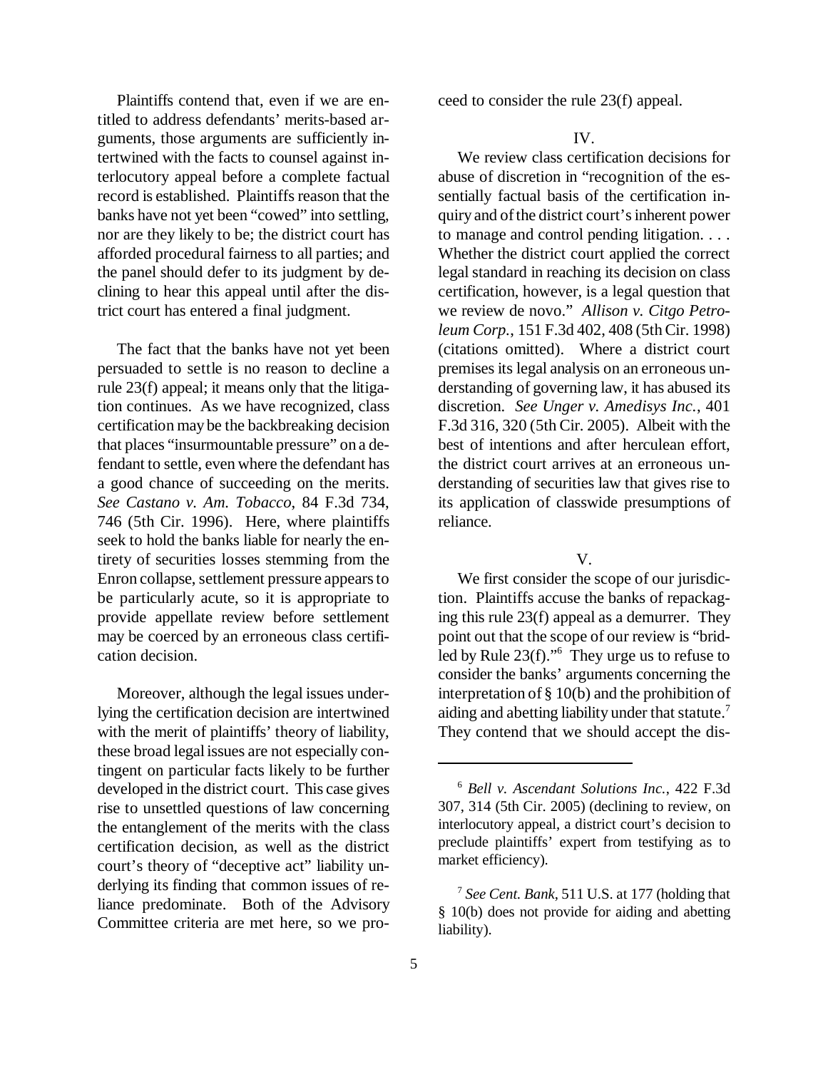Plaintiffs contend that, even if we are entitled to address defendants' merits-based arguments, those arguments are sufficiently intertwined with the facts to counsel against interlocutory appeal before a complete factual record is established. Plaintiffs reason that the banks have not yet been "cowed" into settling, nor are they likely to be; the district court has afforded procedural fairness to all parties; and the panel should defer to its judgment by declining to hear this appeal until after the district court has entered a final judgment.

The fact that the banks have not yet been persuaded to settle is no reason to decline a rule 23(f) appeal; it means only that the litigation continues. As we have recognized, class certification may be the backbreaking decision that places "insurmountable pressure" on a defendant to settle, even where the defendant has a good chance of succeeding on the merits. *See Castano v. Am. Tobacco*, 84 F.3d 734, 746 (5th Cir. 1996). Here, where plaintiffs seek to hold the banks liable for nearly the entirety of securities losses stemming from the Enron collapse, settlement pressure appears to be particularly acute, so it is appropriate to provide appellate review before settlement may be coerced by an erroneous class certification decision.

Moreover, although the legal issues underlying the certification decision are intertwined with the merit of plaintiffs' theory of liability, these broad legal issues are not especially contingent on particular facts likely to be further developed in the district court. This case gives rise to unsettled questions of law concerning the entanglement of the merits with the class certification decision, as well as the district court's theory of "deceptive act" liability underlying its finding that common issues of reliance predominate. Both of the Advisory Committee criteria are met here, so we proceed to consider the rule 23(f) appeal.

## IV.

We review class certification decisions for abuse of discretion in "recognition of the essentially factual basis of the certification inquiry and of the district court's inherent power to manage and control pending litigation. . . . Whether the district court applied the correct legal standard in reaching its decision on class certification, however, is a legal question that we review de novo." *Allison v. Citgo Petroleum Corp.*, 151 F.3d 402, 408 (5th Cir. 1998) (citations omitted). Where a district court premises its legal analysis on an erroneous understanding of governing law, it has abused its discretion. *See Unger v. Amedisys Inc.*, 401 F.3d 316, 320 (5th Cir. 2005). Albeit with the best of intentions and after herculean effort, the district court arrives at an erroneous understanding of securities law that gives rise to its application of classwide presumptions of reliance.

## V.

We first consider the scope of our jurisdiction. Plaintiffs accuse the banks of repackaging this rule 23(f) appeal as a demurrer. They point out that the scope of our review is "bridled by Rule 23(f)."[6] They urge us to refuse to consider the banks' arguments concerning the interpretation of § 10(b) and the prohibition of aiding and abetting liability under that statute.[7] They contend that we should accept the dis-

---

[6] *Bell v. Ascendant Solutions Inc.*, 422 F.3d 307, 314 (5th Cir. 2005) (declining to review, on interlocutory appeal, a district court's decision to preclude plaintiffs' expert from testifying as to market efficiency).

[7] *See Cent. Bank*, 511 U.S. at 177 (holding that § 10(b) does not provide for aiding and abetting liability).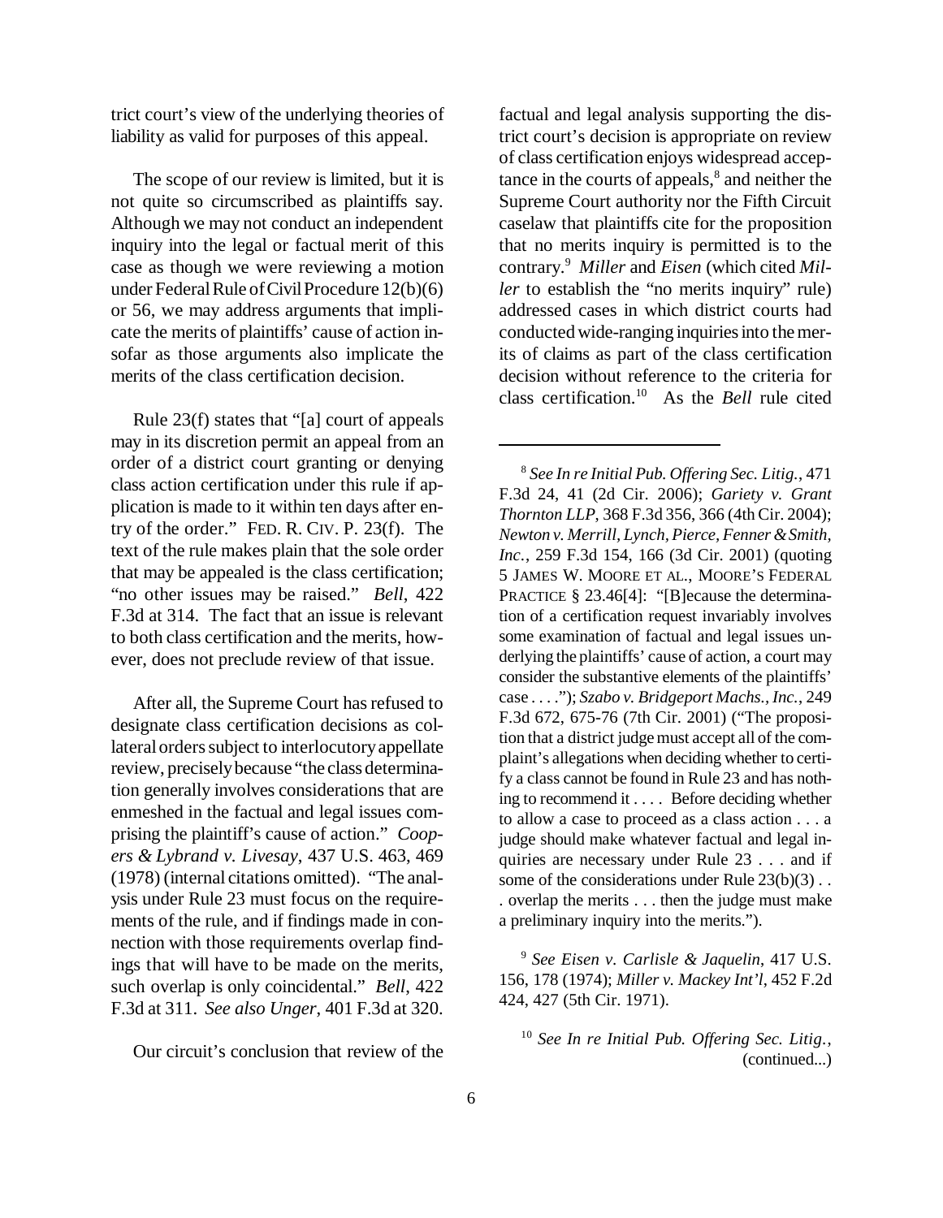trict court's view of the underlying theories of liability as valid for purposes of this appeal.

The scope of our review is limited, but it is not quite so circumscribed as plaintiffs say. Although we may not conduct an independent inquiry into the legal or factual merit of this case as though we were reviewing a motion under Federal Rule of Civil Procedure 12(b)(6) or 56, we may address arguments that implicate the merits of plaintiffs' cause of action insofar as those arguments also implicate the merits of the class certification decision.

Rule 23(f) states that "[a] court of appeals may in its discretion permit an appeal from an order of a district court granting or denying class action certification under this rule if application is made to it within ten days after entry of the order." FED. R. CIV. P. 23(f). The text of the rule makes plain that the sole order that may be appealed is the class certification; "no other issues may be raised." *Bell*, 422 F.3d at 314. The fact that an issue is relevant to both class certification and the merits, however, does not preclude review of that issue.

After all, the Supreme Court has refused to designate class certification decisions as collateral orders subject to interlocutory appellate review, precisely because "the class determination generally involves considerations that are enmeshed in the factual and legal issues comprising the plaintiff's cause of action." *Coopers & Lybrand v. Livesay*, 437 U.S. 463, 469 (1978) (internal citations omitted). "The analysis under Rule 23 must focus on the requirements of the rule, and if findings made in connection with those requirements overlap findings that will have to be made on the merits, such overlap is only coincidental." *Bell*, 422 F.3d at 311. *See also Unger*, 401 F.3d at 320.

Our circuit's conclusion that review of the factual and legal analysis supporting the district court's decision is appropriate on review of class certification enjoys widespread acceptance in the courts of appeals,[8] and neither the Supreme Court authority nor the Fifth Circuit caselaw that plaintiffs cite for the proposition that no merits inquiry is permitted is to the contrary.[9] *Miller* and *Eisen* (which cited *Miller* to establish the "no merits inquiry" rule) addressed cases in which district courts had conducted wide-ranging inquiries into the merits of claims as part of the class certification decision without reference to the criteria for class certification.[10] As the *Bell* rule cited

---

[8] *See In re Initial Pub. Offering Sec. Litig.*, 471 F.3d 24, 41 (2d Cir. 2006); *Gariety v. Grant Thornton LLP*, 368 F.3d 356, 366 (4th Cir. 2004); *Newton v. Merrill, Lynch, Pierce, Fenner & Smith, Inc.*, 259 F.3d 154, 166 (3d Cir. 2001) (quoting 5 JAMES W. MOORE ET AL., MOORE'S FEDERAL PRACTICE § 23.46[4]: "[B]ecause the determination of a certification request invariably involves some examination of factual and legal issues underlying the plaintiffs' cause of action, a court may consider the substantive elements of the plaintiffs' case . . . ."); *Szabo v. Bridgeport Machs., Inc.*, 249 F.3d 672, 675-76 (7th Cir. 2001) ("The proposition that a district judge must accept all of the complaint's allegations when deciding whether to certify a class cannot be found in Rule 23 and has nothing to recommend it . . . . Before deciding whether to allow a case to proceed as a class action . . . a judge should make whatever factual and legal inquiries are necessary under Rule 23 . . . and if some of the considerations under Rule 23(b)(3) . . . overlap the merits . . . then the judge must make a preliminary inquiry into the merits.").

[9] *See Eisen v. Carlisle & Jaquelin*, 417 U.S. 156, 178 (1974); *Miller v. Mackey Int'l*, 452 F.2d 424, 427 (5th Cir. 1971).

[10] *See In re Initial Pub. Offering Sec. Litig.*, (continued...)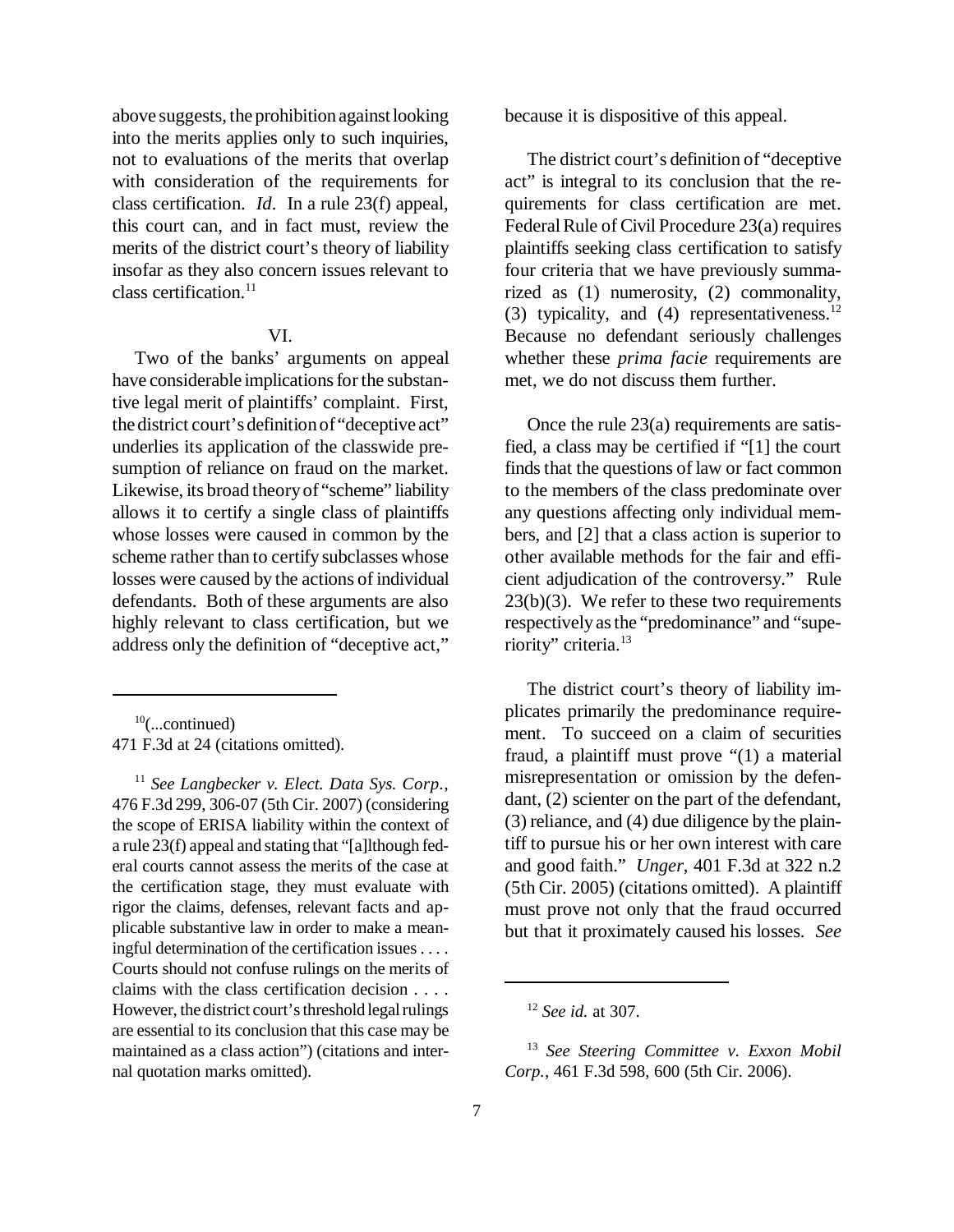above suggests, the prohibition against looking into the merits applies only to such inquiries, not to evaluations of the merits that overlap with consideration of the requirements for class certification. *Id*. In a rule 23(f) appeal, this court can, and in fact must, review the merits of the district court's theory of liability insofar as they also concern issues relevant to class certification.[11]

## VI.

Two of the banks' arguments on appeal have considerable implications for the substantive legal merit of plaintiffs' complaint. First, the district court's definition of "deceptive act" underlies its application of the classwide presumption of reliance on fraud on the market. Likewise, its broad theory of "scheme" liability allows it to certify a single class of plaintiffs whose losses were caused in common by the scheme rather than to certify subclasses whose losses were caused by the actions of individual defendants. Both of these arguments are also highly relevant to class certification, but we address only the definition of "deceptive act," because it is dispositive of this appeal.

The district court's definition of "deceptive act" is integral to its conclusion that the requirements for class certification are met. Federal Rule of Civil Procedure 23(a) requires plaintiffs seeking class certification to satisfy four criteria that we have previously summarized as (1) numerosity, (2) commonality, (3) typicality, and (4) representativeness.[12] Because no defendant seriously challenges whether these *prima facie* requirements are met, we do not discuss them further.

Once the rule 23(a) requirements are satisfied, a class may be certified if "[1] the court finds that the questions of law or fact common to the members of the class predominate over any questions affecting only individual members, and [2] that a class action is superior to other available methods for the fair and efficient adjudication of the controversy." Rule 23(b)(3). We refer to these two requirements respectively as the "predominance" and "superiority" criteria.[13]

The district court's theory of liability implicates primarily the predominance requirement. To succeed on a claim of securities fraud, a plaintiff must prove "(1) a material misrepresentation or omission by the defendant, (2) scienter on the part of the defendant, (3) reliance, and (4) due diligence by the plaintiff to pursue his or her own interest with care and good faith." *Unger*, 401 F.3d at 322 n.2 (5th Cir. 2005) (citations omitted). A plaintiff must prove not only that the fraud occurred but that it proximately caused his losses. *See*

---

[10](...continued)
471 F.3d at 24 (citations omitted).

[11] *See Langbecker v. Elect. Data Sys. Corp.*, 476 F.3d 299, 306-07 (5th Cir. 2007) (considering the scope of ERISA liability within the context of a rule 23(f) appeal and stating that "[a]lthough federal courts cannot assess the merits of the case at the certification stage, they must evaluate with rigor the claims, defenses, relevant facts and applicable substantive law in order to make a meaningful determination of the certification issues . . . . Courts should not confuse rulings on the merits of claims with the class certification decision . . . . However, the district court's threshold legal rulings are essential to its conclusion that this case may be maintained as a class action") (citations and internal quotation marks omitted).

[12] *See id.* at 307.

[13] *See Steering Committee v. Exxon Mobil Corp.*, 461 F.3d 598, 600 (5th Cir. 2006).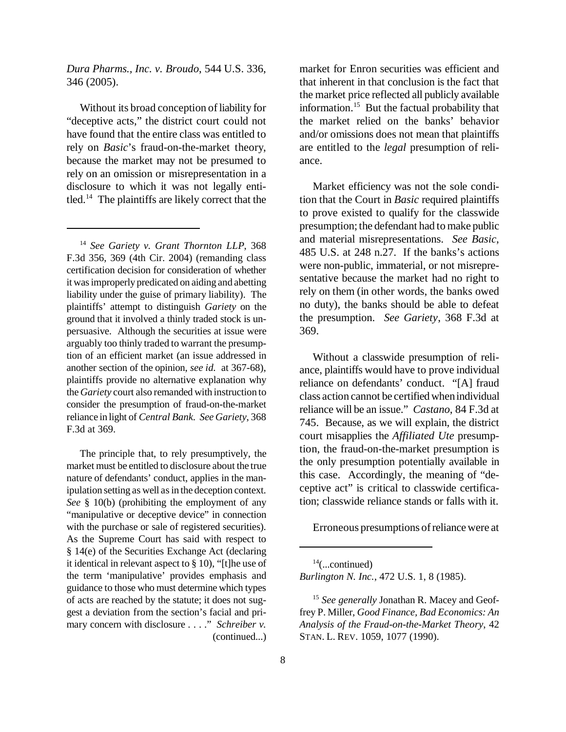*Dura Pharms., Inc. v. Broudo*, 544 U.S. 336, 346 (2005).

Without its broad conception of liability for "deceptive acts," the district court could not have found that the entire class was entitled to rely on *Basic*'s fraud-on-the-market theory, because the market may not be presumed to rely on an omission or misrepresentation in a disclosure to which it was not legally entitled.[14] The plaintiffs are likely correct that the market for Enron securities was efficient and that inherent in that conclusion is the fact that the market price reflected all publicly available information.[15] But the factual probability that the market relied on the banks' behavior and/or omissions does not mean that plaintiffs are entitled to the *legal* presumption of reliance.

Market efficiency was not the sole condition that the Court in *Basic* required plaintiffs to prove existed to qualify for the classwide presumption; the defendant had to make public and material misrepresentations. *See Basic*, 485 U.S. at 248 n.27. If the banks's actions were non-public, immaterial, or not misrepresentative because the market had no right to rely on them (in other words, the banks owed no duty), the banks should be able to defeat the presumption. *See Gariety*, 368 F.3d at 369.

Without a classwide presumption of reliance, plaintiffs would have to prove individual reliance on defendants' conduct. "[A] fraud class action cannot be certified when individual reliance will be an issue." *Castano*, 84 F.3d at 745. Because, as we will explain, the district court misapplies the *Affiliated Ute* presumption, the fraud-on-the-market presumption is the only presumption potentially available in this case. Accordingly, the meaning of "deceptive act" is critical to classwide certification; classwide reliance stands or falls with it.

Erroneous presumptions of reliance were at

---

[14] *See Gariety v. Grant Thornton LLP*, 368 F.3d 356, 369 (4th Cir. 2004) (remanding class certification decision for consideration of whether it was improperly predicated on aiding and abetting liability under the guise of primary liability). The plaintiffs' attempt to distinguish *Gariety* on the ground that it involved a thinly traded stock is unpersuasive. Although the securities at issue were arguably too thinly traded to warrant the presumption of an efficient market (an issue addressed in another section of the opinion, *see id.* at 367-68), plaintiffs provide no alternative explanation why the *Gariety* court also remanded with instruction to consider the presumption of fraud-on-the-market reliance in light of *Central Bank*. *See Gariety*, 368 F.3d at 369.

The principle that, to rely presumptively, the market must be entitled to disclosure about the true nature of defendants' conduct, applies in the manipulation setting as well as in the deception context. *See* § 10(b) (prohibiting the employment of any "manipulative or deceptive device" in connection with the purchase or sale of registered securities). As the Supreme Court has said with respect to § 14(e) of the Securities Exchange Act (declaring it identical in relevant aspect to § 10), "[t]he use of the term 'manipulative' provides emphasis and guidance to those who must determine which types of acts are reached by the statute; it does not suggest a deviation from the section's facial and primary concern with disclosure . . . ." *Schreiber v. Burlington N. Inc.*, 472 U.S. 1, 8 (1985).

[15] *See generally* Jonathan R. Macey and Geoffrey P. Miller, *Good Finance, Bad Economics: An Analysis of the Fraud-on-the-Market Theory*, 42 STAN. L. REV. 1059, 1077 (1990).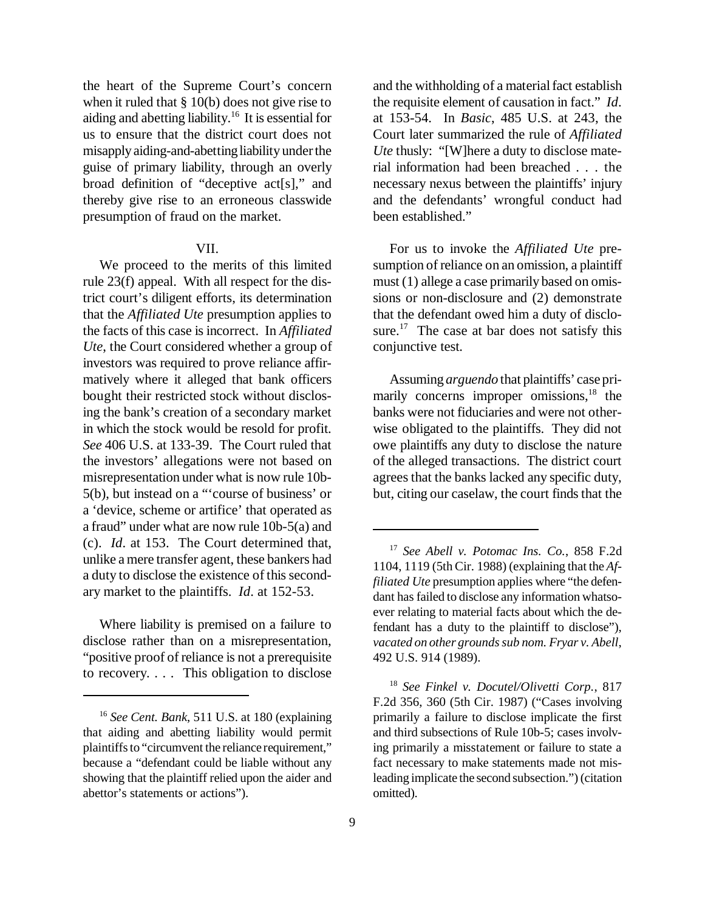the heart of the Supreme Court's concern when it ruled that § 10(b) does not give rise to aiding and abetting liability.[16] It is essential for us to ensure that the district court does not misapply aiding-and-abetting liability under the guise of primary liability, through an overly broad definition of "deceptive act[s]," and thereby give rise to an erroneous classwide presumption of fraud on the market.

## VII.

We proceed to the merits of this limited rule 23(f) appeal. With all respect for the district court's diligent efforts, its determination that the *Affiliated Ute* presumption applies to the facts of this case is incorrect. In *Affiliated Ute*, the Court considered whether a group of investors was required to prove reliance affirmatively where it alleged that bank officers bought their restricted stock without disclosing the bank's creation of a secondary market in which the stock would be resold for profit. *See* 406 U.S. at 133-39. The Court ruled that the investors' allegations were not based on misrepresentation under what is now rule 10b-5(b), but instead on a "'course of business' or a 'device, scheme or artifice' that operated as a fraud" under what are now rule 10b-5(a) and (c). *Id*. at 153. The Court determined that, unlike a mere transfer agent, these bankers had a duty to disclose the existence of this secondary market to the plaintiffs. *Id*. at 152-53.

Where liability is premised on a failure to disclose rather than on a misrepresentation, "positive proof of reliance is not a prerequisite to recovery. . . . This obligation to disclose and the withholding of a material fact establish the requisite element of causation in fact." *Id*. at 153-54. In *Basic*, 485 U.S. at 243, the Court later summarized the rule of *Affiliated Ute* thusly: "[W]here a duty to disclose material information had been breached . . . the necessary nexus between the plaintiffs' injury and the defendants' wrongful conduct had been established."

For us to invoke the *Affiliated Ute* presumption of reliance on an omission, a plaintiff must (1) allege a case primarily based on omissions or non-disclosure and (2) demonstrate that the defendant owed him a duty of disclosure.[17] The case at bar does not satisfy this conjunctive test.

Assuming *arguendo* that plaintiffs' case primarily concerns improper omissions,[18] the banks were not fiduciaries and were not otherwise obligated to the plaintiffs. They did not owe plaintiffs any duty to disclose the nature of the alleged transactions. The district court agrees that the banks lacked any specific duty, but, citing our caselaw, the court finds that the

---

[16] *See Cent. Bank*, 511 U.S. at 180 (explaining that aiding and abetting liability would permit plaintiffs to "circumvent the reliance requirement," because a "defendant could be liable without any showing that the plaintiff relied upon the aider and abettor's statements or actions").

[17] *See Abell v. Potomac Ins. Co.*, 858 F.2d 1104, 1119 (5th Cir. 1988) (explaining that the *Affiliated Ute* presumption applies where "the defendant has failed to disclose any information whatsoever relating to material facts about which the defendant has a duty to the plaintiff to disclose"), *vacated on other grounds sub nom. Fryar v. Abell*, 492 U.S. 914 (1989).

[18] *See Finkel v. Docutel/Olivetti Corp.*, 817 F.2d 356, 360 (5th Cir. 1987) ("Cases involving primarily a failure to disclose implicate the first and third subsections of Rule 10b-5; cases involving primarily a misstatement or failure to state a fact necessary to make statements made not misleading implicate the second subsection.") (citation omitted).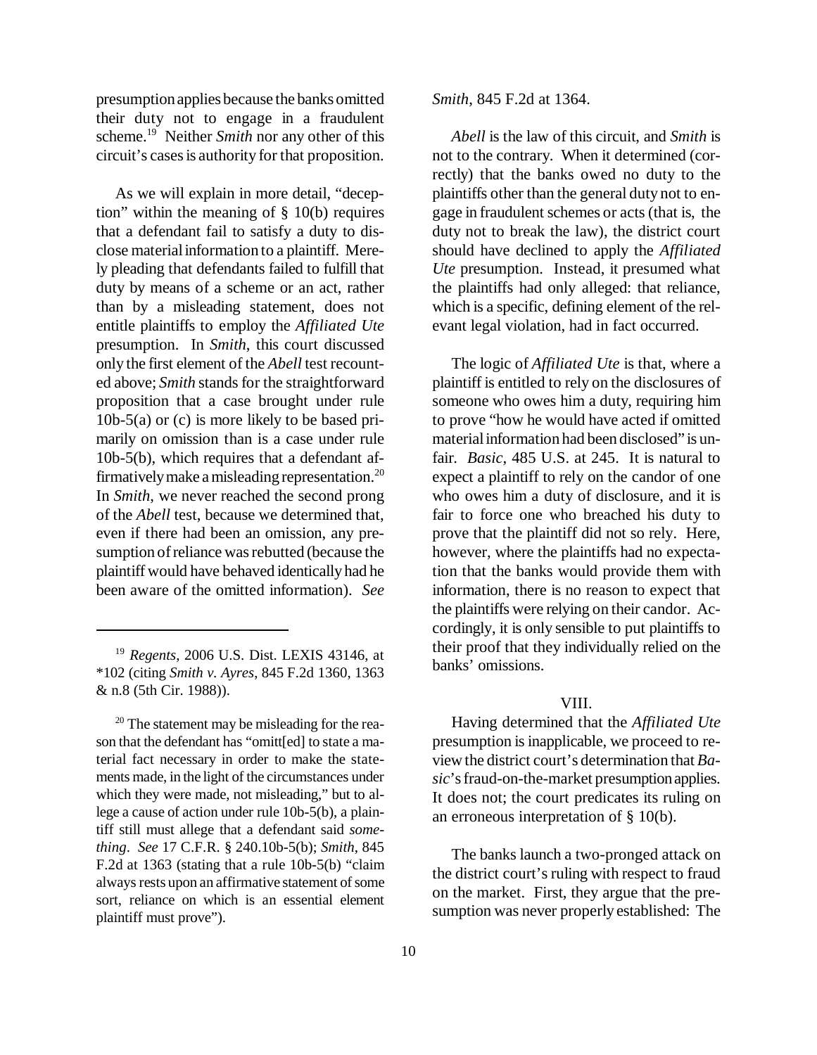presumption applies because the banks omitted their duty not to engage in a fraudulent scheme.[19] Neither *Smith* nor any other of this circuit's cases is authority for that proposition.

As we will explain in more detail, "deception" within the meaning of § 10(b) requires that a defendant fail to satisfy a duty to disclose material information to a plaintiff. Merely pleading that defendants failed to fulfill that duty by means of a scheme or an act, rather than by a misleading statement, does not entitle plaintiffs to employ the *Affiliated Ute* presumption. In *Smith*, this court discussed only the first element of the *Abell* test recounted above; *Smith* stands for the straightforward proposition that a case brought under rule 10b-5(a) or (c) is more likely to be based primarily on omission than is a case under rule 10b-5(b), which requires that a defendant affirmatively make a misleading representation.[20] In *Smith*, we never reached the second prong of the *Abell* test, because we determined that, even if there had been an omission, any presumption of reliance was rebutted (because the plaintiff would have behaved identically had he been aware of the omitted information). *See Smith*, 845 F.2d at 1364.

*Abell* is the law of this circuit, and *Smith* is not to the contrary. When it determined (correctly) that the banks owed no duty to the plaintiffs other than the general duty not to engage in fraudulent schemes or acts (that is, the duty not to break the law), the district court should have declined to apply the *Affiliated Ute* presumption. Instead, it presumed what the plaintiffs had only alleged: that reliance, which is a specific, defining element of the relevant legal violation, had in fact occurred.

The logic of *Affiliated Ute* is that, where a plaintiff is entitled to rely on the disclosures of someone who owes him a duty, requiring him to prove "how he would have acted if omitted material information had been disclosed" is unfair. *Basic*, 485 U.S. at 245. It is natural to expect a plaintiff to rely on the candor of one who owes him a duty of disclosure, and it is fair to force one who breached his duty to prove that the plaintiff did not so rely. Here, however, where the plaintiffs had no expectation that the banks would provide them with information, there is no reason to expect that the plaintiffs were relying on their candor. Accordingly, it is only sensible to put plaintiffs to their proof that they individually relied on the banks' omissions.

## VIII.

Having determined that the *Affiliated Ute* presumption is inapplicable, we proceed to review the district court's determination that *Basic*'s fraud-on-the-market presumption applies. It does not; the court predicates its ruling on an erroneous interpretation of § 10(b).

The banks launch a two-pronged attack on the district court's ruling with respect to fraud on the market. First, they argue that the presumption was never properly established: The

---

[19] *Regents*, 2006 U.S. Dist. LEXIS 43146, at *102 (citing *Smith v. Ayres*, 845 F.2d 1360, 1363 & n.8 (5th Cir. 1988)).

[20] The statement may be misleading for the reason that the defendant has "omitt[ed] to state a material fact necessary in order to make the statements made, in the light of the circumstances under which they were made, not misleading," but to allege a cause of action under rule 10b-5(b), a plaintiff still must allege that a defendant said *something*. *See* 17 C.F.R. § 240.10b-5(b); *Smith*, 845 F.2d at 1363 (stating that a rule 10b-5(b) "claim always rests upon an affirmative statement of some sort, reliance on which is an essential element plaintiff must prove").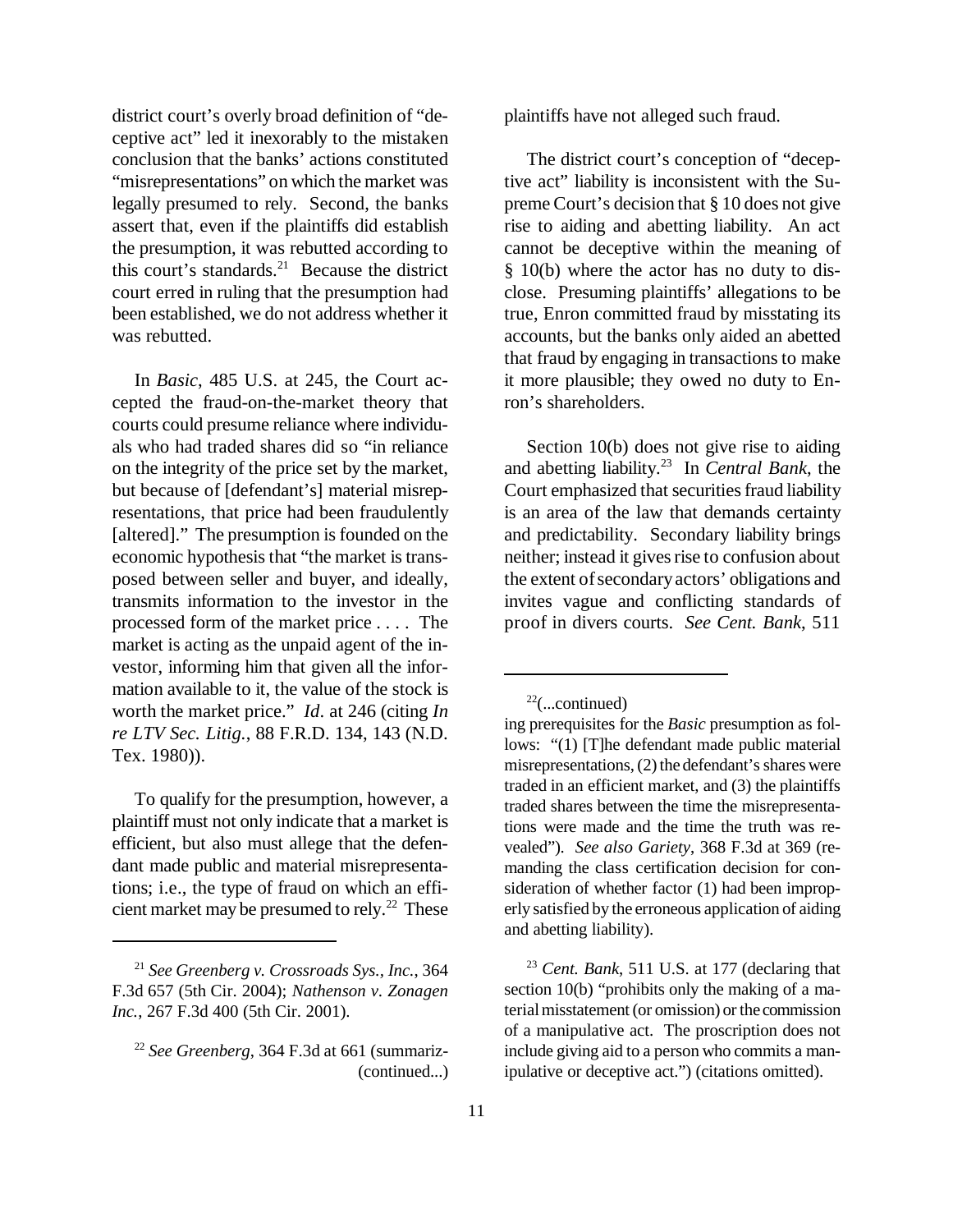district court's overly broad definition of "deceptive act" led it inexorably to the mistaken conclusion that the banks' actions constituted "misrepresentations" on which the market was legally presumed to rely. Second, the banks assert that, even if the plaintiffs did establish the presumption, it was rebutted according to this court's standards.[21] Because the district court erred in ruling that the presumption had been established, we do not address whether it was rebutted.

In *Basic*, 485 U.S. at 245, the Court accepted the fraud-on-the-market theory that courts could presume reliance where individuals who had traded shares did so "in reliance on the integrity of the price set by the market, but because of [defendant's] material misrepresentations, that price had been fraudulently [altered]." The presumption is founded on the economic hypothesis that "the market is transposed between seller and buyer, and ideally, transmits information to the investor in the processed form of the market price . . . . The market is acting as the unpaid agent of the investor, informing him that given all the information available to it, the value of the stock is worth the market price." *Id*. at 246 (citing *In re LTV Sec. Litig.*, 88 F.R.D. 134, 143 (N.D. Tex. 1980)).

To qualify for the presumption, however, a plaintiff must not only indicate that a market is efficient, but also must allege that the defendant made public and material misrepresentations; i.e., the type of fraud on which an efficient market may be presumed to rely.[22] These plaintiffs have not alleged such fraud.

The district court's conception of "deceptive act" liability is inconsistent with the Supreme Court's decision that § 10 does not give rise to aiding and abetting liability. An act cannot be deceptive within the meaning of § 10(b) where the actor has no duty to disclose. Presuming plaintiffs' allegations to be true, Enron committed fraud by misstating its accounts, but the banks only aided an abetted that fraud by engaging in transactions to make it more plausible; they owed no duty to Enron's shareholders.

Section 10(b) does not give rise to aiding and abetting liability.[23] In *Central Bank*, the Court emphasized that securities fraud liability is an area of the law that demands certainty and predictability. Secondary liability brings neither; instead it gives rise to confusion about the extent of secondary actors' obligations and invites vague and conflicting standards of proof in divers courts. *See Cent. Bank*, 511

---

[21] *See Greenberg v. Crossroads Sys., Inc.*, 364 F.3d 657 (5th Cir. 2004); *Nathenson v. Zonagen Inc.*, 267 F.3d 400 (5th Cir. 2001).

[22] *See Greenberg*, 364 F.3d at 661 (summarizing prerequisites for the *Basic* presumption as follows: "(1) [T]he defendant made public material misrepresentations, (2) the defendant's shares were traded in an efficient market, and (3) the plaintiffs traded shares between the time the misrepresentations were made and the time the truth was revealed"). *See also Gariety*, 368 F.3d at 369 (remanding the class certification decision for consideration of whether factor (1) had been improperly satisfied by the erroneous application of aiding and abetting liability).

[23] *Cent. Bank*, 511 U.S. at 177 (declaring that section 10(b) "prohibits only the making of a material misstatement (or omission) or the commission of a manipulative act. The proscription does not include giving aid to a person who commits a manipulative or deceptive act.") (citations omitted).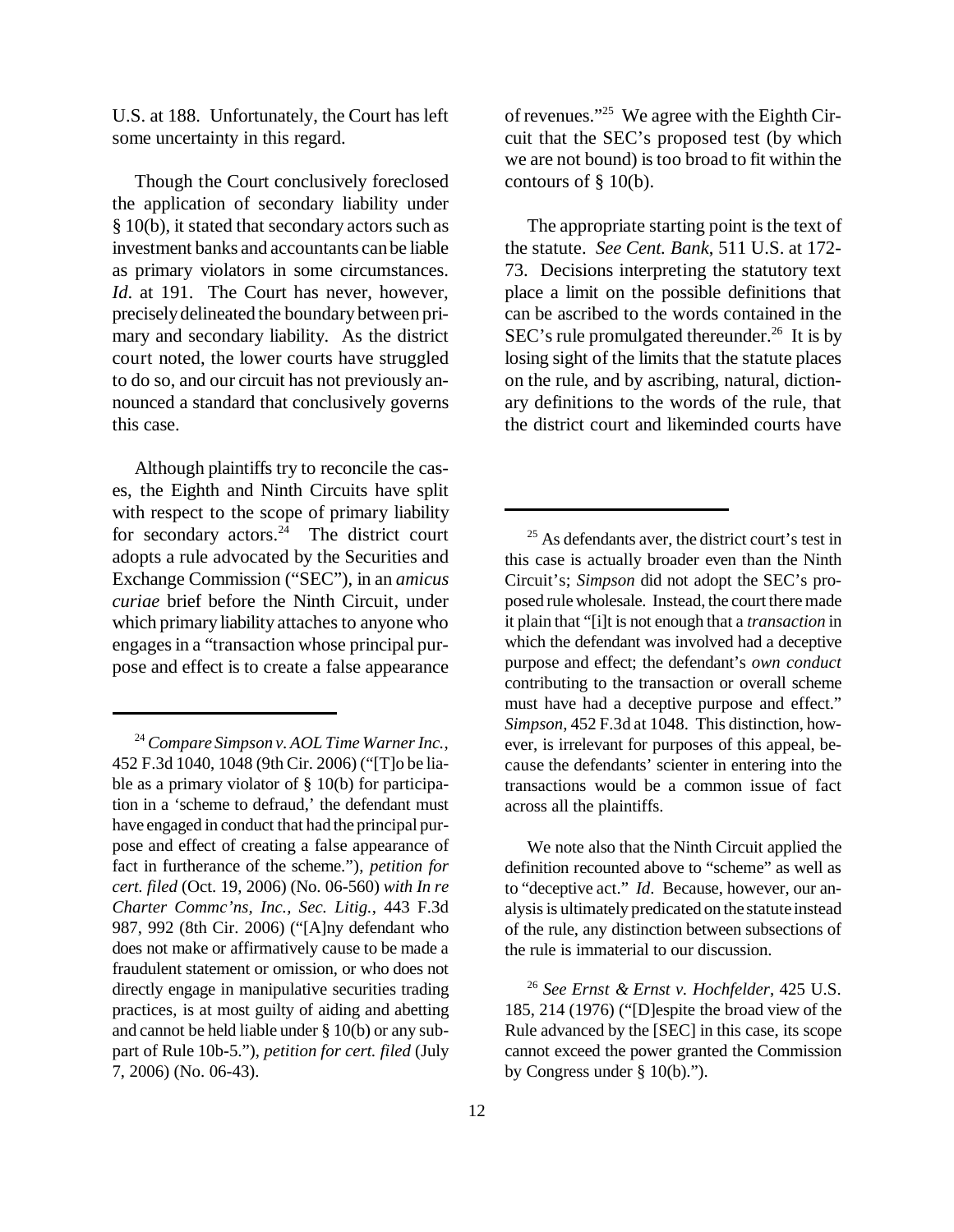U.S. at 188. Unfortunately, the Court has left some uncertainty in this regard.

Though the Court conclusively foreclosed the application of secondary liability under § 10(b), it stated that secondary actors such as investment banks and accountants can be liable as primary violators in some circumstances. *Id*. at 191. The Court has never, however, precisely delineated the boundary between primary and secondary liability. As the district court noted, the lower courts have struggled to do so, and our circuit has not previously announced a standard that conclusively governs this case.

Although plaintiffs try to reconcile the cases, the Eighth and Ninth Circuits have split with respect to the scope of primary liability for secondary actors.[24] The district court adopts a rule advocated by the Securities and Exchange Commission ("SEC"), in an *amicus curiae* brief before the Ninth Circuit, under which primary liability attaches to anyone who engages in a "transaction whose principal purpose and effect is to create a false appearance of revenues."[25] We agree with the Eighth Circuit that the SEC's proposed test (by which we are not bound) is too broad to fit within the contours of § 10(b).

The appropriate starting point is the text of the statute. *See Cent. Bank*, 511 U.S. at 172-73. Decisions interpreting the statutory text place a limit on the possible definitions that can be ascribed to the words contained in the SEC's rule promulgated thereunder.[26] It is by losing sight of the limits that the statute places on the rule, and by ascribing, natural, dictionary definitions to the words of the rule, that the district court and likeminded courts have

---

[24] *Compare Simpson v. AOL Time Warner Inc.*, 452 F.3d 1040, 1048 (9th Cir. 2006) ("[T]o be liable as a primary violator of § 10(b) for participation in a 'scheme to defraud,' the defendant must have engaged in conduct that had the principal purpose and effect of creating a false appearance of fact in furtherance of the scheme."), *petition for cert. filed* (Oct. 19, 2006) (No. 06-560) *with In re Charter Commc'ns, Inc., Sec. Litig.*, 443 F.3d 987, 992 (8th Cir. 2006) ("[A]ny defendant who does not make or affirmatively cause to be made a fraudulent statement or omission, or who does not directly engage in manipulative securities trading practices, is at most guilty of aiding and abetting and cannot be held liable under § 10(b) or any subpart of Rule 10b-5."), *petition for cert. filed* (July 7, 2006) (No. 06-43).

[25] As defendants aver, the district court's test in this case is actually broader even than the Ninth Circuit's; *Simpson* did not adopt the SEC's proposed rule wholesale. Instead, the court there made it plain that "[i]t is not enough that a *transaction* in which the defendant was involved had a deceptive purpose and effect; the defendant's *own conduct* contributing to the transaction or overall scheme must have had a deceptive purpose and effect." *Simpson*, 452 F.3d at 1048. This distinction, however, is irrelevant for purposes of this appeal, because the defendants' scienter in entering into the transactions would be a common issue of fact across all the plaintiffs.

We note also that the Ninth Circuit applied the definition recounted above to "scheme" as well as to "deceptive act." *Id*. Because, however, our analysis is ultimately predicated on the statute instead of the rule, any distinction between subsections of the rule is immaterial to our discussion.

[26] *See Ernst & Ernst v. Hochfelder*, 425 U.S. 185, 214 (1976) ("[D]espite the broad view of the Rule advanced by the [SEC] in this case, its scope cannot exceed the power granted the Commission by Congress under § 10(b).").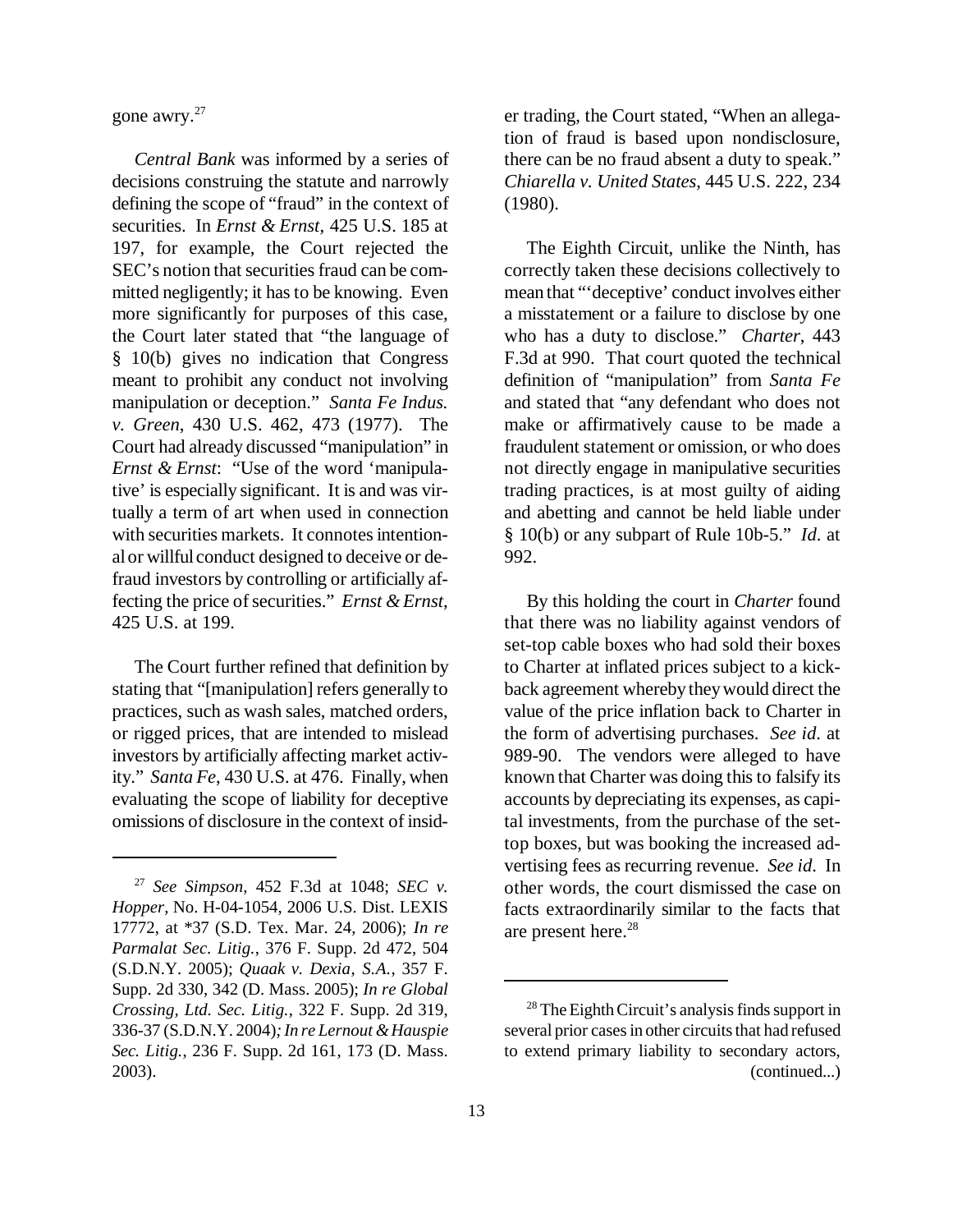gone awry.[27]

*Central Bank* was informed by a series of decisions construing the statute and narrowly defining the scope of "fraud" in the context of securities. In *Ernst & Ernst*, 425 U.S. 185 at 197, for example, the Court rejected the SEC's notion that securities fraud can be committed negligently; it has to be knowing. Even more significantly for purposes of this case, the Court later stated that "the language of § 10(b) gives no indication that Congress meant to prohibit any conduct not involving manipulation or deception." *Santa Fe Indus. v. Green*, 430 U.S. 462, 473 (1977). The Court had already discussed "manipulation" in *Ernst & Ernst*: "Use of the word 'manipulative' is especially significant. It is and was virtually a term of art when used in connection with securities markets. It connotes intentional or willful conduct designed to deceive or defraud investors by controlling or artificially affecting the price of securities." *Ernst & Ernst*, 425 U.S. at 199.

The Court further refined that definition by stating that "[manipulation] refers generally to practices, such as wash sales, matched orders, or rigged prices, that are intended to mislead investors by artificially affecting market activity." *Santa Fe*, 430 U.S. at 476. Finally, when evaluating the scope of liability for deceptive omissions of disclosure in the context of insider trading, the Court stated, "When an allegation of fraud is based upon nondisclosure, there can be no fraud absent a duty to speak." *Chiarella v. United States*, 445 U.S. 222, 234 (1980).

The Eighth Circuit, unlike the Ninth, has correctly taken these decisions collectively to mean that "'deceptive' conduct involves either a misstatement or a failure to disclose by one who has a duty to disclose." *Charter*, 443 F.3d at 990. That court quoted the technical definition of "manipulation" from *Santa Fe* and stated that "any defendant who does not make or affirmatively cause to be made a fraudulent statement or omission, or who does not directly engage in manipulative securities trading practices, is at most guilty of aiding and abetting and cannot be held liable under § 10(b) or any subpart of Rule 10b-5." *Id.* at 992.

By this holding the court in *Charter* found that there was no liability against vendors of set-top cable boxes who had sold their boxes to Charter at inflated prices subject to a kickback agreement whereby they would direct the value of the price inflation back to Charter in the form of advertising purchases. *See id.* at 989-90. The vendors were alleged to have known that Charter was doing this to falsify its accounts by depreciating its expenses, as capital investments, from the purchase of the set-top boxes, but was booking the increased advertising fees as recurring revenue. *See id.* In other words, the court dismissed the case on facts extraordinarily similar to the facts that are present here.[28]

[27] *See Simpson*, 452 F.3d at 1048; *SEC v. Hopper*, No. H-04-1054, 2006 U.S. Dist. LEXIS 17772, at *37 (S.D. Tex. Mar. 24, 2006); *In re Parmalat Sec. Litig.*, 376 F. Supp. 2d 472, 504 (S.D.N.Y. 2005); *Quaak v. Dexia, S.A.*, 357 F. Supp. 2d 330, 342 (D. Mass. 2005); *In re Global Crossing, Ltd. Sec. Litig.*, 322 F. Supp. 2d 319, 336-37 (S.D.N.Y. 2004); *In re Lernout & Hauspie Sec. Litig.*, 236 F. Supp. 2d 161, 173 (D. Mass. 2003).

[28] The Eighth Circuit's analysis finds support in several prior cases in other circuits that had refused to extend primary liability to secondary actors, (continued...)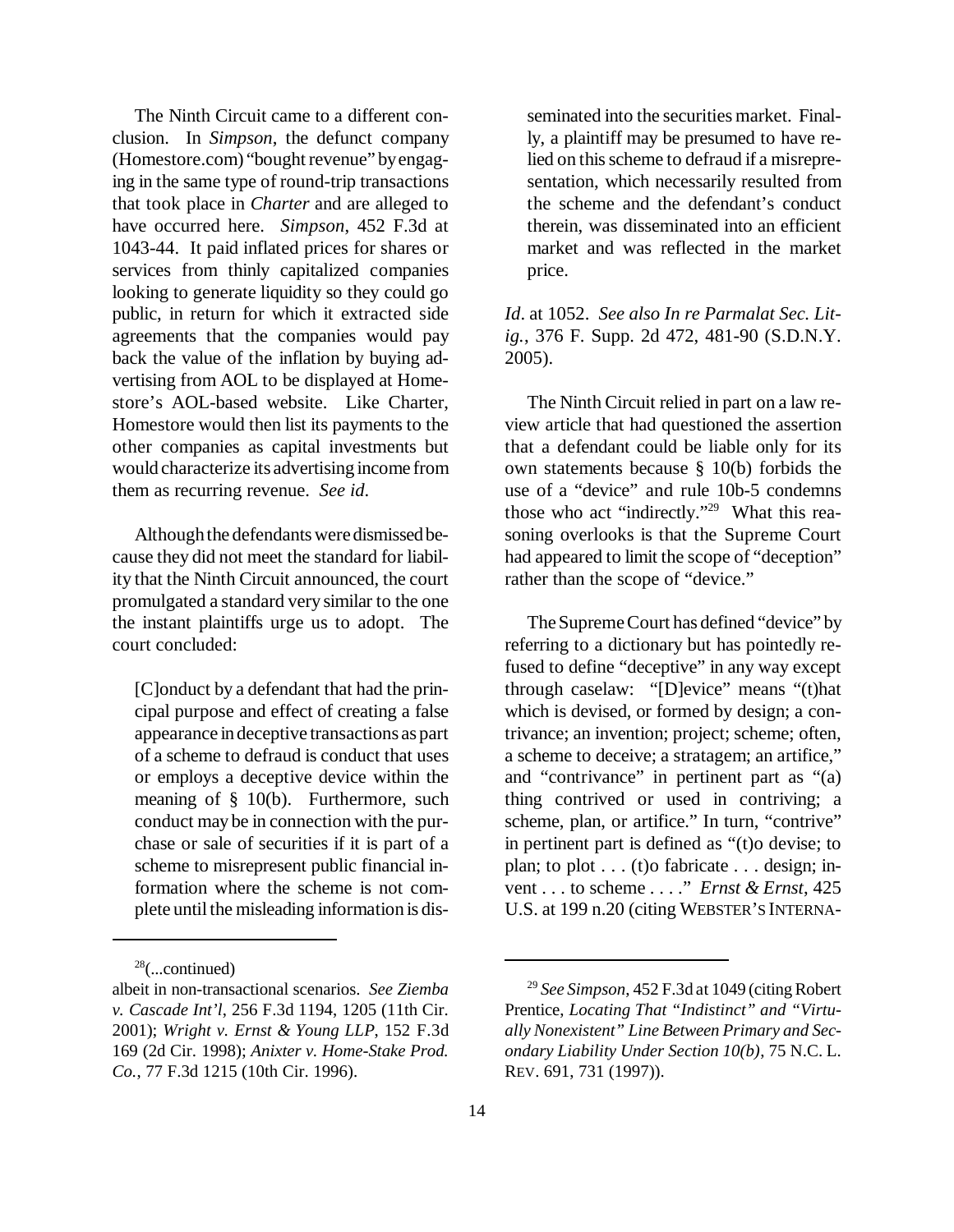The Ninth Circuit came to a different conclusion. In *Simpson*, the defunct company (Homestore.com) "bought revenue" by engaging in the same type of round-trip transactions that took place in *Charter* and are alleged to have occurred here. *Simpson*, 452 F.3d at 1043-44. It paid inflated prices for shares or services from thinly capitalized companies looking to generate liquidity so they could go public, in return for which it extracted side agreements that the companies would pay back the value of the inflation by buying advertising from AOL to be displayed at Homestore's AOL-based website. Like Charter, Homestore would then list its payments to the other companies as capital investments but would characterize its advertising income from them as recurring revenue. *See id.*

Although the defendants were dismissed because they did not meet the standard for liability that the Ninth Circuit announced, the court promulgated a standard very similar to the one the instant plaintiffs urge us to adopt. The court concluded:

> [C]onduct by a defendant that had the principal purpose and effect of creating a false appearance in deceptive transactions as part of a scheme to defraud is conduct that uses or employs a deceptive device within the meaning of § 10(b). Furthermore, such conduct may be in connection with the purchase or sale of securities if it is part of a scheme to misrepresent public financial information where the scheme is not complete until the misleading information is disseminated into the securities market. Finally, a plaintiff may be presumed to have relied on this scheme to defraud if a misrepresentation, which necessarily resulted from the scheme and the defendant's conduct therein, was disseminated into an efficient market and was reflected in the market price.

*Id.* at 1052. *See also In re Parmalat Sec. Litig.*, 376 F. Supp. 2d 472, 481-90 (S.D.N.Y. 2005).

The Ninth Circuit relied in part on a law review article that had questioned the assertion that a defendant could be liable only for its own statements because § 10(b) forbids the use of a "device" and rule 10b-5 condemns those who act "indirectly."[29] What this reasoning overlooks is that the Supreme Court had appeared to limit the scope of "deception" rather than the scope of "device."

The Supreme Court has defined "device" by referring to a dictionary but has pointedly refused to define "deceptive" in any way except through caselaw: "[D]evice" means "(t)hat which is devised, or formed by design; a contrivance; an invention; project; scheme; often, a scheme to deceive; a stratagem; an artifice," and "contrivance" in pertinent part as "(a) thing contrived or used in contriving; a scheme, plan, or artifice." In turn, "contrive" in pertinent part is defined as "(t)o devise; to plan; to plot . . . (t)o fabricate . . . design; invent . . . to scheme . . . ." *Ernst & Ernst*, 425 U.S. at 199 n.20 (citing WEBSTER'S INTERNA-

---

[28](...continued)
albeit in non-transactional scenarios. *See Ziemba v. Cascade Int'l*, 256 F.3d 1194, 1205 (11th Cir. 2001); *Wright v. Ernst & Young LLP*, 152 F.3d 169 (2d Cir. 1998); *Anixter v. Home-Stake Prod. Co.*, 77 F.3d 1215 (10th Cir. 1996).

[29] *See Simpson*, 452 F.3d at 1049 (citing Robert Prentice, *Locating That "Indistinct" and "Virtually Nonexistent" Line Between Primary and Secondary Liability Under Section 10(b)*, 75 N.C. L. REV. 691, 731 (1997)).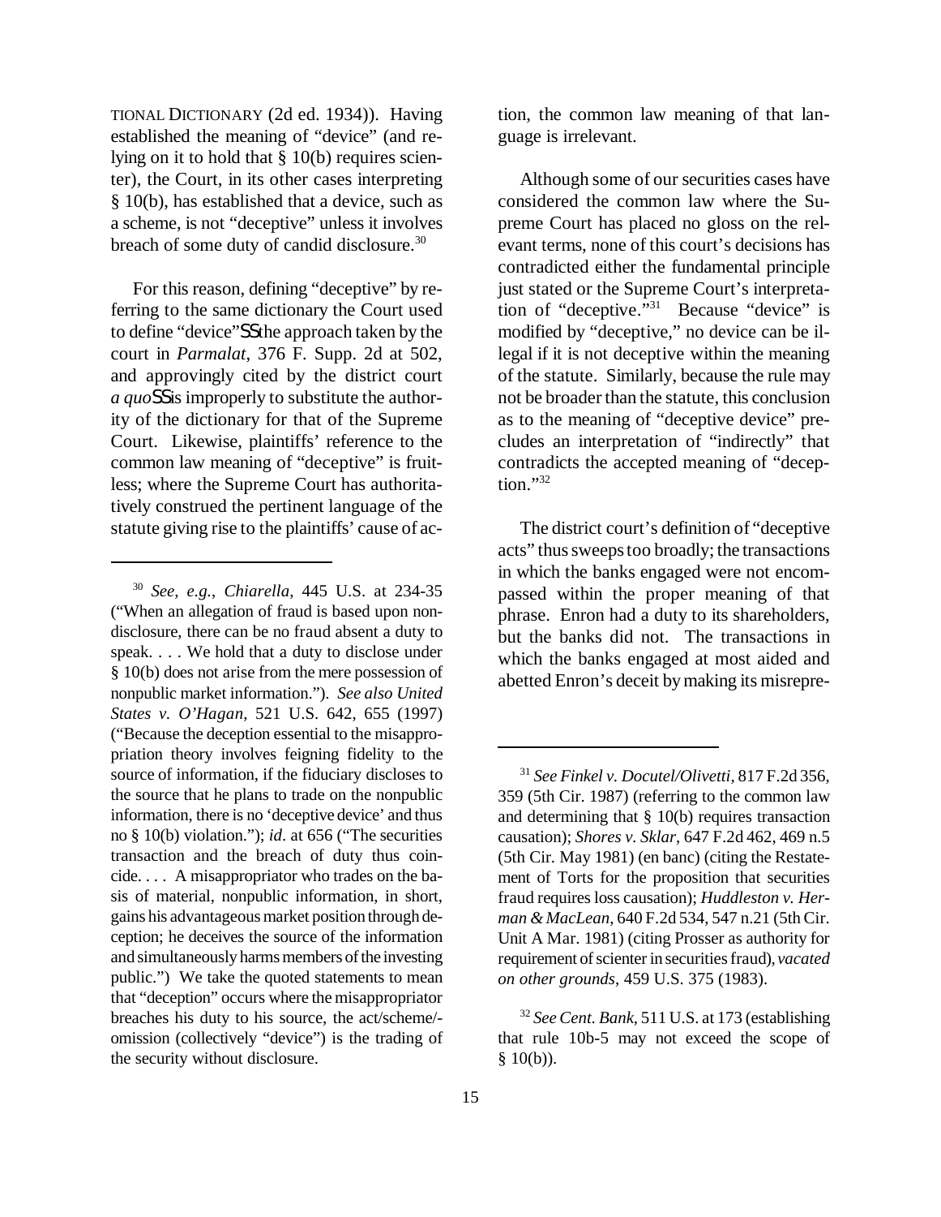TIONAL DICTIONARY (2d ed. 1934)). Having established the meaning of "device" (and relying on it to hold that § 10(b) requires scienter), the Court, in its other cases interpreting § 10(b), has established that a device, such as a scheme, is not "deceptive" unless it involves breach of some duty of candid disclosure.[30]

For this reason, defining "deceptive" by referring to the same dictionary the Court used to define "device"—the approach taken by the court in *Parmalat*, 376 F. Supp. 2d at 502, and approvingly cited by the district court *a quo*—is improperly to substitute the authority of the dictionary for that of the Supreme Court. Likewise, plaintiffs' reference to the common law meaning of "deceptive" is fruitless; where the Supreme Court has authoritatively construed the pertinent language of the statute giving rise to the plaintiffs' cause of action, the common law meaning of that language is irrelevant.

Although some of our securities cases have considered the common law where the Supreme Court has placed no gloss on the relevant terms, none of this court's decisions has contradicted either the fundamental principle just stated or the Supreme Court's interpretation of "deceptive."[31] Because "device" is modified by "deceptive," no device can be illegal if it is not deceptive within the meaning of the statute. Similarly, because the rule may not be broader than the statute, this conclusion as to the meaning of "deceptive device" precludes an interpretation of "indirectly" that contradicts the accepted meaning of "deception."[32]

The district court's definition of "deceptive acts" thus sweeps too broadly; the transactions in which the banks engaged were not encompassed within the proper meaning of that phrase. Enron had a duty to its shareholders, but the banks did not. The transactions in which the banks engaged at most aided and abetted Enron's deceit by making its misrepre-

---

[30] *See, e.g.*, *Chiarella*, 445 U.S. at 234-35 ("When an allegation of fraud is based upon nondisclosure, there can be no fraud absent a duty to speak. . . . We hold that a duty to disclose under § 10(b) does not arise from the mere possession of nonpublic market information."). *See also United States v. O'Hagan*, 521 U.S. 642, 655 (1997) ("Because the deception essential to the misappropriation theory involves feigning fidelity to the source of information, if the fiduciary discloses to the source that he plans to trade on the nonpublic information, there is no 'deceptive device' and thus no § 10(b) violation."); *id*. at 656 ("The securities transaction and the breach of duty thus coincide. . . . A misappropriator who trades on the basis of material, nonpublic information, in short, gains his advantageous market position through deception; he deceives the source of the information and simultaneously harms members of the investing public.") We take the quoted statements to mean that "deception" occurs where the misappropriator breaches his duty to his source, the act/scheme/-omission (collectively "device") is the trading of the security without disclosure.

[31] *See Finkel v. Docutel/Olivetti*, 817 F.2d 356, 359 (5th Cir. 1987) (referring to the common law and determining that § 10(b) requires transaction causation); *Shores v. Sklar*, 647 F.2d 462, 469 n.5 (5th Cir. May 1981) (en banc) (citing the Restatement of Torts for the proposition that securities fraud requires loss causation); *Huddleston v. Herman & MacLean*, 640 F.2d 534, 547 n.21 (5th Cir. Unit A Mar. 1981) (citing Prosser as authority for requirement of scienter in securities fraud), *vacated on other grounds*, 459 U.S. 375 (1983).

[32] *See Cent. Bank*, 511 U.S. at 173 (establishing that rule 10b-5 may not exceed the scope of § 10(b)).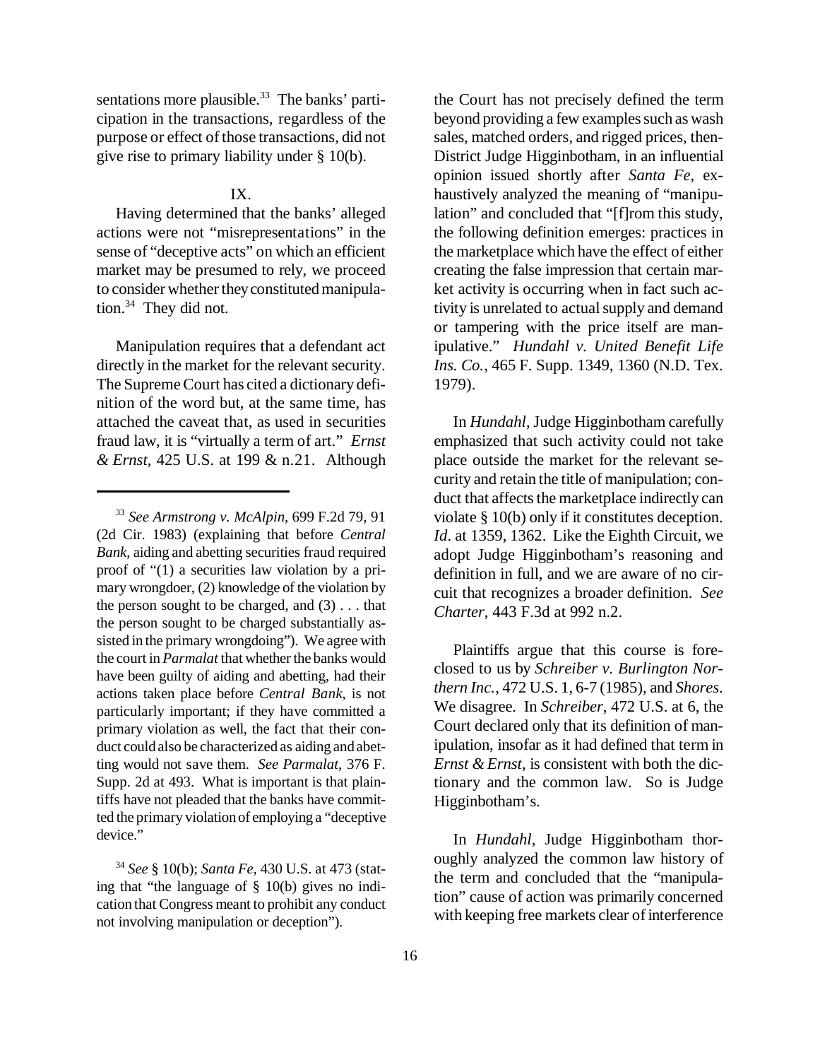sentations more plausible.[33] The banks' participation in the transactions, regardless of the purpose or effect of those transactions, did not give rise to primary liability under § 10(b).

IX.

Having determined that the banks' alleged actions were not "misrepresentations" in the sense of "deceptive acts" on which an efficient market may be presumed to rely, we proceed to consider whether they constituted manipulation.[34] They did not.

Manipulation requires that a defendant act directly in the market for the relevant security. The Supreme Court has cited a dictionary definition of the word but, at the same time, has attached the caveat that, as used in securities fraud law, it is "virtually a term of art." *Ernst & Ernst*, 425 U.S. at 199 & n.21. Although the Court has not precisely defined the term beyond providing a few examples such as wash sales, matched orders, and rigged prices, then-District Judge Higginbotham, in an influential opinion issued shortly after *Santa Fe*, exhaustively analyzed the meaning of "manipulation" and concluded that "[f]rom this study, the following definition emerges: practices in the marketplace which have the effect of either creating the false impression that certain market activity is occurring when in fact such activity is unrelated to actual supply and demand or tampering with the price itself are manipulative." *Hundahl v. United Benefit Life Ins. Co.*, 465 F. Supp. 1349, 1360 (N.D. Tex. 1979).

In *Hundahl*, Judge Higginbotham carefully emphasized that such activity could not take place outside the market for the relevant security and retain the title of manipulation; conduct that affects the marketplace indirectly can violate § 10(b) only if it constitutes deception. *Id*. at 1359, 1362. Like the Eighth Circuit, we adopt Judge Higginbotham's reasoning and definition in full, and we are aware of no circuit that recognizes a broader definition. *See Charter*, 443 F.3d at 992 n.2.

Plaintiffs argue that this course is foreclosed to us by *Schreiber v. Burlington Northern Inc.*, 472 U.S. 1, 6-7 (1985), and *Shores*. We disagree. In *Schreiber*, 472 U.S. at 6, the Court declared only that its definition of manipulation, insofar as it had defined that term in *Ernst & Ernst*, is consistent with both the dictionary and the common law. So is Judge Higginbotham's.

In *Hundahl*, Judge Higginbotham thoroughly analyzed the common law history of the term and concluded that the "manipulation" cause of action was primarily concerned with keeping free markets clear of interference

---

[33] *See Armstrong v. McAlpin*, 699 F.2d 79, 91 (2d Cir. 1983) (explaining that before *Central Bank*, aiding and abetting securities fraud required proof of "(1) a securities law violation by a primary wrongdoer, (2) knowledge of the violation by the person sought to be charged, and (3) . . . that the person sought to be charged substantially assisted in the primary wrongdoing"). We agree with the court in *Parmalat* that whether the banks would have been guilty of aiding and abetting, had their actions taken place before *Central Bank*, is not particularly important; if they have committed a primary violation as well, the fact that their conduct could also be characterized as aiding and abetting would not save them. *See Parmalat*, 376 F. Supp. 2d at 493. What is important is that plaintiffs have not pleaded that the banks have committed the primary violation of employing a "deceptive device."

[34] *See* § 10(b); *Santa Fe*, 430 U.S. at 473 (stating that "the language of § 10(b) gives no indication that Congress meant to prohibit any conduct not involving manipulation or deception").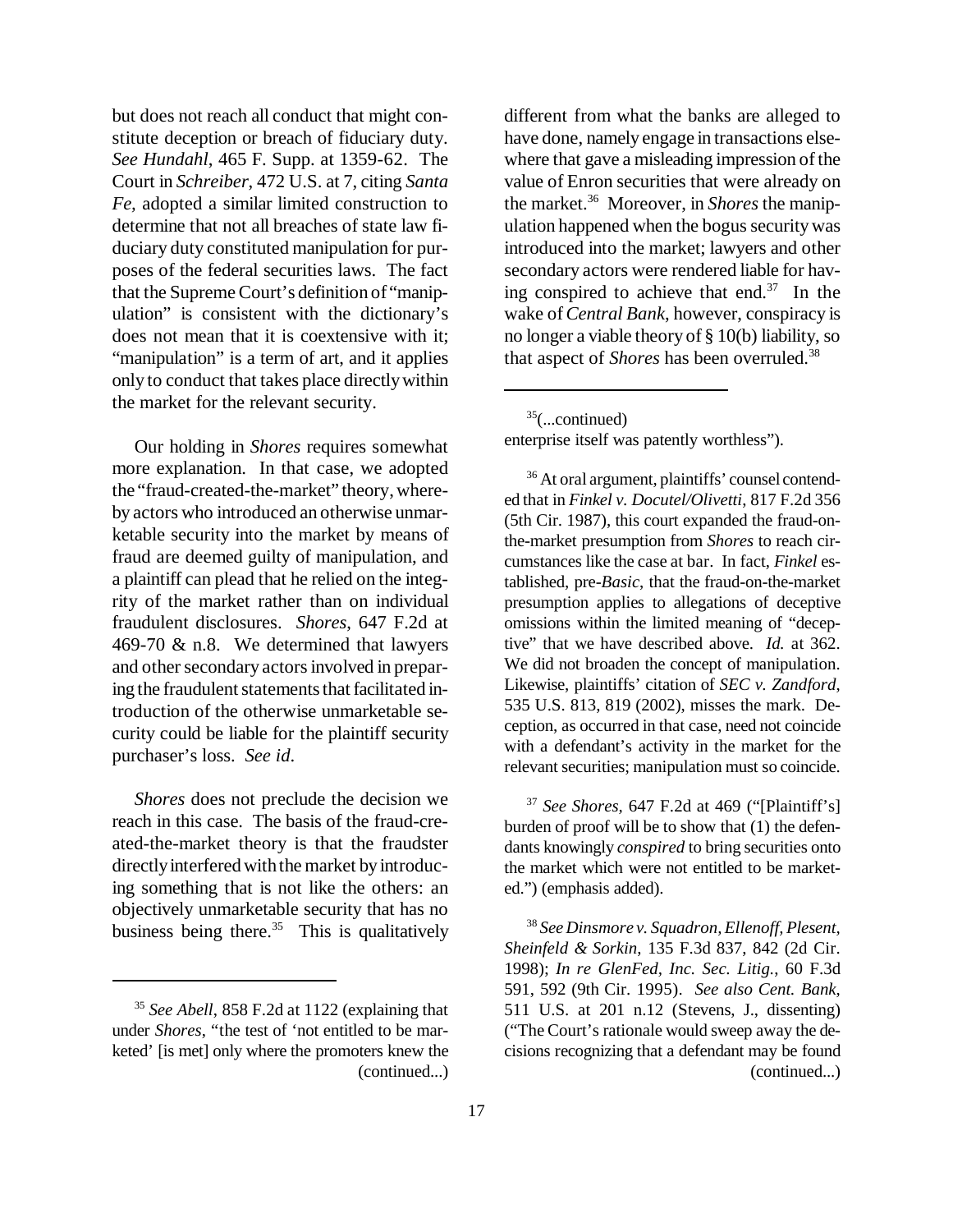but does not reach all conduct that might constitute deception or breach of fiduciary duty. *See Hundahl*, 465 F. Supp. at 1359-62. The Court in *Schreiber*, 472 U.S. at 7, citing *Santa Fe,* adopted a similar limited construction to determine that not all breaches of state law fiduciary duty constituted manipulation for purposes of the federal securities laws. The fact that the Supreme Court's definition of "manipulation" is consistent with the dictionary's does not mean that it is coextensive with it; "manipulation" is a term of art, and it applies only to conduct that takes place directly within the market for the relevant security.

Our holding in *Shores* requires somewhat more explanation. In that case, we adopted the "fraud-created-the-market" theory, whereby actors who introduced an otherwise unmarketable security into the market by means of fraud are deemed guilty of manipulation, and a plaintiff can plead that he relied on the integrity of the market rather than on individual fraudulent disclosures. *Shores*, 647 F.2d at 469-70 & n.8. We determined that lawyers and other secondary actors involved in preparing the fraudulent statements that facilitated introduction of the otherwise unmarketable security could be liable for the plaintiff security purchaser's loss. *See id*.

*Shores* does not preclude the decision we reach in this case. The basis of the fraud-created-the-market theory is that the fraudster directly interfered with the market by introducing something that is not like the others: an objectively unmarketable security that has no business being there.[35] This is qualitatively different from what the banks are alleged to have done, namely engage in transactions elsewhere that gave a misleading impression of the value of Enron securities that were already on the market.[36] Moreover, in *Shores* the manipulation happened when the bogus security was introduced into the market; lawyers and other secondary actors were rendered liable for having conspired to achieve that end.[37] In the wake of *Central Bank*, however, conspiracy is no longer a viable theory of § 10(b) liability, so that aspect of *Shores* has been overruled.[38]

---

[35] *See Abell*, 858 F.2d at 1122 (explaining that under *Shores*, "the test of 'not entitled to be marketed' [is met] only where the promoters knew the enterprise itself was patently worthless").

[36] At oral argument, plaintiffs' counsel contended that in *Finkel v. Docutel/Olivetti*, 817 F.2d 356 (5th Cir. 1987), this court expanded the fraud-on-the-market presumption from *Shores* to reach circumstances like the case at bar. In fact, *Finkel* established, pre-*Basic*, that the fraud-on-the-market presumption applies to allegations of deceptive omissions within the limited meaning of "deceptive" that we have described above. *Id.* at 362. We did not broaden the concept of manipulation. Likewise, plaintiffs' citation of *SEC v. Zandford*, 535 U.S. 813, 819 (2002), misses the mark. Deception, as occurred in that case, need not coincide with a defendant's activity in the market for the relevant securities; manipulation must so coincide.

[37] *See Shores*, 647 F.2d at 469 ("[Plaintiff's] burden of proof will be to show that (1) the defendants knowingly *conspired* to bring securities onto the market which were not entitled to be marketed.") (emphasis added).

[38] *See Dinsmore v. Squadron, Ellenoff, Plesent, Sheinfeld & Sorkin*, 135 F.3d 837, 842 (2d Cir. 1998); *In re GlenFed, Inc. Sec. Litig.*, 60 F.3d 591, 592 (9th Cir. 1995). *See also Cent. Bank*, 511 U.S. at 201 n.12 (Stevens, J., dissenting) ("The Court's rationale would sweep away the decisions recognizing that a defendant may be found (continued...)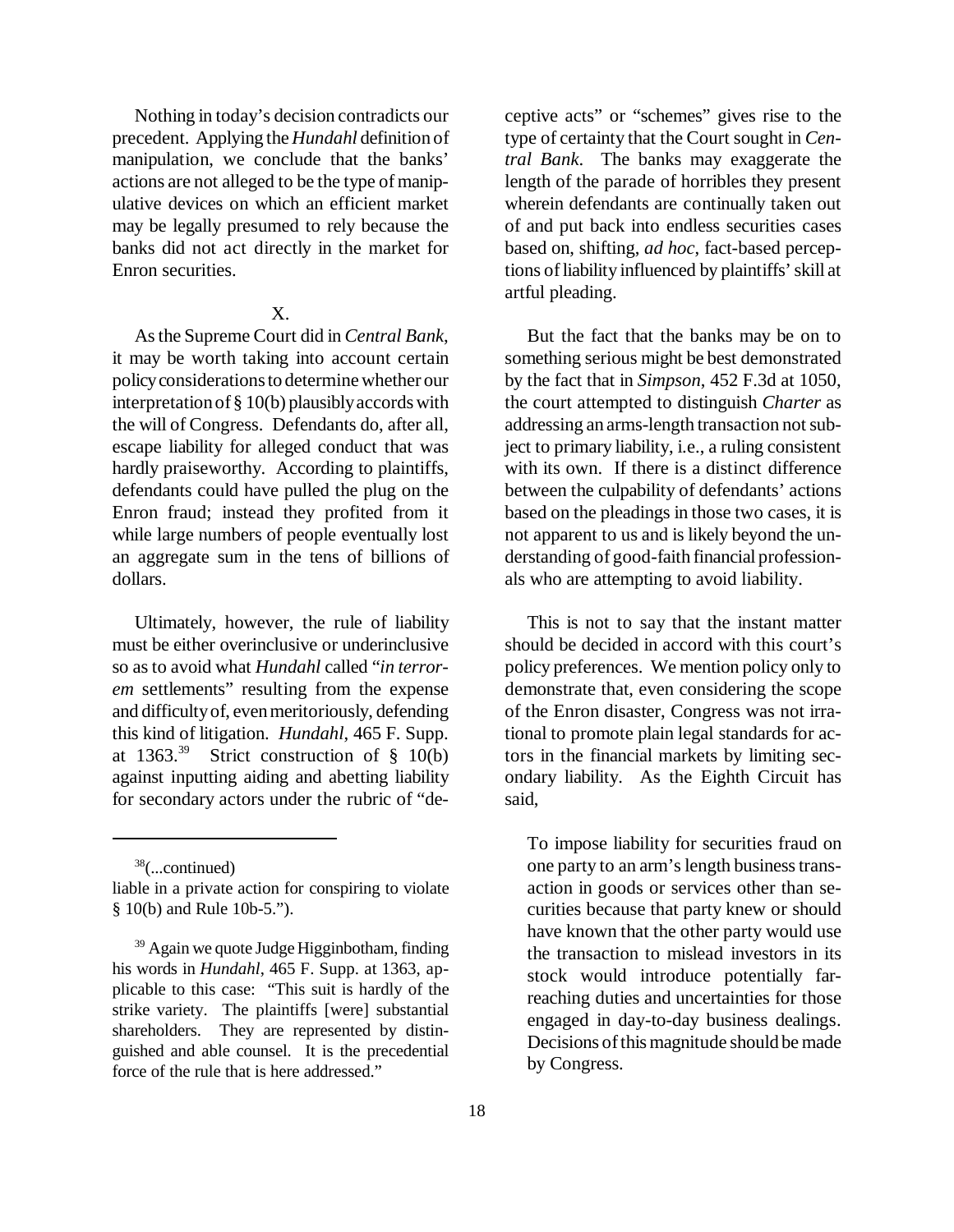Nothing in today's decision contradicts our precedent. Applying the *Hundahl* definition of manipulation, we conclude that the banks' actions are not alleged to be the type of manipulative devices on which an efficient market may be legally presumed to rely because the banks did not act directly in the market for Enron securities.

## X.

As the Supreme Court did in *Central Bank*, it may be worth taking into account certain policy considerations to determine whether our interpretation of § 10(b) plausibly accords with the will of Congress. Defendants do, after all, escape liability for alleged conduct that was hardly praiseworthy. According to plaintiffs, defendants could have pulled the plug on the Enron fraud; instead they profited from it while large numbers of people eventually lost an aggregate sum in the tens of billions of dollars.

Ultimately, however, the rule of liability must be either overinclusive or underinclusive so as to avoid what *Hundahl* called "*in terrorem* settlements" resulting from the expense and difficulty of, even meritoriously, defending this kind of litigation. *Hundahl*, 465 F. Supp. at 1363.[39] Strict construction of § 10(b) against inputting aiding and abetting liability for secondary actors under the rubric of "deceptive acts" or "schemes" gives rise to the type of certainty that the Court sought in *Central Bank*. The banks may exaggerate the length of the parade of horribles they present wherein defendants are continually taken out of and put back into endless securities cases based on, shifting, *ad hoc*, fact-based perceptions of liability influenced by plaintiffs' skill at artful pleading.

But the fact that the banks may be on to something serious might be best demonstrated by the fact that in *Simpson*, 452 F.3d at 1050, the court attempted to distinguish *Charter* as addressing an arms-length transaction not subject to primary liability, i.e., a ruling consistent with its own. If there is a distinct difference between the culpability of defendants' actions based on the pleadings in those two cases, it is not apparent to us and is likely beyond the understanding of good-faith financial professionals who are attempting to avoid liability.

This is not to say that the instant matter should be decided in accord with this court's policy preferences. We mention policy only to demonstrate that, even considering the scope of the Enron disaster, Congress was not irrational to promote plain legal standards for actors in the financial markets by limiting secondary liability. As the Eighth Circuit has said,

> To impose liability for securities fraud on one party to an arm's length business transaction in goods or services other than securities because that party knew or should have known that the other party would use the transaction to mislead investors in its stock would introduce potentially far-reaching duties and uncertainties for those engaged in day-to-day business dealings. Decisions of this magnitude should be made by Congress.

---

[38](...continued) liable in a private action for conspiring to violate § 10(b) and Rule 10b-5.").

[39] Again we quote Judge Higginbotham, finding his words in *Hundahl*, 465 F. Supp. at 1363, applicable to this case: "This suit is hardly of the strike variety. The plaintiffs [were] substantial shareholders. They are represented by distinguished and able counsel. It is the precedential force of the rule that is here addressed."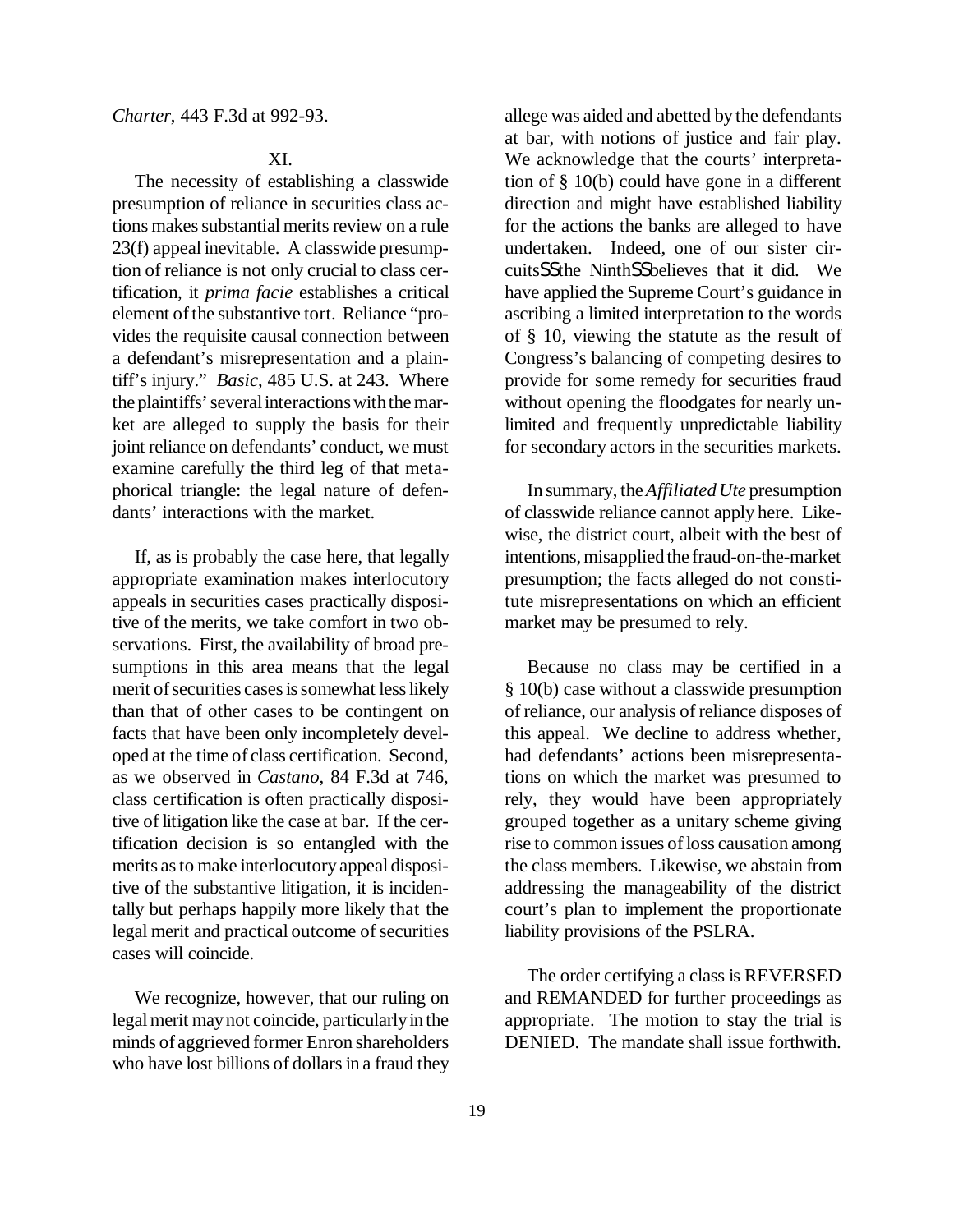*Charter*, 443 F.3d at 992-93.

XI.

The necessity of establishing a classwide presumption of reliance in securities class actions makes substantial merits review on a rule 23(f) appeal inevitable. A classwide presumption of reliance is not only crucial to class certification, it *prima facie* establishes a critical element of the substantive tort. Reliance "provides the requisite causal connection between a defendant's misrepresentation and a plaintiff's injury." *Basic*, 485 U.S. at 243. Where the plaintiffs' several interactions with the market are alleged to supply the basis for their joint reliance on defendants' conduct, we must examine carefully the third leg of that metaphorical triangle: the legal nature of defendants' interactions with the market.

If, as is probably the case here, that legally appropriate examination makes interlocutory appeals in securities cases practically dispositive of the merits, we take comfort in two observations. First, the availability of broad presumptions in this area means that the legal merit of securities cases is somewhat less likely than that of other cases to be contingent on facts that have been only incompletely developed at the time of class certification. Second, as we observed in *Castano*, 84 F.3d at 746, class certification is often practically dispositive of litigation like the case at bar. If the certification decision is so entangled with the merits as to make interlocutory appeal dispositive of the substantive litigation, it is incidentally but perhaps happily more likely that the legal merit and practical outcome of securities cases will coincide.

We recognize, however, that our ruling on legal merit may not coincide, particularly in the minds of aggrieved former Enron shareholders who have lost billions of dollars in a fraud they allege was aided and abetted by the defendants at bar, with notions of justice and fair play. We acknowledge that the courts' interpretation of § 10(b) could have gone in a different direction and might have established liability for the actions the banks are alleged to have undertaken. Indeed, one of our sister circuits—the Ninth—believes that it did. We have applied the Supreme Court's guidance in ascribing a limited interpretation to the words of § 10, viewing the statute as the result of Congress's balancing of competing desires to provide for some remedy for securities fraud without opening the floodgates for nearly unlimited and frequently unpredictable liability for secondary actors in the securities markets.

In summary, the *Affiliated Ute* presumption of classwide reliance cannot apply here. Likewise, the district court, albeit with the best of intentions, misapplied the fraud-on-the-market presumption; the facts alleged do not constitute misrepresentations on which an efficient market may be presumed to rely.

Because no class may be certified in a § 10(b) case without a classwide presumption of reliance, our analysis of reliance disposes of this appeal. We decline to address whether, had defendants' actions been misrepresentations on which the market was presumed to rely, they would have been appropriately grouped together as a unitary scheme giving rise to common issues of loss causation among the class members. Likewise, we abstain from addressing the manageability of the district court's plan to implement the proportionate liability provisions of the PSLRA.

The order certifying a class is REVERSED and REMANDED for further proceedings as appropriate. The motion to stay the trial is DENIED. The mandate shall issue forthwith.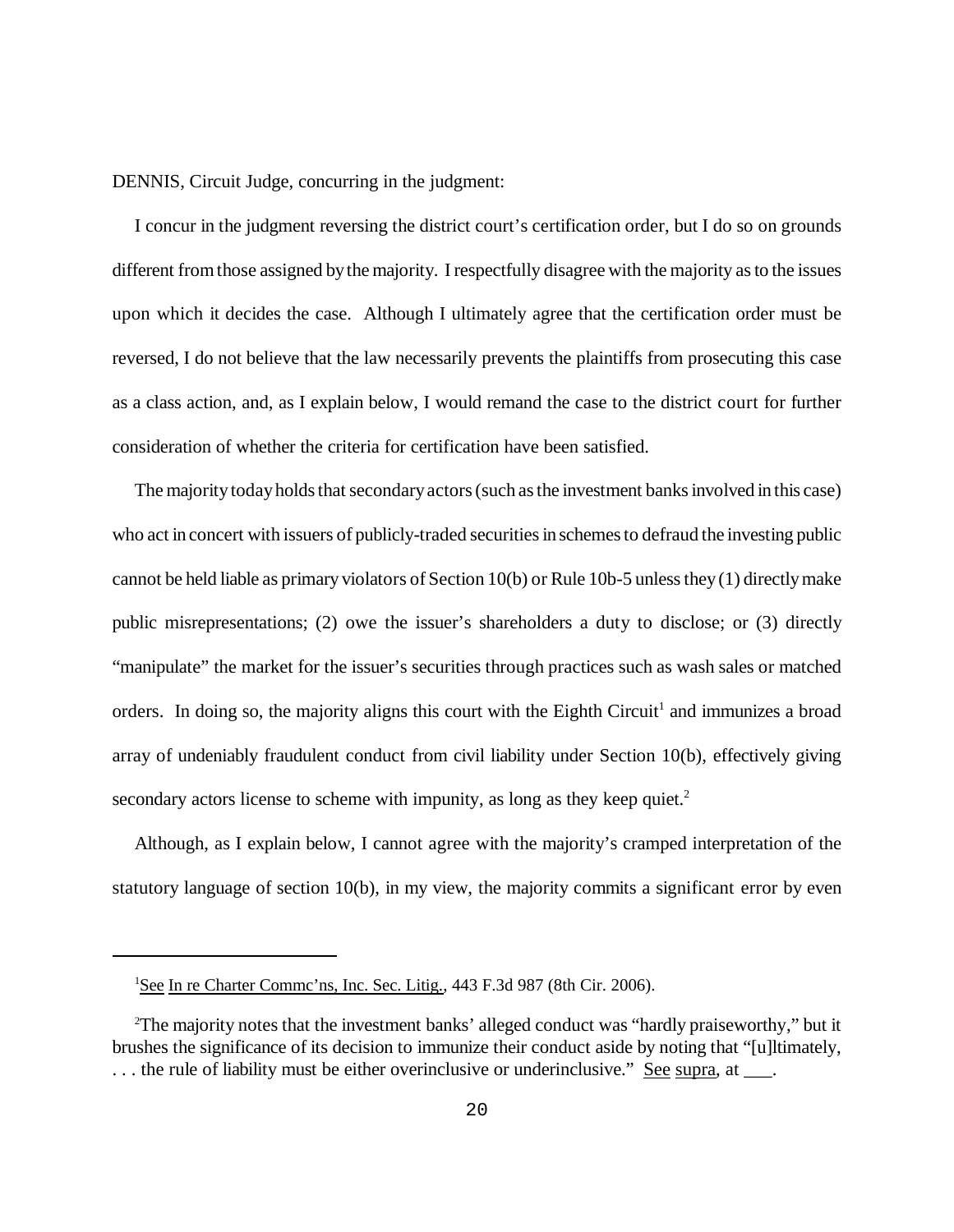DENNIS, Circuit Judge, concurring in the judgment:

I concur in the judgment reversing the district court's certification order, but I do so on grounds different from those assigned by the majority. I respectfully disagree with the majority as to the issues upon which it decides the case. Although I ultimately agree that the certification order must be reversed, I do not believe that the law necessarily prevents the plaintiffs from prosecuting this case as a class action, and, as I explain below, I would remand the case to the district court for further consideration of whether the criteria for certification have been satisfied.

The majority today holds that secondary actors (such as the investment banks involved in this case) who act in concert with issuers of publicly-traded securities in schemes to defraud the investing public cannot be held liable as primary violators of Section 10(b) or Rule 10b-5 unless they (1) directly make public misrepresentations; (2) owe the issuer's shareholders a duty to disclose; or (3) directly "manipulate" the market for the issuer's securities through practices such as wash sales or matched orders. In doing so, the majority aligns this court with the Eighth Circuit[1] and immunizes a broad array of undeniably fraudulent conduct from civil liability under Section 10(b), effectively giving secondary actors license to scheme with impunity, as long as they keep quiet.[2]

Although, as I explain below, I cannot agree with the majority's cramped interpretation of the statutory language of section 10(b), in my view, the majority commits a significant error by even

---

[1] See In re Charter Commc'ns, Inc. Sec. Litig., 443 F.3d 987 (8th Cir. 2006).

[2] The majority notes that the investment banks' alleged conduct was "hardly praiseworthy," but it brushes the significance of its decision to immunize their conduct aside by noting that "[u]ltimately, . . . the rule of liability must be either overinclusive or underinclusive." See supra, at \_\_\_.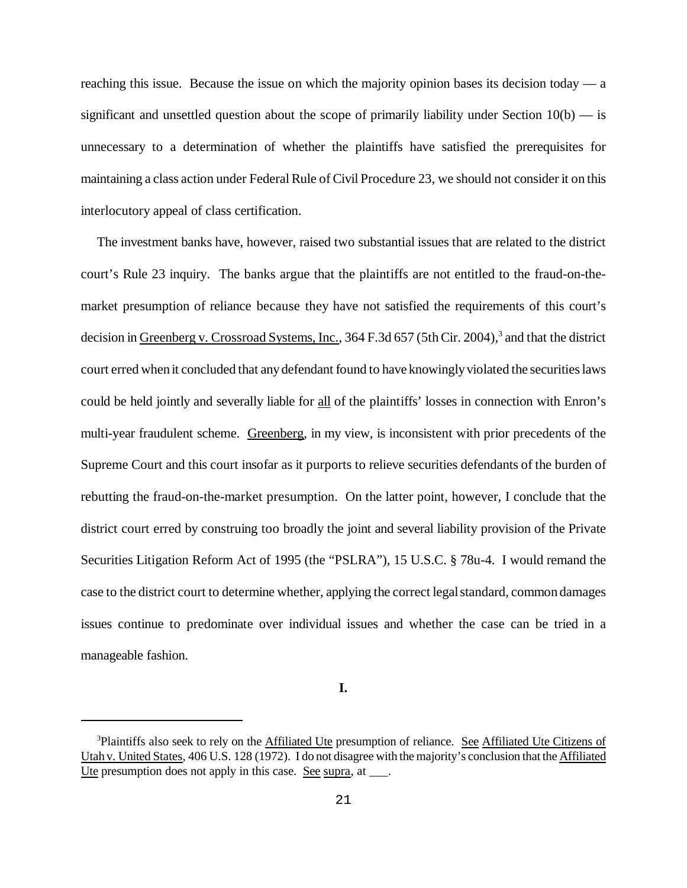reaching this issue. Because the issue on which the majority opinion bases its decision today — a significant and unsettled question about the scope of primarily liability under Section 10(b) — is unnecessary to a determination of whether the plaintiffs have satisfied the prerequisites for maintaining a class action under Federal Rule of Civil Procedure 23, we should not consider it on this interlocutory appeal of class certification.

The investment banks have, however, raised two substantial issues that are related to the district court's Rule 23 inquiry. The banks argue that the plaintiffs are not entitled to the fraud-on-the-market presumption of reliance because they have not satisfied the requirements of this court's decision in Greenberg v. Crossroad Systems, Inc., 364 F.3d 657 (5th Cir. 2004),[3] and that the district court erred when it concluded that any defendant found to have knowingly violated the securities laws could be held jointly and severally liable for all of the plaintiffs' losses in connection with Enron's multi-year fraudulent scheme. Greenberg, in my view, is inconsistent with prior precedents of the Supreme Court and this court insofar as it purports to relieve securities defendants of the burden of rebutting the fraud-on-the-market presumption. On the latter point, however, I conclude that the district court erred by construing too broadly the joint and several liability provision of the Private Securities Litigation Reform Act of 1995 (the "PSLRA"), 15 U.S.C. § 78u-4. I would remand the case to the district court to determine whether, applying the correct legal standard, common damages issues continue to predominate over individual issues and whether the case can be tried in a manageable fashion.

**I.**

[3]Plaintiffs also seek to rely on the Affiliated Ute presumption of reliance. See Affiliated Ute Citizens of Utah v. United States, 406 U.S. 128 (1972). I do not disagree with the majority's conclusion that the Affiliated Ute presumption does not apply in this case. See supra, at ___.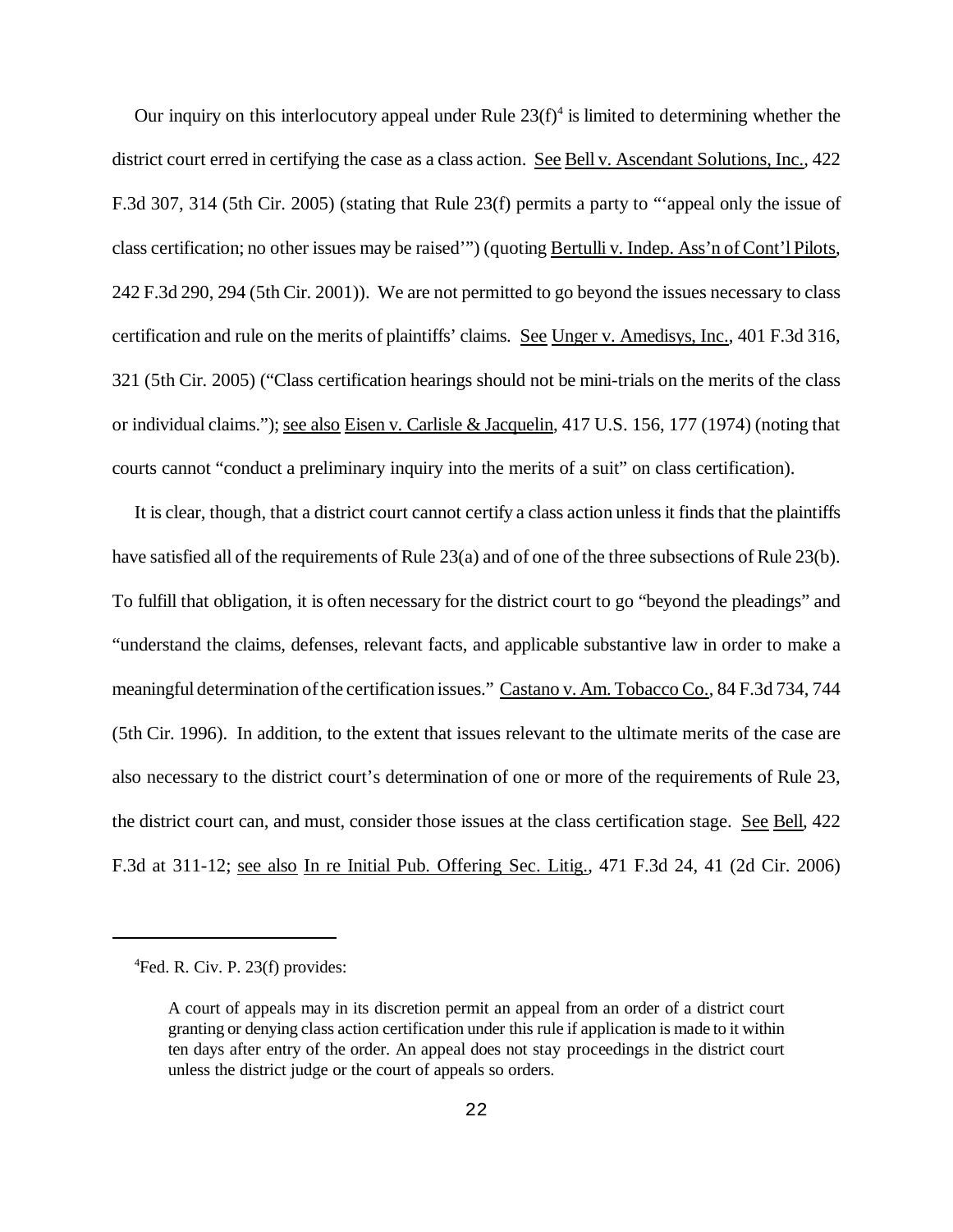Our inquiry on this interlocutory appeal under Rule 23(f)[4] is limited to determining whether the district court erred in certifying the case as a class action. See Bell v. Ascendant Solutions, Inc., 422 F.3d 307, 314 (5th Cir. 2005) (stating that Rule 23(f) permits a party to "'appeal only the issue of class certification; no other issues may be raised'") (quoting Bertulli v. Indep. Ass'n of Cont'l Pilots, 242 F.3d 290, 294 (5th Cir. 2001)). We are not permitted to go beyond the issues necessary to class certification and rule on the merits of plaintiffs' claims. See Unger v. Amedisys, Inc., 401 F.3d 316, 321 (5th Cir. 2005) ("Class certification hearings should not be mini-trials on the merits of the class or individual claims."); see also Eisen v. Carlisle & Jacquelin, 417 U.S. 156, 177 (1974) (noting that courts cannot "conduct a preliminary inquiry into the merits of a suit" on class certification).

It is clear, though, that a district court cannot certify a class action unless it finds that the plaintiffs have satisfied all of the requirements of Rule 23(a) and of one of the three subsections of Rule 23(b). To fulfill that obligation, it is often necessary for the district court to go "beyond the pleadings" and "understand the claims, defenses, relevant facts, and applicable substantive law in order to make a meaningful determination of the certification issues." Castano v. Am. Tobacco Co., 84 F.3d 734, 744 (5th Cir. 1996). In addition, to the extent that issues relevant to the ultimate merits of the case are also necessary to the district court's determination of one or more of the requirements of Rule 23, the district court can, and must, consider those issues at the class certification stage. See Bell, 422 F.3d at 311-12; see also In re Initial Pub. Offering Sec. Litig., 471 F.3d 24, 41 (2d Cir. 2006)

---

[4] Fed. R. Civ. P. 23(f) provides:

> A court of appeals may in its discretion permit an appeal from an order of a district court granting or denying class action certification under this rule if application is made to it within ten days after entry of the order. An appeal does not stay proceedings in the district court unless the district judge or the court of appeals so orders.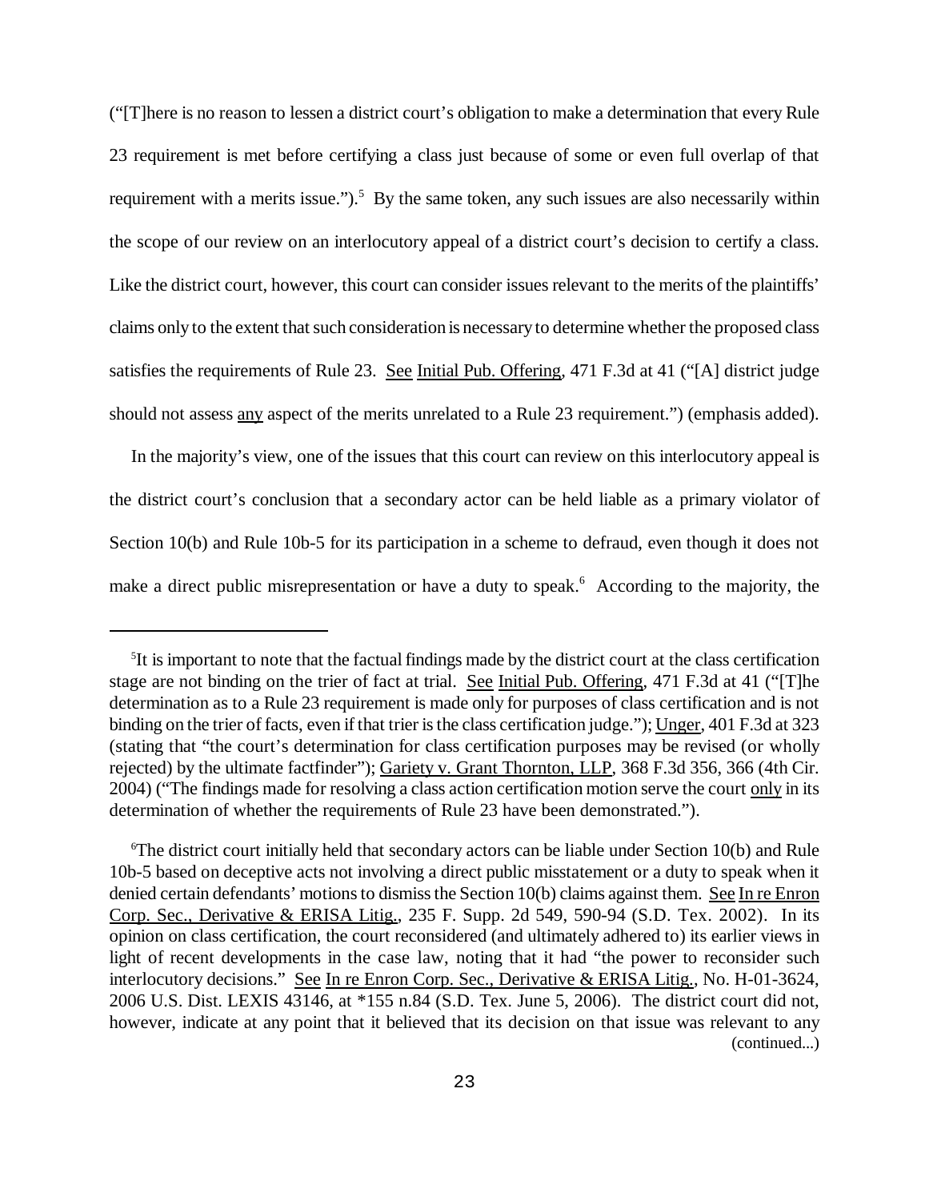("[T]here is no reason to lessen a district court's obligation to make a determination that every Rule 23 requirement is met before certifying a class just because of some or even full overlap of that requirement with a merits issue.").[5] By the same token, any such issues are also necessarily within the scope of our review on an interlocutory appeal of a district court's decision to certify a class. Like the district court, however, this court can consider issues relevant to the merits of the plaintiffs' claims only to the extent that such consideration is necessary to determine whether the proposed class satisfies the requirements of Rule 23. See Initial Pub. Offering, 471 F.3d at 41 ("[A] district judge should not assess any aspect of the merits unrelated to a Rule 23 requirement.") (emphasis added).

In the majority's view, one of the issues that this court can review on this interlocutory appeal is the district court's conclusion that a secondary actor can be held liable as a primary violator of Section 10(b) and Rule 10b-5 for its participation in a scheme to defraud, even though it does not make a direct public misrepresentation or have a duty to speak.[6] According to the majority, the

---

[5]It is important to note that the factual findings made by the district court at the class certification stage are not binding on the trier of fact at trial. See Initial Pub. Offering, 471 F.3d at 41 ("[T]he determination as to a Rule 23 requirement is made only for purposes of class certification and is not binding on the trier of facts, even if that trier is the class certification judge."); Unger, 401 F.3d at 323 (stating that "the court's determination for class certification purposes may be revised (or wholly rejected) by the ultimate factfinder"); Gariety v. Grant Thornton, LLP, 368 F.3d 356, 366 (4th Cir. 2004) ("The findings made for resolving a class action certification motion serve the court only in its determination of whether the requirements of Rule 23 have been demonstrated.").

[6]The district court initially held that secondary actors can be liable under Section 10(b) and Rule 10b-5 based on deceptive acts not involving a direct public misstatement or a duty to speak when it denied certain defendants' motions to dismiss the Section 10(b) claims against them. See In re Enron Corp. Sec., Derivative & ERISA Litig., 235 F. Supp. 2d 549, 590-94 (S.D. Tex. 2002). In its opinion on class certification, the court reconsidered (and ultimately adhered to) its earlier views in light of recent developments in the case law, noting that it had "the power to reconsider such interlocutory decisions." See In re Enron Corp. Sec., Derivative & ERISA Litig., No. H-01-3624, 2006 U.S. Dist. LEXIS 43146, at *155 n.84 (S.D. Tex. June 5, 2006). The district court did not, however, indicate at any point that it believed that its decision on that issue was relevant to any (continued...)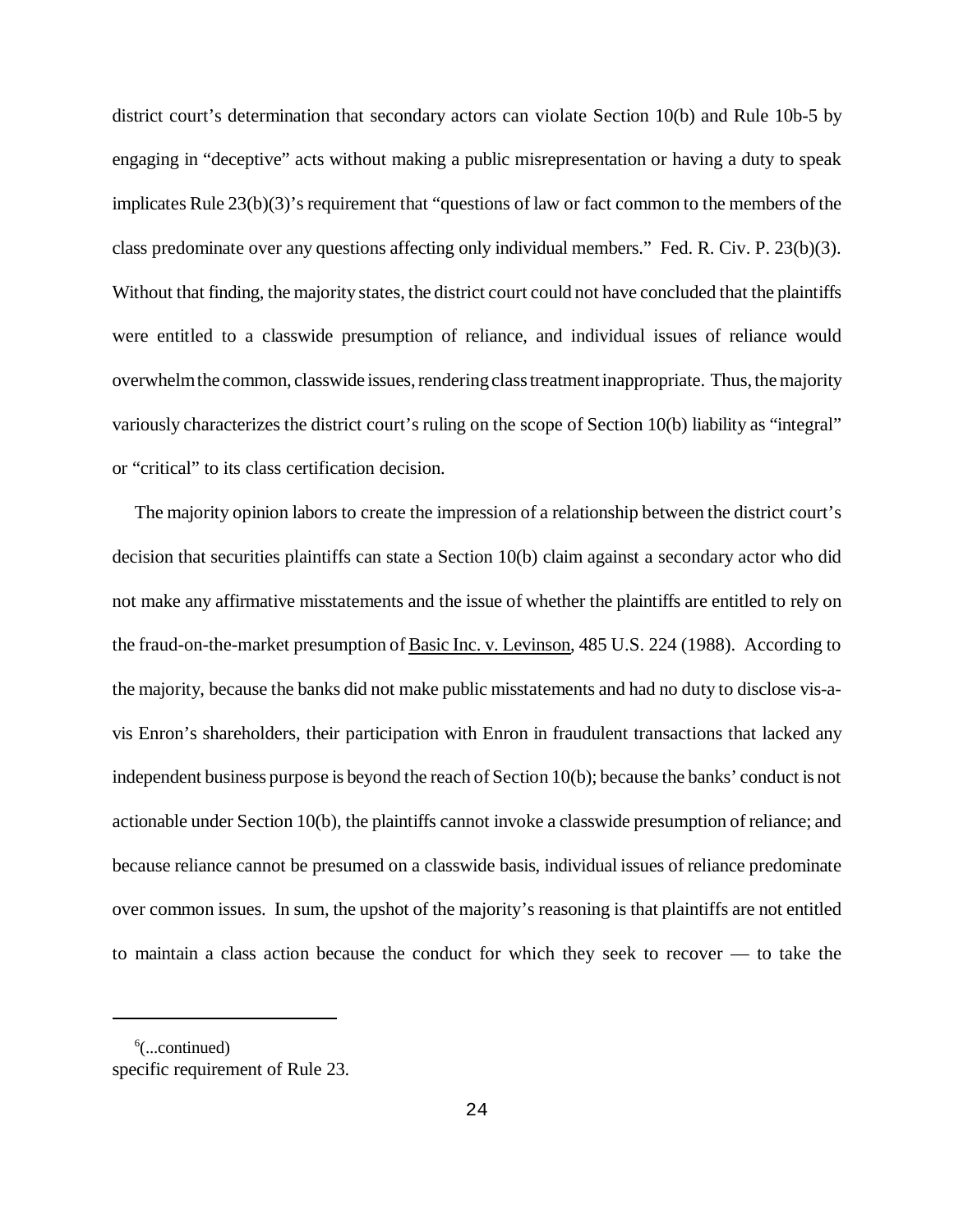district court's determination that secondary actors can violate Section 10(b) and Rule 10b-5 by engaging in "deceptive" acts without making a public misrepresentation or having a duty to speak implicates Rule 23(b)(3)'s requirement that "questions of law or fact common to the members of the class predominate over any questions affecting only individual members." Fed. R. Civ. P. 23(b)(3). Without that finding, the majority states, the district court could not have concluded that the plaintiffs were entitled to a classwide presumption of reliance, and individual issues of reliance would overwhelm the common, classwide issues, rendering class treatment inappropriate. Thus, the majority variously characterizes the district court's ruling on the scope of Section 10(b) liability as "integral" or "critical" to its class certification decision.

The majority opinion labors to create the impression of a relationship between the district court's decision that securities plaintiffs can state a Section 10(b) claim against a secondary actor who did not make any affirmative misstatements and the issue of whether the plaintiffs are entitled to rely on the fraud-on-the-market presumption of Basic Inc. v. Levinson, 485 U.S. 224 (1988). According to the majority, because the banks did not make public misstatements and had no duty to disclose vis-a-vis Enron's shareholders, their participation with Enron in fraudulent transactions that lacked any independent business purpose is beyond the reach of Section 10(b); because the banks' conduct is not actionable under Section 10(b), the plaintiffs cannot invoke a classwide presumption of reliance; and because reliance cannot be presumed on a classwide basis, individual issues of reliance predominate over common issues. In sum, the upshot of the majority's reasoning is that plaintiffs are not entitled to maintain a class action because the conduct for which they seek to recover — to take the

---

[6](...continued)
specific requirement of Rule 23.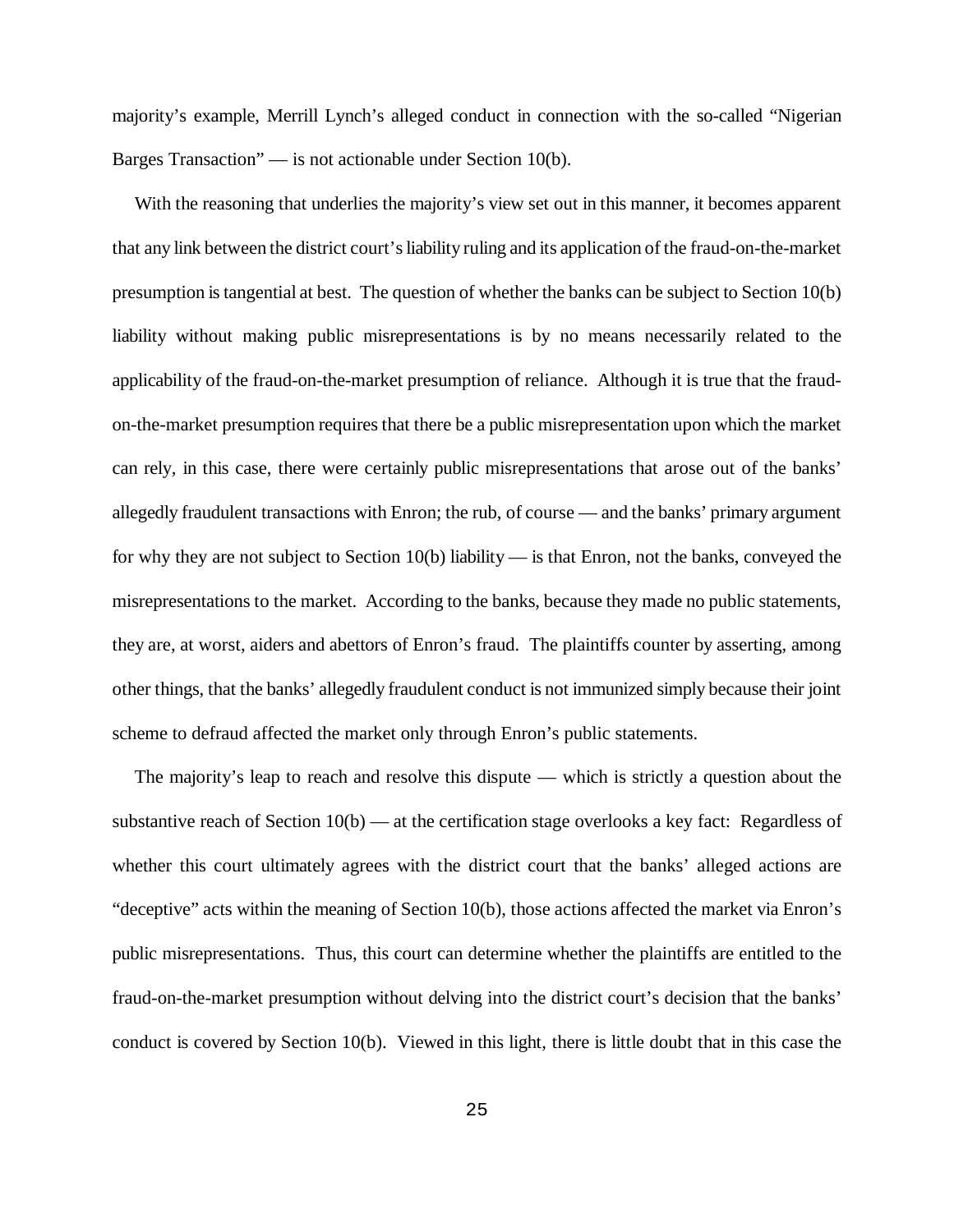majority's example, Merrill Lynch's alleged conduct in connection with the so-called "Nigerian Barges Transaction" — is not actionable under Section 10(b).

With the reasoning that underlies the majority's view set out in this manner, it becomes apparent that any link between the district court's liability ruling and its application of the fraud-on-the-market presumption is tangential at best. The question of whether the banks can be subject to Section 10(b) liability without making public misrepresentations is by no means necessarily related to the applicability of the fraud-on-the-market presumption of reliance. Although it is true that the fraud-on-the-market presumption requires that there be a public misrepresentation upon which the market can rely, in this case, there were certainly public misrepresentations that arose out of the banks' allegedly fraudulent transactions with Enron; the rub, of course — and the banks' primary argument for why they are not subject to Section 10(b) liability — is that Enron, not the banks, conveyed the misrepresentations to the market. According to the banks, because they made no public statements, they are, at worst, aiders and abettors of Enron's fraud. The plaintiffs counter by asserting, among other things, that the banks' allegedly fraudulent conduct is not immunized simply because their joint scheme to defraud affected the market only through Enron's public statements.

The majority's leap to reach and resolve this dispute — which is strictly a question about the substantive reach of Section 10(b) — at the certification stage overlooks a key fact: Regardless of whether this court ultimately agrees with the district court that the banks' alleged actions are "deceptive" acts within the meaning of Section 10(b), those actions affected the market via Enron's public misrepresentations. Thus, this court can determine whether the plaintiffs are entitled to the fraud-on-the-market presumption without delving into the district court's decision that the banks' conduct is covered by Section 10(b). Viewed in this light, there is little doubt that in this case the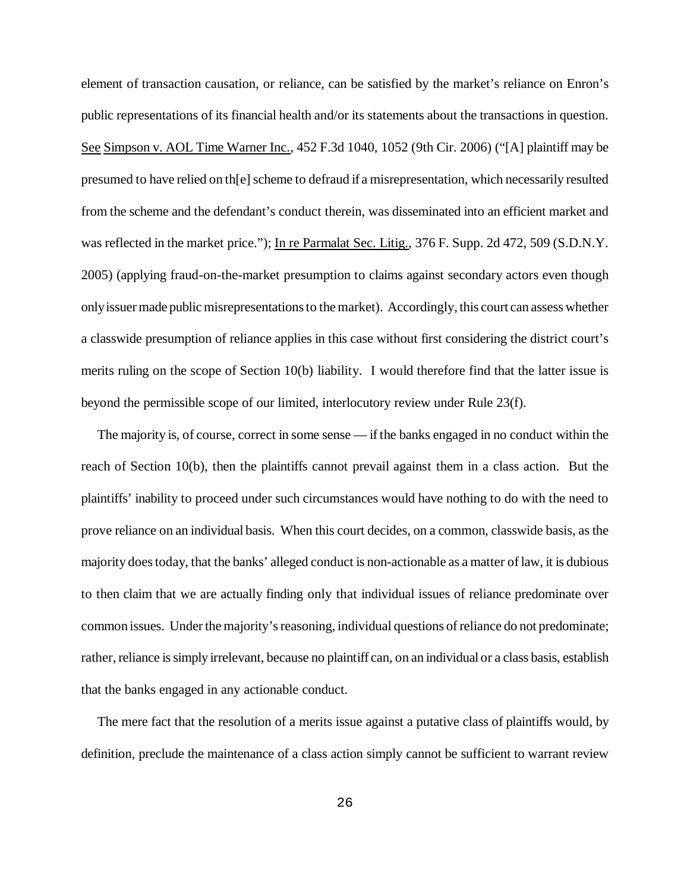element of transaction causation, or reliance, can be satisfied by the market's reliance on Enron's public representations of its financial health and/or its statements about the transactions in question. See Simpson v. AOL Time Warner Inc., 452 F.3d 1040, 1052 (9th Cir. 2006) ("[A] plaintiff may be presumed to have relied on th[e] scheme to defraud if a misrepresentation, which necessarily resulted from the scheme and the defendant's conduct therein, was disseminated into an efficient market and was reflected in the market price."); In re Parmalat Sec. Litig., 376 F. Supp. 2d 472, 509 (S.D.N.Y. 2005) (applying fraud-on-the-market presumption to claims against secondary actors even though only issuer made public misrepresentations to the market). Accordingly, this court can assess whether a classwide presumption of reliance applies in this case without first considering the district court's merits ruling on the scope of Section 10(b) liability. I would therefore find that the latter issue is beyond the permissible scope of our limited, interlocutory review under Rule 23(f).

The majority is, of course, correct in some sense — if the banks engaged in no conduct within the reach of Section 10(b), then the plaintiffs cannot prevail against them in a class action. But the plaintiffs' inability to proceed under such circumstances would have nothing to do with the need to prove reliance on an individual basis. When this court decides, on a common, classwide basis, as the majority does today, that the banks' alleged conduct is non-actionable as a matter of law, it is dubious to then claim that we are actually finding only that individual issues of reliance predominate over common issues. Under the majority's reasoning, individual questions of reliance do not predominate; rather, reliance is simply irrelevant, because no plaintiff can, on an individual or a class basis, establish that the banks engaged in any actionable conduct.

The mere fact that the resolution of a merits issue against a putative class of plaintiffs would, by definition, preclude the maintenance of a class action simply cannot be sufficient to warrant review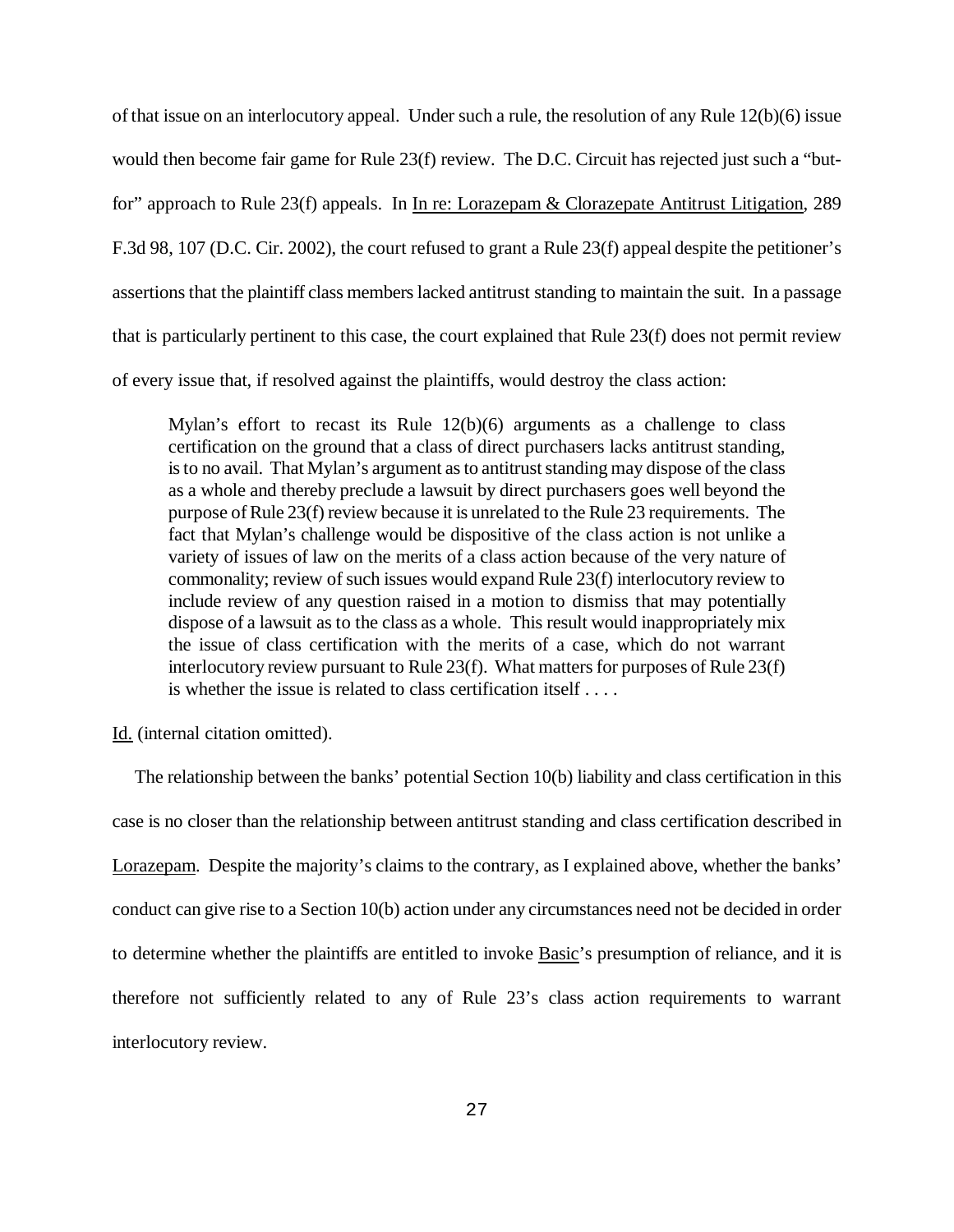of that issue on an interlocutory appeal. Under such a rule, the resolution of any Rule 12(b)(6) issue would then become fair game for Rule 23(f) review. The D.C. Circuit has rejected just such a "but-for" approach to Rule 23(f) appeals. In In re: Lorazepam & Clorazepate Antitrust Litigation, 289 F.3d 98, 107 (D.C. Cir. 2002), the court refused to grant a Rule 23(f) appeal despite the petitioner's assertions that the plaintiff class members lacked antitrust standing to maintain the suit. In a passage that is particularly pertinent to this case, the court explained that Rule 23(f) does not permit review of every issue that, if resolved against the plaintiffs, would destroy the class action:

> Mylan's effort to recast its Rule 12(b)(6) arguments as a challenge to class certification on the ground that a class of direct purchasers lacks antitrust standing, is to no avail. That Mylan's argument as to antitrust standing may dispose of the class as a whole and thereby preclude a lawsuit by direct purchasers goes well beyond the purpose of Rule 23(f) review because it is unrelated to the Rule 23 requirements. The fact that Mylan's challenge would be dispositive of the class action is not unlike a variety of issues of law on the merits of a class action because of the very nature of commonality; review of such issues would expand Rule 23(f) interlocutory review to include review of any question raised in a motion to dismiss that may potentially dispose of a lawsuit as to the class as a whole. This result would inappropriately mix the issue of class certification with the merits of a case, which do not warrant interlocutory review pursuant to Rule 23(f). What matters for purposes of Rule 23(f) is whether the issue is related to class certification itself . . . .

Id. (internal citation omitted).

The relationship between the banks' potential Section 10(b) liability and class certification in this case is no closer than the relationship between antitrust standing and class certification described in Lorazepam. Despite the majority's claims to the contrary, as I explained above, whether the banks' conduct can give rise to a Section 10(b) action under any circumstances need not be decided in order to determine whether the plaintiffs are entitled to invoke Basic's presumption of reliance, and it is therefore not sufficiently related to any of Rule 23's class action requirements to warrant interlocutory review.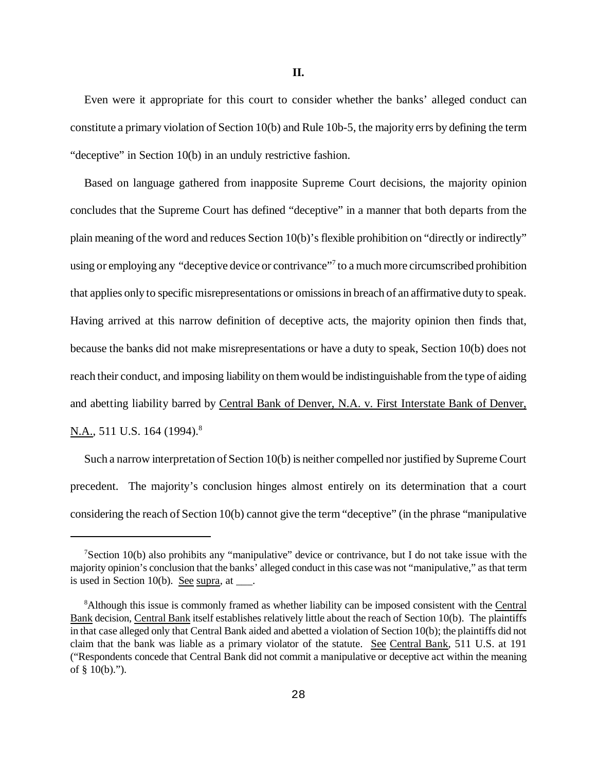## II.

Even were it appropriate for this court to consider whether the banks' alleged conduct can constitute a primary violation of Section 10(b) and Rule 10b-5, the majority errs by defining the term "deceptive" in Section 10(b) in an unduly restrictive fashion.

Based on language gathered from inapposite Supreme Court decisions, the majority opinion concludes that the Supreme Court has defined "deceptive" in a manner that both departs from the plain meaning of the word and reduces Section 10(b)'s flexible prohibition on "directly or indirectly" using or employing any "deceptive device or contrivance"[7] to a much more circumscribed prohibition that applies only to specific misrepresentations or omissions in breach of an affirmative duty to speak. Having arrived at this narrow definition of deceptive acts, the majority opinion then finds that, because the banks did not make misrepresentations or have a duty to speak, Section 10(b) does not reach their conduct, and imposing liability on them would be indistinguishable from the type of aiding and abetting liability barred by Central Bank of Denver, N.A. v. First Interstate Bank of Denver, N.A., 511 U.S. 164 (1994).[8]

Such a narrow interpretation of Section 10(b) is neither compelled nor justified by Supreme Court precedent. The majority's conclusion hinges almost entirely on its determination that a court considering the reach of Section 10(b) cannot give the term "deceptive" (in the phrase "manipulative

---

[7] Section 10(b) also prohibits any "manipulative" device or contrivance, but I do not take issue with the majority opinion's conclusion that the banks' alleged conduct in this case was not "manipulative," as that term is used in Section 10(b). See supra, at ___.

[8] Although this issue is commonly framed as whether liability can be imposed consistent with the Central Bank decision, Central Bank itself establishes relatively little about the reach of Section 10(b). The plaintiffs in that case alleged only that Central Bank aided and abetted a violation of Section 10(b); the plaintiffs did not claim that the bank was liable as a primary violator of the statute. See Central Bank, 511 U.S. at 191 ("Respondents concede that Central Bank did not commit a manipulative or deceptive act within the meaning of § 10(b).").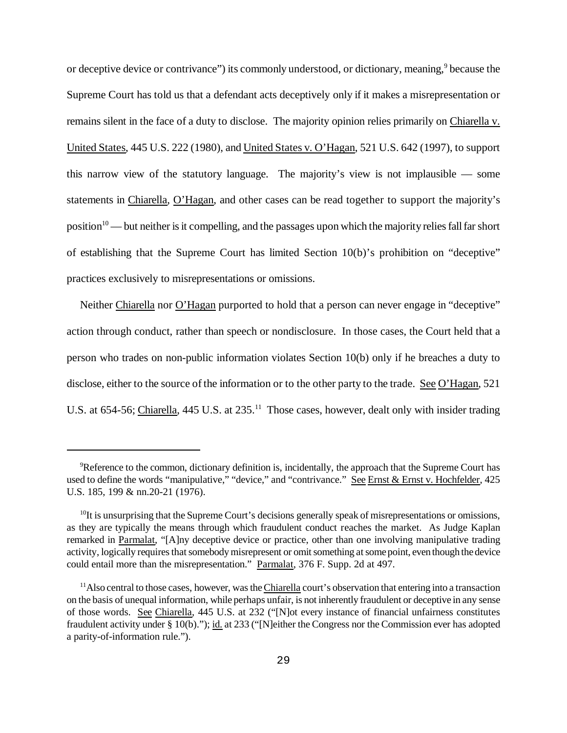or deceptive device or contrivance") its commonly understood, or dictionary, meaning,[9] because the Supreme Court has told us that a defendant acts deceptively only if it makes a misrepresentation or remains silent in the face of a duty to disclose. The majority opinion relies primarily on Chiarella v. United States, 445 U.S. 222 (1980), and United States v. O'Hagan, 521 U.S. 642 (1997), to support this narrow view of the statutory language. The majority's view is not implausible — some statements in Chiarella, O'Hagan, and other cases can be read together to support the majority's position[10] — but neither is it compelling, and the passages upon which the majority relies fall far short of establishing that the Supreme Court has limited Section 10(b)'s prohibition on "deceptive" practices exclusively to misrepresentations or omissions.

Neither Chiarella nor O'Hagan purported to hold that a person can never engage in "deceptive" action through conduct, rather than speech or nondisclosure. In those cases, the Court held that a person who trades on non-public information violates Section 10(b) only if he breaches a duty to disclose, either to the source of the information or to the other party to the trade. See O'Hagan, 521 U.S. at 654-56; Chiarella, 445 U.S. at 235.[11] Those cases, however, dealt only with insider trading

---

[9] Reference to the common, dictionary definition is, incidentally, the approach that the Supreme Court has used to define the words "manipulative," "device," and "contrivance." See Ernst & Ernst v. Hochfelder, 425 U.S. 185, 199 & nn.20-21 (1976).

[10] It is unsurprising that the Supreme Court's decisions generally speak of misrepresentations or omissions, as they are typically the means through which fraudulent conduct reaches the market. As Judge Kaplan remarked in Parmalat, "[A]ny deceptive device or practice, other than one involving manipulative trading activity, logically requires that somebody misrepresent or omit something at some point, even though the device could entail more than the misrepresentation." Parmalat, 376 F. Supp. 2d at 497.

[11] Also central to those cases, however, was the Chiarella court's observation that entering into a transaction on the basis of unequal information, while perhaps unfair, is not inherently fraudulent or deceptive in any sense of those words. See Chiarella, 445 U.S. at 232 ("[N]ot every instance of financial unfairness constitutes fraudulent activity under § 10(b)."); id. at 233 ("[N]either the Congress nor the Commission ever has adopted a parity-of-information rule.").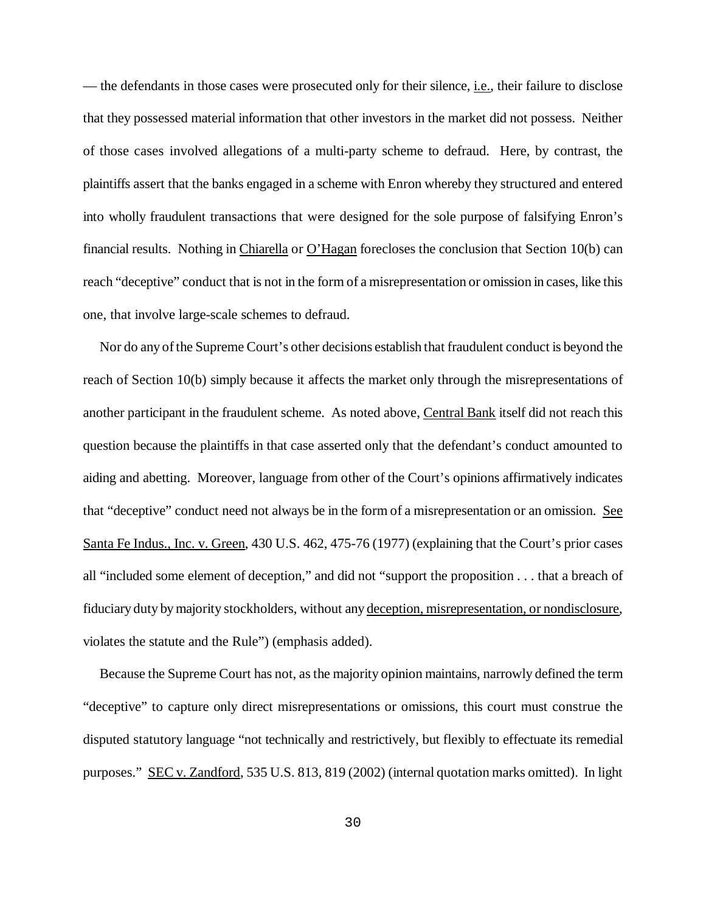— the defendants in those cases were prosecuted only for their silence, i.e., their failure to disclose that they possessed material information that other investors in the market did not possess. Neither of those cases involved allegations of a multi-party scheme to defraud. Here, by contrast, the plaintiffs assert that the banks engaged in a scheme with Enron whereby they structured and entered into wholly fraudulent transactions that were designed for the sole purpose of falsifying Enron's financial results. Nothing in Chiarella or O'Hagan forecloses the conclusion that Section 10(b) can reach "deceptive" conduct that is not in the form of a misrepresentation or omission in cases, like this one, that involve large-scale schemes to defraud.

Nor do any of the Supreme Court's other decisions establish that fraudulent conduct is beyond the reach of Section 10(b) simply because it affects the market only through the misrepresentations of another participant in the fraudulent scheme. As noted above, Central Bank itself did not reach this question because the plaintiffs in that case asserted only that the defendant's conduct amounted to aiding and abetting. Moreover, language from other of the Court's opinions affirmatively indicates that "deceptive" conduct need not always be in the form of a misrepresentation or an omission. See Santa Fe Indus., Inc. v. Green, 430 U.S. 462, 475-76 (1977) (explaining that the Court's prior cases all "included some element of deception," and did not "support the proposition . . . that a breach of fiduciary duty by majority stockholders, without any deception, misrepresentation, or nondisclosure, violates the statute and the Rule") (emphasis added).

Because the Supreme Court has not, as the majority opinion maintains, narrowly defined the term "deceptive" to capture only direct misrepresentations or omissions, this court must construe the disputed statutory language "not technically and restrictively, but flexibly to effectuate its remedial purposes." SEC v. Zandford, 535 U.S. 813, 819 (2002) (internal quotation marks omitted). In light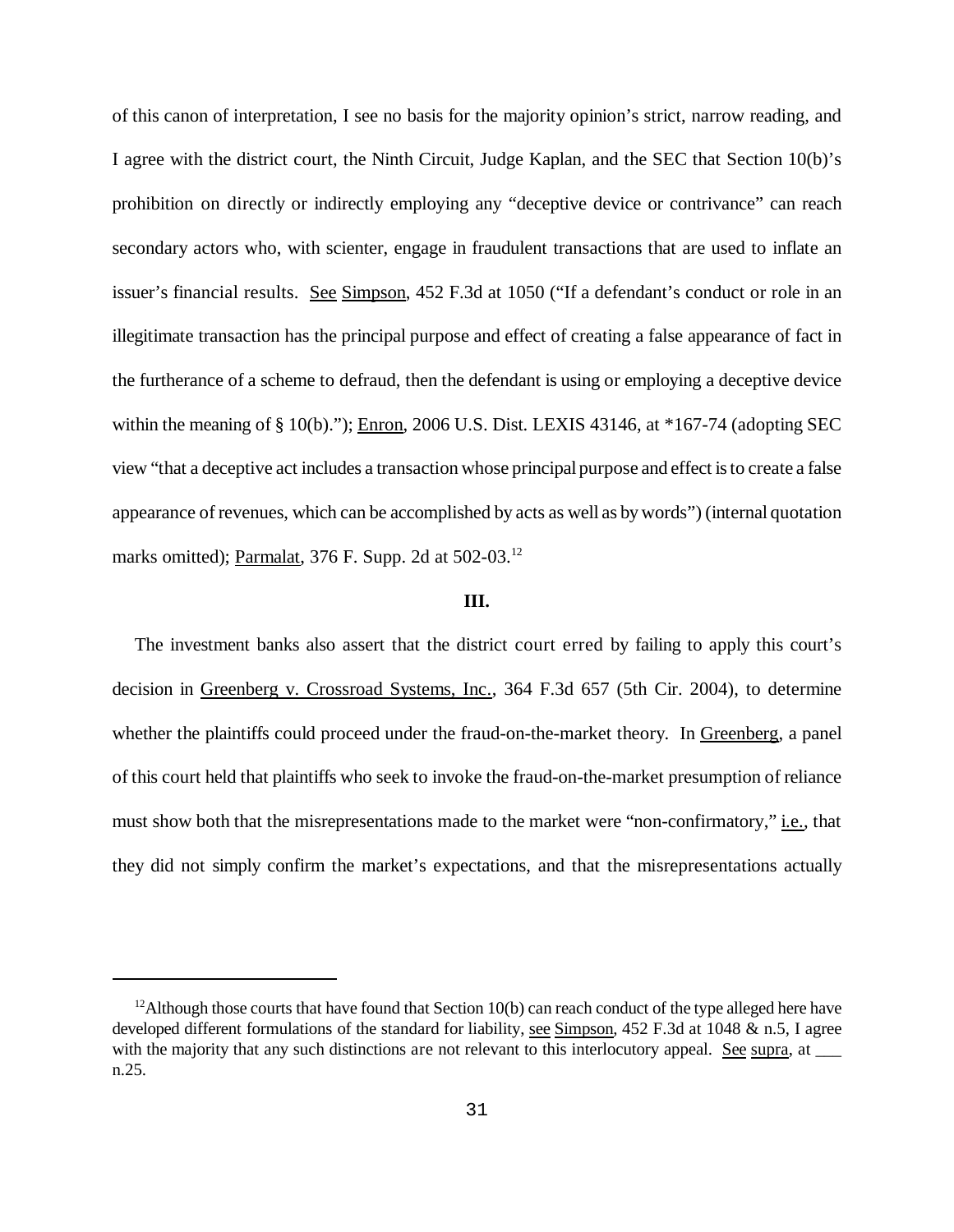of this canon of interpretation, I see no basis for the majority opinion's strict, narrow reading, and I agree with the district court, the Ninth Circuit, Judge Kaplan, and the SEC that Section 10(b)'s prohibition on directly or indirectly employing any "deceptive device or contrivance" can reach secondary actors who, with scienter, engage in fraudulent transactions that are used to inflate an issuer's financial results. See Simpson, 452 F.3d at 1050 ("If a defendant's conduct or role in an illegitimate transaction has the principal purpose and effect of creating a false appearance of fact in the furtherance of a scheme to defraud, then the defendant is using or employing a deceptive device within the meaning of § 10(b)."); Enron, 2006 U.S. Dist. LEXIS 43146, at *167-74 (adopting SEC view "that a deceptive act includes a transaction whose principal purpose and effect is to create a false appearance of revenues, which can be accomplished by acts as well as by words") (internal quotation marks omitted); Parmalat, 376 F. Supp. 2d at 502-03.[12]

### III.

The investment banks also assert that the district court erred by failing to apply this court's decision in Greenberg v. Crossroad Systems, Inc., 364 F.3d 657 (5th Cir. 2004), to determine whether the plaintiffs could proceed under the fraud-on-the-market theory. In Greenberg, a panel of this court held that plaintiffs who seek to invoke the fraud-on-the-market presumption of reliance must show both that the misrepresentations made to the market were "non-confirmatory," i.e., that they did not simply confirm the market's expectations, and that the misrepresentations actually

---

[12] Although those courts that have found that Section 10(b) can reach conduct of the type alleged here have developed different formulations of the standard for liability, see Simpson, 452 F.3d at 1048 & n.5, I agree with the majority that any such distinctions are not relevant to this interlocutory appeal. See supra, at ___ n.25.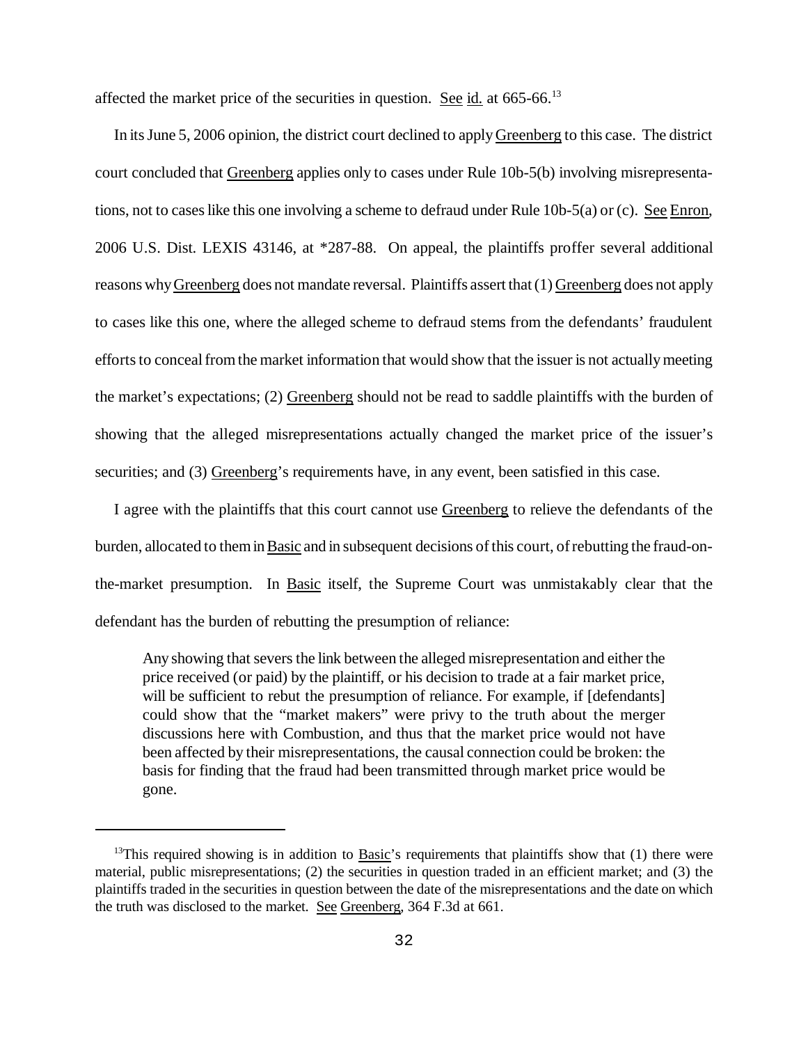affected the market price of the securities in question. See id. at 665-66.[13]

In its June 5, 2006 opinion, the district court declined to apply Greenberg to this case. The district court concluded that Greenberg applies only to cases under Rule 10b-5(b) involving misrepresentations, not to cases like this one involving a scheme to defraud under Rule 10b-5(a) or (c). See Enron, 2006 U.S. Dist. LEXIS 43146, at *287-88. On appeal, the plaintiffs proffer several additional reasons why Greenberg does not mandate reversal. Plaintiffs assert that (1) Greenberg does not apply to cases like this one, where the alleged scheme to defraud stems from the defendants' fraudulent efforts to conceal from the market information that would show that the issuer is not actually meeting the market's expectations; (2) Greenberg should not be read to saddle plaintiffs with the burden of showing that the alleged misrepresentations actually changed the market price of the issuer's securities; and (3) Greenberg's requirements have, in any event, been satisfied in this case.

I agree with the plaintiffs that this court cannot use Greenberg to relieve the defendants of the burden, allocated to them in Basic and in subsequent decisions of this court, of rebutting the fraud-on-the-market presumption. In Basic itself, the Supreme Court was unmistakably clear that the defendant has the burden of rebutting the presumption of reliance:

> Any showing that severs the link between the alleged misrepresentation and either the price received (or paid) by the plaintiff, or his decision to trade at a fair market price, will be sufficient to rebut the presumption of reliance. For example, if [defendants] could show that the "market makers" were privy to the truth about the merger discussions here with Combustion, and thus that the market price would not have been affected by their misrepresentations, the causal connection could be broken: the basis for finding that the fraud had been transmitted through market price would be gone.

---

[13] This required showing is in addition to Basic's requirements that plaintiffs show that (1) there were material, public misrepresentations; (2) the securities in question traded in an efficient market; and (3) the plaintiffs traded in the securities in question between the date of the misrepresentations and the date on which the truth was disclosed to the market. See Greenberg, 364 F.3d at 661.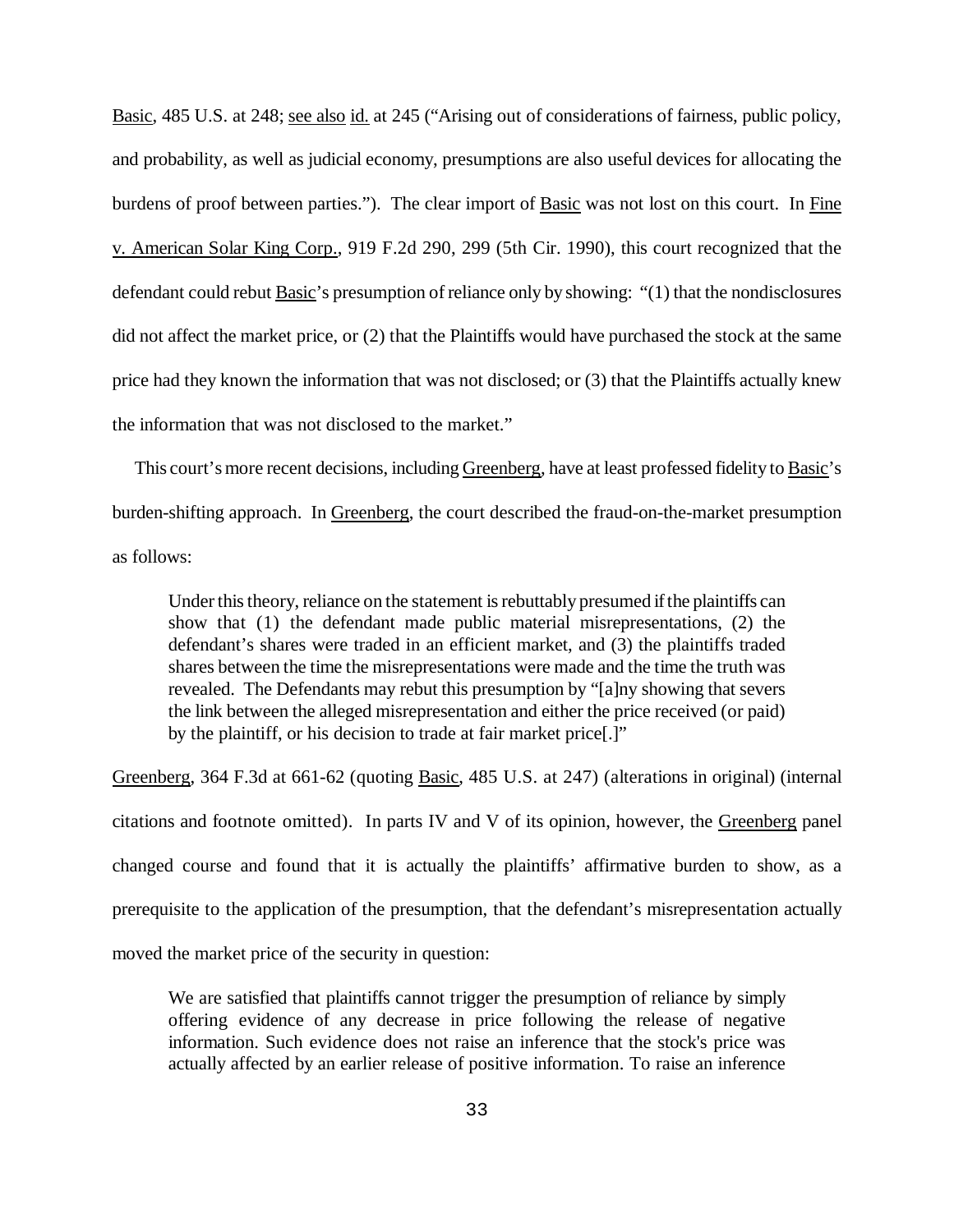Basic, 485 U.S. at 248; see also id. at 245 ("Arising out of considerations of fairness, public policy, and probability, as well as judicial economy, presumptions are also useful devices for allocating the burdens of proof between parties."). The clear import of Basic was not lost on this court. In Fine v. American Solar King Corp., 919 F.2d 290, 299 (5th Cir. 1990), this court recognized that the defendant could rebut Basic's presumption of reliance only by showing: "(1) that the nondisclosures did not affect the market price, or (2) that the Plaintiffs would have purchased the stock at the same price had they known the information that was not disclosed; or (3) that the Plaintiffs actually knew the information that was not disclosed to the market."

This court's more recent decisions, including Greenberg, have at least professed fidelity to Basic's burden-shifting approach. In Greenberg, the court described the fraud-on-the-market presumption as follows:

> Under this theory, reliance on the statement is rebuttably presumed if the plaintiffs can show that (1) the defendant made public material misrepresentations, (2) the defendant's shares were traded in an efficient market, and (3) the plaintiffs traded shares between the time the misrepresentations were made and the time the truth was revealed. The Defendants may rebut this presumption by "[a]ny showing that severs the link between the alleged misrepresentation and either the price received (or paid) by the plaintiff, or his decision to trade at fair market price[.]"

Greenberg, 364 F.3d at 661-62 (quoting Basic, 485 U.S. at 247) (alterations in original) (internal citations and footnote omitted). In parts IV and V of its opinion, however, the Greenberg panel changed course and found that it is actually the plaintiffs' affirmative burden to show, as a prerequisite to the application of the presumption, that the defendant's misrepresentation actually moved the market price of the security in question:

> We are satisfied that plaintiffs cannot trigger the presumption of reliance by simply offering evidence of any decrease in price following the release of negative information. Such evidence does not raise an inference that the stock's price was actually affected by an earlier release of positive information. To raise an inference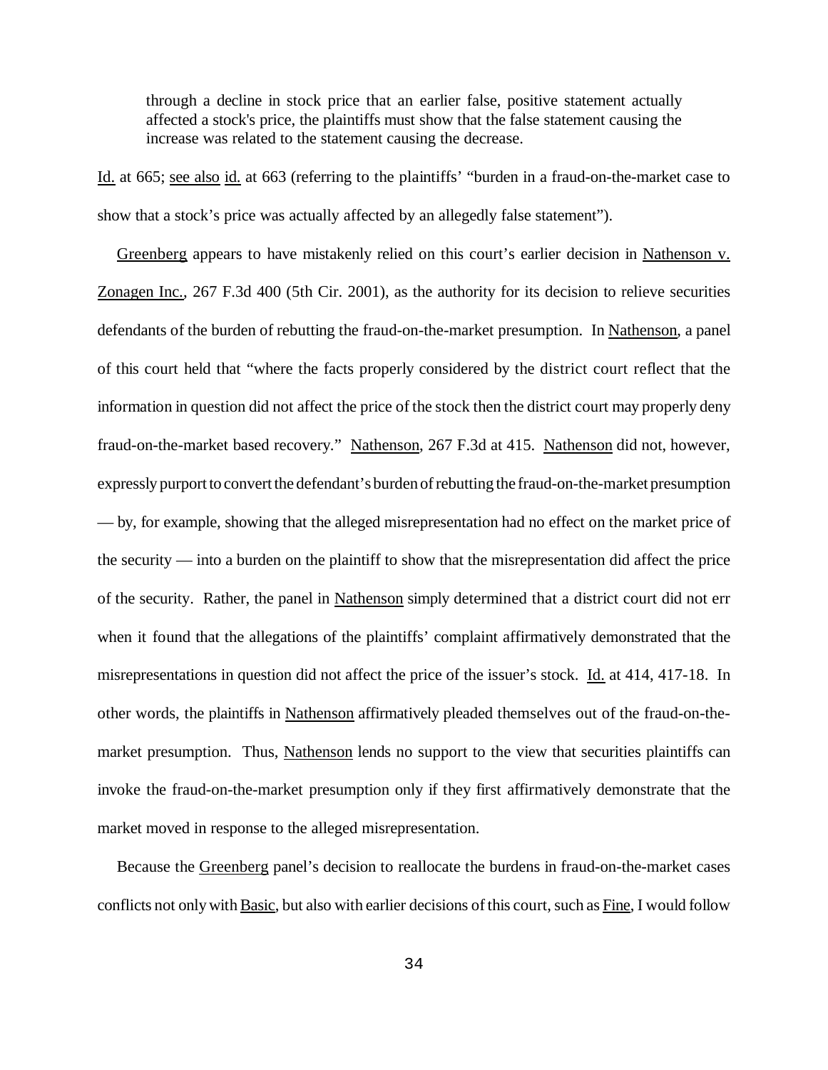> through a decline in stock price that an earlier false, positive statement actually affected a stock's price, the plaintiffs must show that the false statement causing the increase was related to the statement causing the decrease.

Id. at 665; see also id. at 663 (referring to the plaintiffs' "burden in a fraud-on-the-market case to show that a stock's price was actually affected by an allegedly false statement").

Greenberg appears to have mistakenly relied on this court's earlier decision in Nathenson v. Zonagen Inc., 267 F.3d 400 (5th Cir. 2001), as the authority for its decision to relieve securities defendants of the burden of rebutting the fraud-on-the-market presumption. In Nathenson, a panel of this court held that "where the facts properly considered by the district court reflect that the information in question did not affect the price of the stock then the district court may properly deny fraud-on-the-market based recovery." Nathenson, 267 F.3d at 415. Nathenson did not, however, expressly purport to convert the defendant's burden of rebutting the fraud-on-the-market presumption — by, for example, showing that the alleged misrepresentation had no effect on the market price of the security — into a burden on the plaintiff to show that the misrepresentation did affect the price of the security. Rather, the panel in Nathenson simply determined that a district court did not err when it found that the allegations of the plaintiffs' complaint affirmatively demonstrated that the misrepresentations in question did not affect the price of the issuer's stock. Id. at 414, 417-18. In other words, the plaintiffs in Nathenson affirmatively pleaded themselves out of the fraud-on-the-market presumption. Thus, Nathenson lends no support to the view that securities plaintiffs can invoke the fraud-on-the-market presumption only if they first affirmatively demonstrate that the market moved in response to the alleged misrepresentation.

Because the Greenberg panel's decision to reallocate the burdens in fraud-on-the-market cases conflicts not only with Basic, but also with earlier decisions of this court, such as Fine, I would follow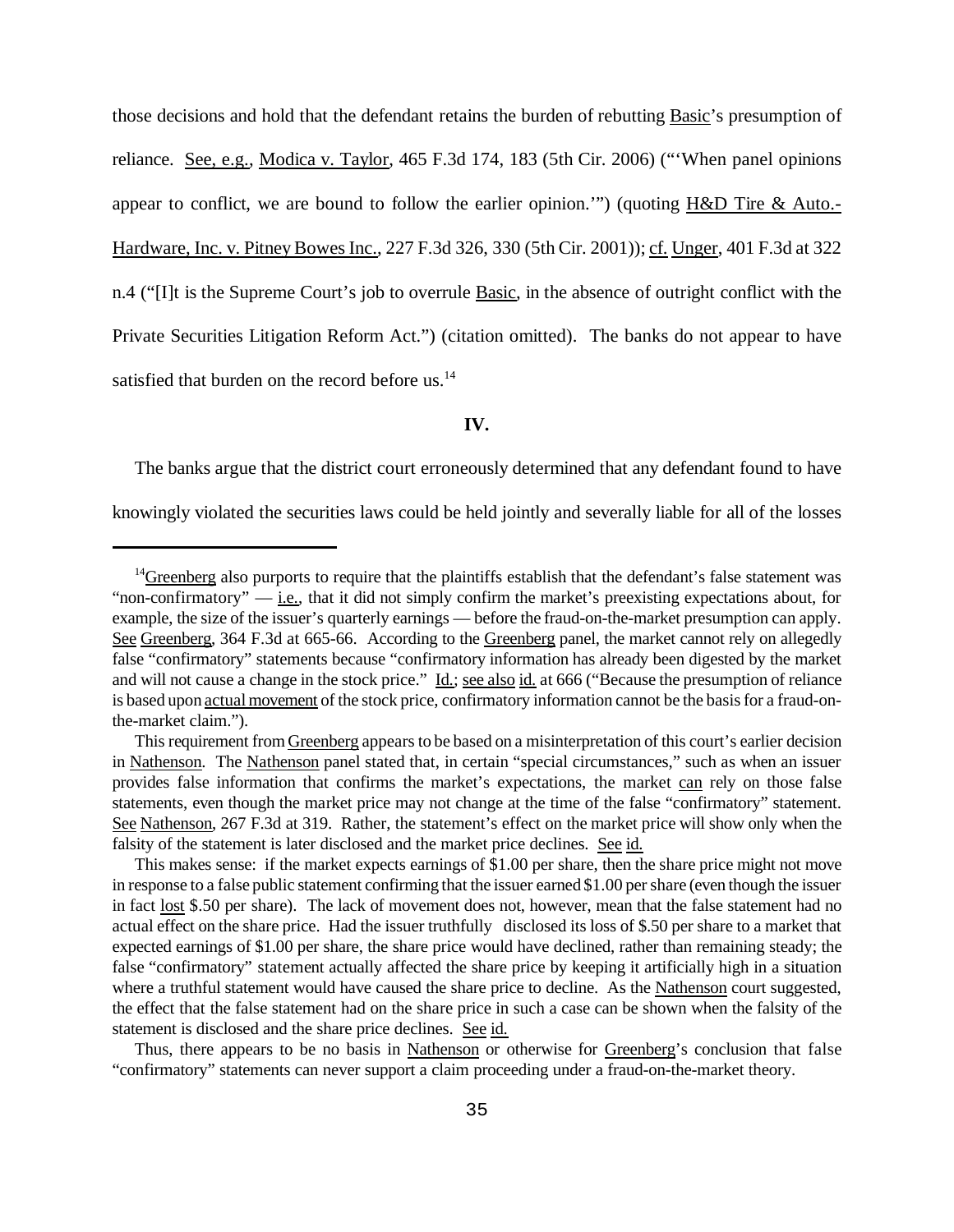those decisions and hold that the defendant retains the burden of rebutting Basic's presumption of reliance. See, e.g., Modica v. Taylor, 465 F.3d 174, 183 (5th Cir. 2006) ("'When panel opinions appear to conflict, we are bound to follow the earlier opinion.'") (quoting H&D Tire & Auto.-Hardware, Inc. v. Pitney Bowes Inc., 227 F.3d 326, 330 (5th Cir. 2001)); cf. Unger, 401 F.3d at 322 n.4 ("[I]t is the Supreme Court's job to overrule Basic, in the absence of outright conflict with the Private Securities Litigation Reform Act.") (citation omitted). The banks do not appear to have satisfied that burden on the record before us.[14]

## IV.

The banks argue that the district court erroneously determined that any defendant found to have knowingly violated the securities laws could be held jointly and severally liable for all of the losses

---

[14] Greenberg also purports to require that the plaintiffs establish that the defendant's false statement was "non-confirmatory" — i.e., that it did not simply confirm the market's preexisting expectations about, for example, the size of the issuer's quarterly earnings — before the fraud-on-the-market presumption can apply. See Greenberg, 364 F.3d at 665-66. According to the Greenberg panel, the market cannot rely on allegedly false "confirmatory" statements because "confirmatory information has already been digested by the market and will not cause a change in the stock price." Id.; see also id. at 666 ("Because the presumption of reliance is based upon actual movement of the stock price, confirmatory information cannot be the basis for a fraud-on-the-market claim.").

This requirement from Greenberg appears to be based on a misinterpretation of this court's earlier decision in Nathenson. The Nathenson panel stated that, in certain "special circumstances," such as when an issuer provides false information that confirms the market's expectations, the market can rely on those false statements, even though the market price may not change at the time of the false "confirmatory" statement. See Nathenson, 267 F.3d at 319. Rather, the statement's effect on the market price will show only when the falsity of the statement is later disclosed and the market price declines. See id.

This makes sense: if the market expects earnings of $1.00 per share, then the share price might not move in response to a false public statement confirming that the issuer earned $1.00 per share (even though the issuer in fact lost $.50 per share). The lack of movement does not, however, mean that the false statement had no actual effect on the share price. Had the issuer truthfully disclosed its loss of $.50 per share to a market that expected earnings of $1.00 per share, the share price would have declined, rather than remaining steady; the false "confirmatory" statement actually affected the share price by keeping it artificially high in a situation where a truthful statement would have caused the share price to decline. As the Nathenson court suggested, the effect that the false statement had on the share price in such a case can be shown when the falsity of the statement is disclosed and the share price declines. See id.

Thus, there appears to be no basis in Nathenson or otherwise for Greenberg's conclusion that false "confirmatory" statements can never support a claim proceeding under a fraud-on-the-market theory.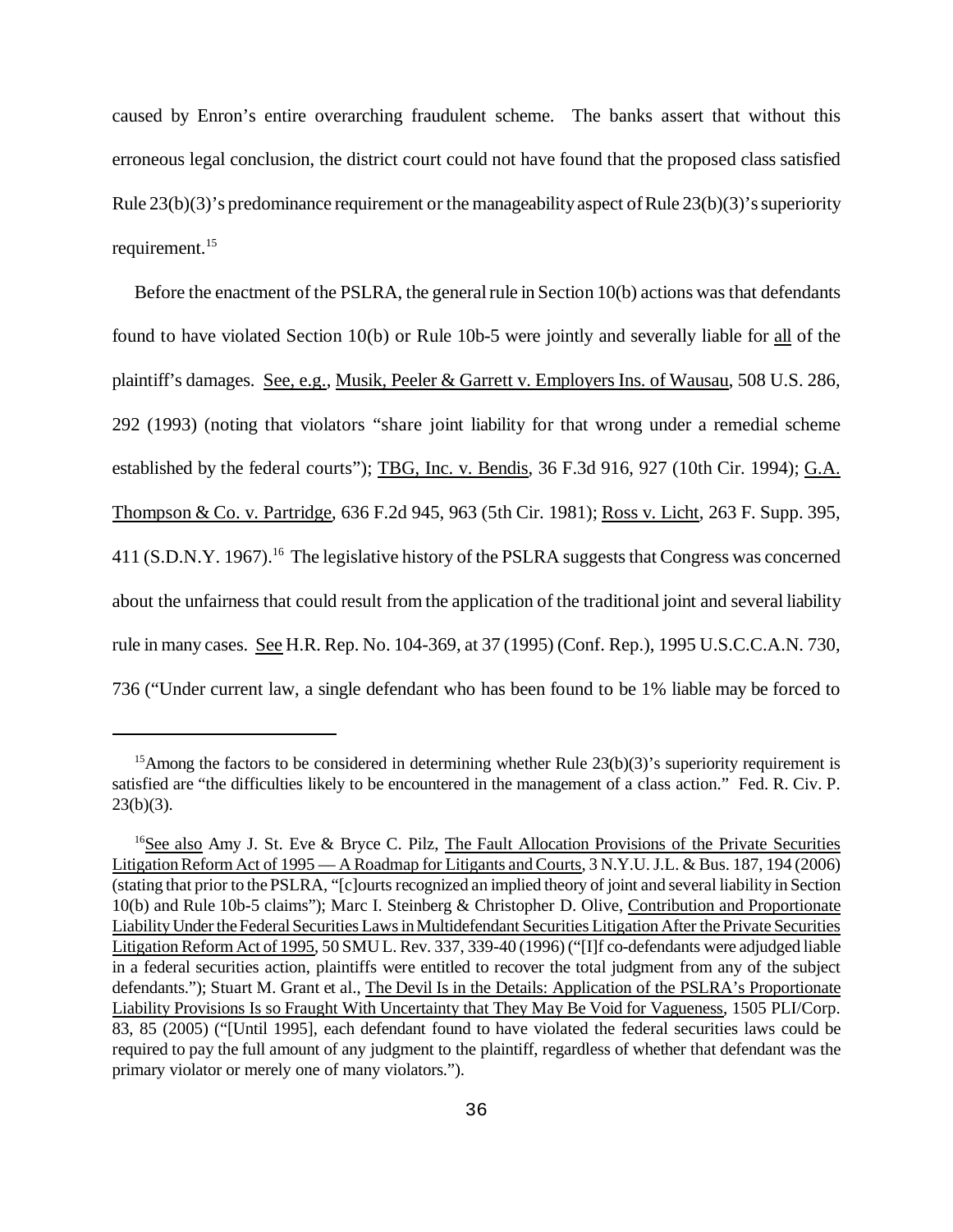caused by Enron's entire overarching fraudulent scheme. The banks assert that without this erroneous legal conclusion, the district court could not have found that the proposed class satisfied Rule 23(b)(3)'s predominance requirement or the manageability aspect of Rule 23(b)(3)'s superiority requirement.[15]

Before the enactment of the PSLRA, the general rule in Section 10(b) actions was that defendants found to have violated Section 10(b) or Rule 10b-5 were jointly and severally liable for all of the plaintiff's damages. See, e.g., Musik, Peeler & Garrett v. Employers Ins. of Wausau, 508 U.S. 286, 292 (1993) (noting that violators "share joint liability for that wrong under a remedial scheme established by the federal courts"); TBG, Inc. v. Bendis, 36 F.3d 916, 927 (10th Cir. 1994); G.A. Thompson & Co. v. Partridge, 636 F.2d 945, 963 (5th Cir. 1981); Ross v. Licht, 263 F. Supp. 395, 411 (S.D.N.Y. 1967).[16] The legislative history of the PSLRA suggests that Congress was concerned about the unfairness that could result from the application of the traditional joint and several liability rule in many cases. See H.R. Rep. No. 104-369, at 37 (1995) (Conf. Rep.), 1995 U.S.C.C.A.N. 730, 736 ("Under current law, a single defendant who has been found to be 1% liable may be forced to

---

[15] Among the factors to be considered in determining whether Rule 23(b)(3)'s superiority requirement is satisfied are "the difficulties likely to be encountered in the management of a class action." Fed. R. Civ. P. 23(b)(3).

[16] See also Amy J. St. Eve & Bryce C. Pilz, The Fault Allocation Provisions of the Private Securities Litigation Reform Act of 1995 — A Roadmap for Litigants and Courts, 3 N.Y.U. J.L. & Bus. 187, 194 (2006) (stating that prior to the PSLRA, "[c]ourts recognized an implied theory of joint and several liability in Section 10(b) and Rule 10b-5 claims"); Marc I. Steinberg & Christopher D. Olive, Contribution and Proportionate Liability Under the Federal Securities Laws in Multidefendant Securities Litigation After the Private Securities Litigation Reform Act of 1995, 50 SMU L. Rev. 337, 339-40 (1996) ("[I]f co-defendants were adjudged liable in a federal securities action, plaintiffs were entitled to recover the total judgment from any of the subject defendants."); Stuart M. Grant et al., The Devil Is in the Details: Application of the PSLRA's Proportionate Liability Provisions Is so Fraught With Uncertainty that They May Be Void for Vagueness, 1505 PLI/Corp. 83, 85 (2005) ("[Until 1995], each defendant found to have violated the federal securities laws could be required to pay the full amount of any judgment to the plaintiff, regardless of whether that defendant was the primary violator or merely one of many violators.").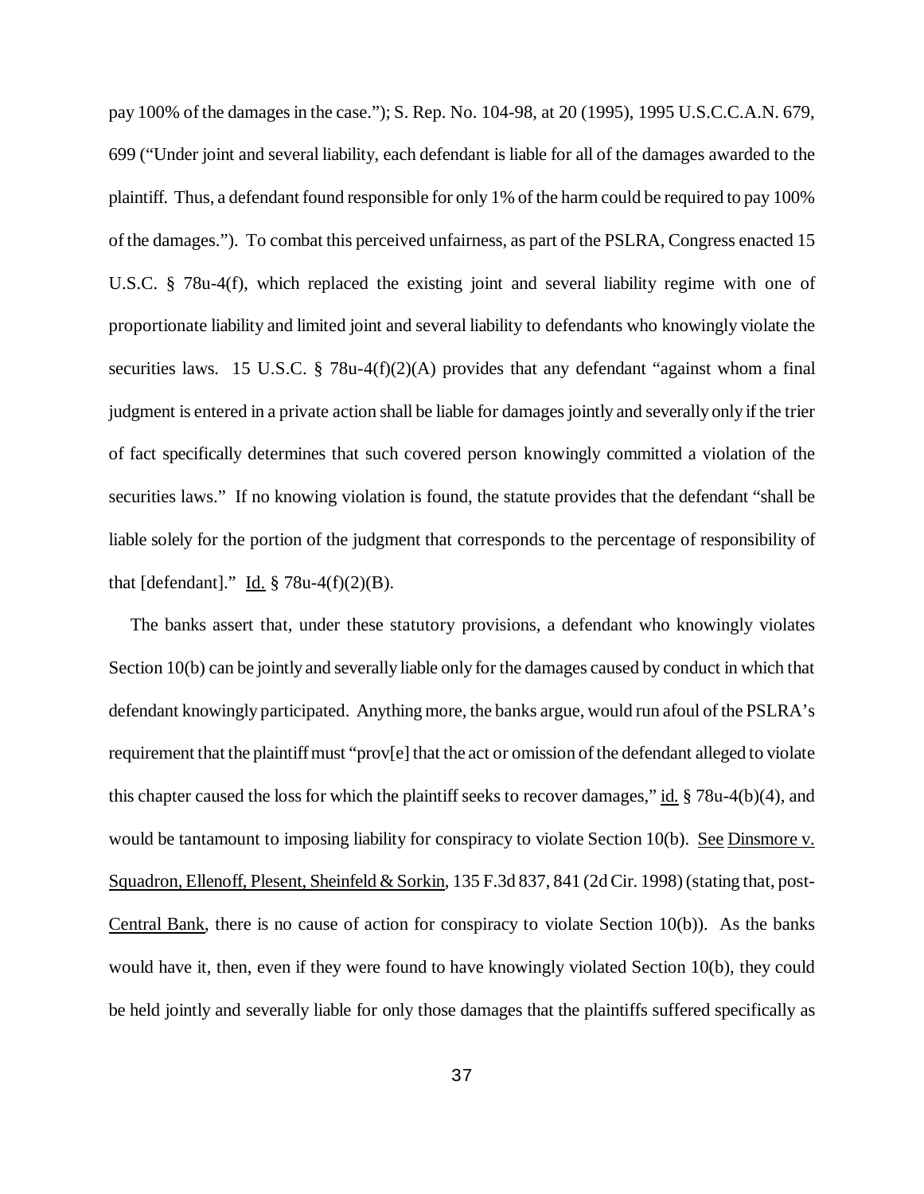pay 100% of the damages in the case."); S. Rep. No. 104-98, at 20 (1995), 1995 U.S.C.C.A.N. 679, 699 ("Under joint and several liability, each defendant is liable for all of the damages awarded to the plaintiff. Thus, a defendant found responsible for only 1% of the harm could be required to pay 100% of the damages."). To combat this perceived unfairness, as part of the PSLRA, Congress enacted 15 U.S.C. § 78u-4(f), which replaced the existing joint and several liability regime with one of proportionate liability and limited joint and several liability to defendants who knowingly violate the securities laws. 15 U.S.C. § 78u-4(f)(2)(A) provides that any defendant "against whom a final judgment is entered in a private action shall be liable for damages jointly and severally only if the trier of fact specifically determines that such covered person knowingly committed a violation of the securities laws." If no knowing violation is found, the statute provides that the defendant "shall be liable solely for the portion of the judgment that corresponds to the percentage of responsibility of that [defendant]." Id. § 78u-4(f)(2)(B).

The banks assert that, under these statutory provisions, a defendant who knowingly violates Section 10(b) can be jointly and severally liable only for the damages caused by conduct in which that defendant knowingly participated. Anything more, the banks argue, would run afoul of the PSLRA's requirement that the plaintiff must "prov[e] that the act or omission of the defendant alleged to violate this chapter caused the loss for which the plaintiff seeks to recover damages," id. § 78u-4(b)(4), and would be tantamount to imposing liability for conspiracy to violate Section 10(b). See Dinsmore v. Squadron, Ellenoff, Plesent, Sheinfeld & Sorkin, 135 F.3d 837, 841 (2d Cir. 1998) (stating that, post-Central Bank, there is no cause of action for conspiracy to violate Section 10(b)). As the banks would have it, then, even if they were found to have knowingly violated Section 10(b), they could be held jointly and severally liable for only those damages that the plaintiffs suffered specifically as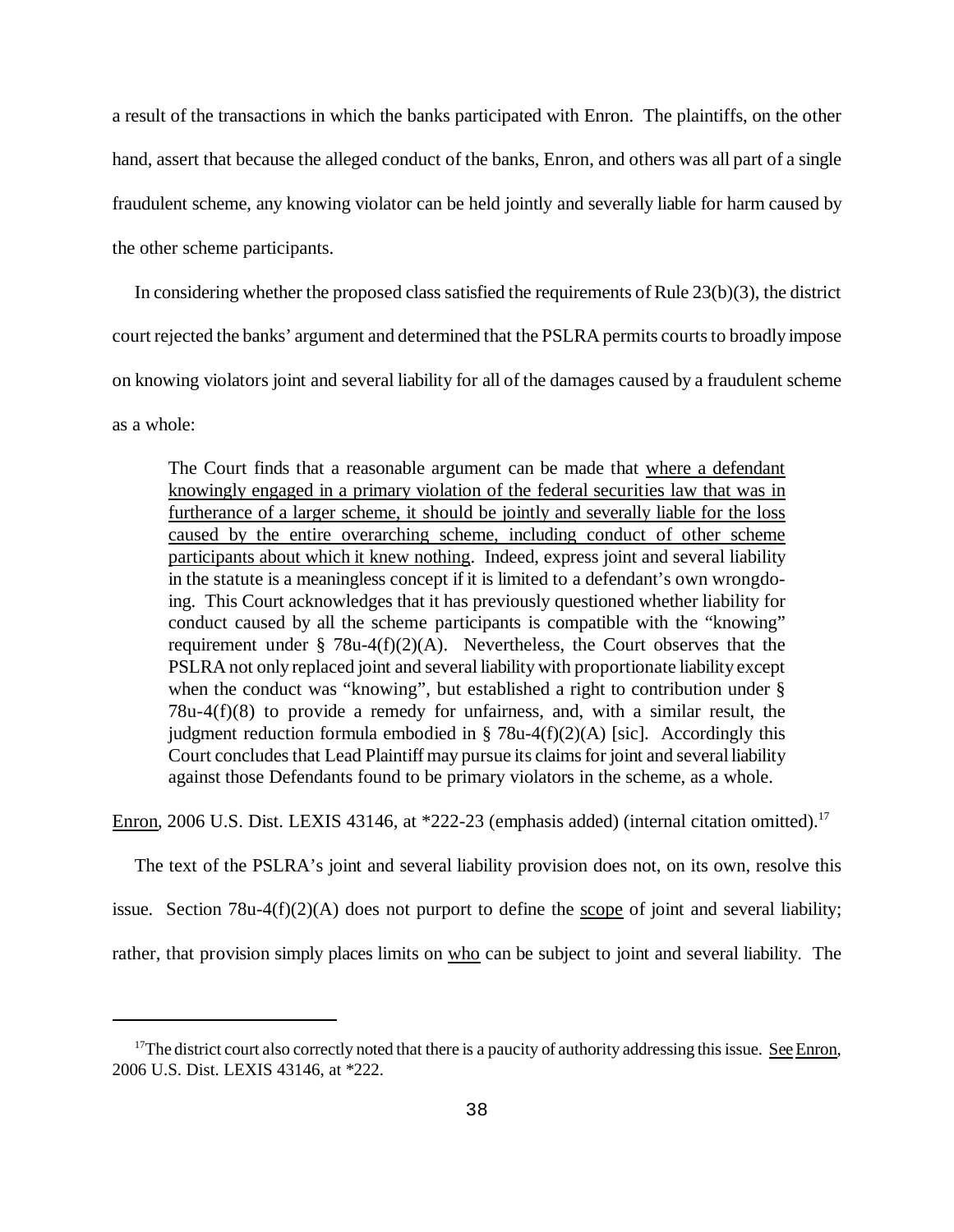a result of the transactions in which the banks participated with Enron. The plaintiffs, on the other hand, assert that because the alleged conduct of the banks, Enron, and others was all part of a single fraudulent scheme, any knowing violator can be held jointly and severally liable for harm caused by the other scheme participants.

In considering whether the proposed class satisfied the requirements of Rule 23(b)(3), the district court rejected the banks' argument and determined that the PSLRA permits courts to broadly impose on knowing violators joint and several liability for all of the damages caused by a fraudulent scheme as a whole:

> The Court finds that a reasonable argument can be made that <u>where a defendant knowingly engaged in a primary violation of the federal securities law that was in furtherance of a larger scheme, it should be jointly and severally liable for the loss caused by the entire overarching scheme, including conduct of other scheme participants about which it knew nothing</u>. Indeed, express joint and several liability in the statute is a meaningless concept if it is limited to a defendant's own wrongdoing. This Court acknowledges that it has previously questioned whether liability for conduct caused by all the scheme participants is compatible with the "knowing" requirement under § 78u-4(f)(2)(A). Nevertheless, the Court observes that the PSLRA not only replaced joint and several liability with proportionate liability except when the conduct was "knowing", but established a right to contribution under § 78u-4(f)(8) to provide a remedy for unfairness, and, with a similar result, the judgment reduction formula embodied in § 78u-4(f)(2)(A) [sic]. Accordingly this Court concludes that Lead Plaintiff may pursue its claims for joint and several liability against those Defendants found to be primary violators in the scheme, as a whole.

<u>Enron</u>, 2006 U.S. Dist. LEXIS 43146, at *222-23 (emphasis added) (internal citation omitted).[17]

The text of the PSLRA's joint and several liability provision does not, on its own, resolve this issue. Section 78u-4(f)(2)(A) does not purport to define the <u>scope</u> of joint and several liability; rather, that provision simply places limits on <u>who</u> can be subject to joint and several liability. The

---

[17] The district court also correctly noted that there is a paucity of authority addressing this issue. <u>See Enron</u>, 2006 U.S. Dist. LEXIS 43146, at *222.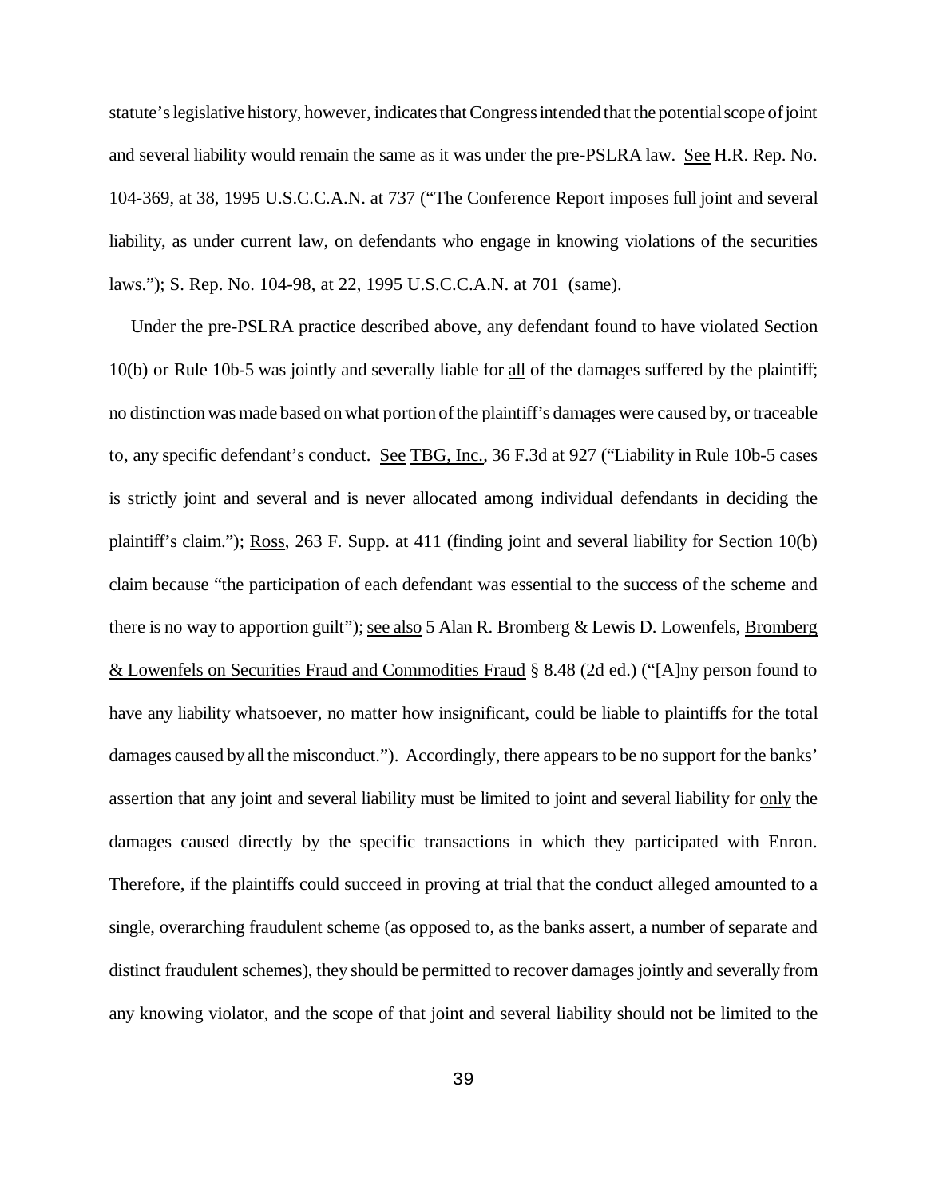statute's legislative history, however, indicates that Congress intended that the potential scope of joint and several liability would remain the same as it was under the pre-PSLRA law. See H.R. Rep. No. 104-369, at 38, 1995 U.S.C.C.A.N. at 737 ("The Conference Report imposes full joint and several liability, as under current law, on defendants who engage in knowing violations of the securities laws."); S. Rep. No. 104-98, at 22, 1995 U.S.C.C.A.N. at 701 (same).

Under the pre-PSLRA practice described above, any defendant found to have violated Section 10(b) or Rule 10b-5 was jointly and severally liable for all of the damages suffered by the plaintiff; no distinction was made based on what portion of the plaintiff's damages were caused by, or traceable to, any specific defendant's conduct. See TBG, Inc., 36 F.3d at 927 ("Liability in Rule 10b-5 cases is strictly joint and several and is never allocated among individual defendants in deciding the plaintiff's claim."); Ross, 263 F. Supp. at 411 (finding joint and several liability for Section 10(b) claim because "the participation of each defendant was essential to the success of the scheme and there is no way to apportion guilt"); see also 5 Alan R. Bromberg & Lewis D. Lowenfels, Bromberg & Lowenfels on Securities Fraud and Commodities Fraud § 8.48 (2d ed.) ("[A]ny person found to have any liability whatsoever, no matter how insignificant, could be liable to plaintiffs for the total damages caused by all the misconduct."). Accordingly, there appears to be no support for the banks' assertion that any joint and several liability must be limited to joint and several liability for only the damages caused directly by the specific transactions in which they participated with Enron. Therefore, if the plaintiffs could succeed in proving at trial that the conduct alleged amounted to a single, overarching fraudulent scheme (as opposed to, as the banks assert, a number of separate and distinct fraudulent schemes), they should be permitted to recover damages jointly and severally from any knowing violator, and the scope of that joint and several liability should not be limited to the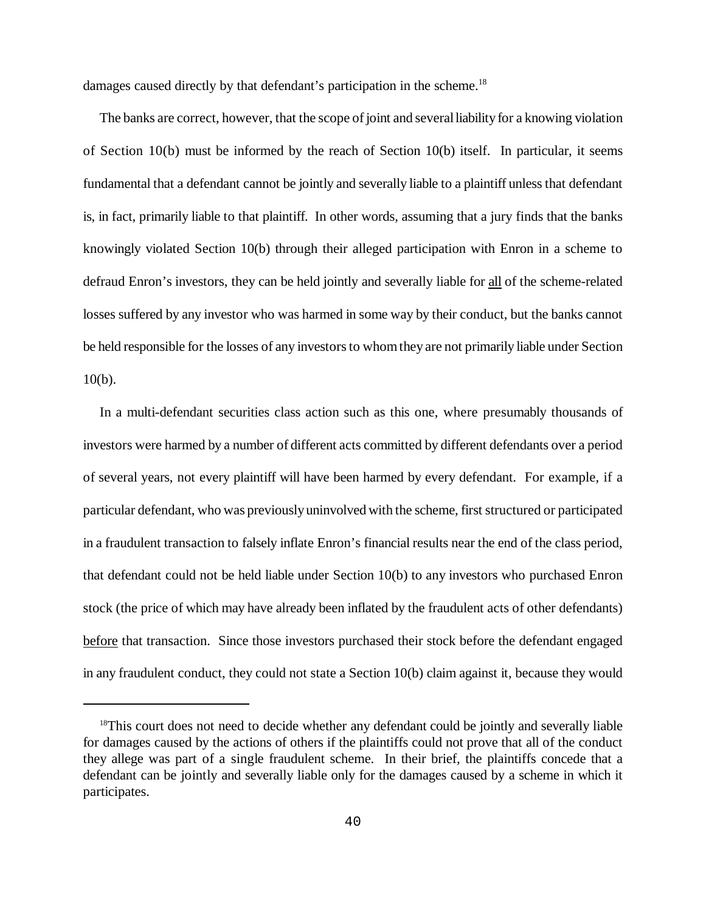damages caused directly by that defendant's participation in the scheme.[18]

The banks are correct, however, that the scope of joint and several liability for a knowing violation of Section 10(b) must be informed by the reach of Section 10(b) itself. In particular, it seems fundamental that a defendant cannot be jointly and severally liable to a plaintiff unless that defendant is, in fact, primarily liable to that plaintiff. In other words, assuming that a jury finds that the banks knowingly violated Section 10(b) through their alleged participation with Enron in a scheme to defraud Enron's investors, they can be held jointly and severally liable for <u>all</u> of the scheme-related losses suffered by any investor who was harmed in some way by their conduct, but the banks cannot be held responsible for the losses of any investors to whom they are not primarily liable under Section 10(b).

In a multi-defendant securities class action such as this one, where presumably thousands of investors were harmed by a number of different acts committed by different defendants over a period of several years, not every plaintiff will have been harmed by every defendant. For example, if a particular defendant, who was previously uninvolved with the scheme, first structured or participated in a fraudulent transaction to falsely inflate Enron's financial results near the end of the class period, that defendant could not be held liable under Section 10(b) to any investors who purchased Enron stock (the price of which may have already been inflated by the fraudulent acts of other defendants) <u>before</u> that transaction. Since those investors purchased their stock before the defendant engaged in any fraudulent conduct, they could not state a Section 10(b) claim against it, because they would

---

[18] This court does not need to decide whether any defendant could be jointly and severally liable for damages caused by the actions of others if the plaintiffs could not prove that all of the conduct they allege was part of a single fraudulent scheme. In their brief, the plaintiffs concede that a defendant can be jointly and severally liable only for the damages caused by a scheme in which it participates.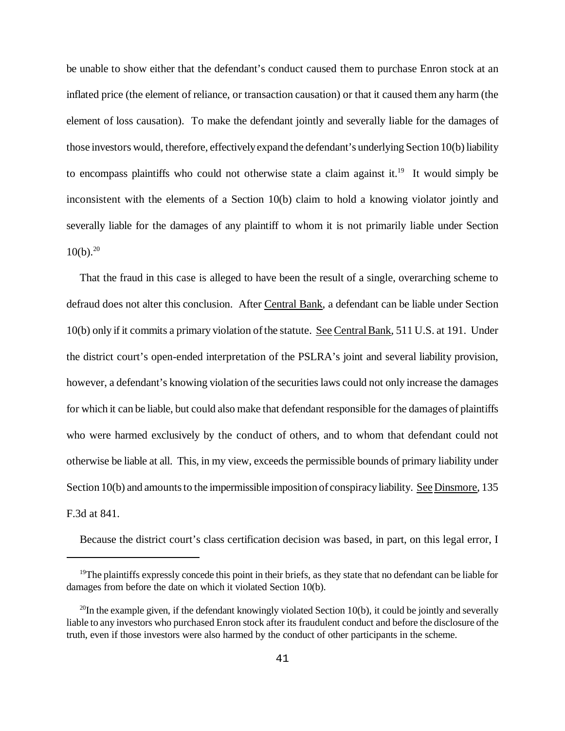be unable to show either that the defendant's conduct caused them to purchase Enron stock at an inflated price (the element of reliance, or transaction causation) or that it caused them any harm (the element of loss causation). To make the defendant jointly and severally liable for the damages of those investors would, therefore, effectively expand the defendant's underlying Section 10(b) liability to encompass plaintiffs who could not otherwise state a claim against it.[19] It would simply be inconsistent with the elements of a Section 10(b) claim to hold a knowing violator jointly and severally liable for the damages of any plaintiff to whom it is not primarily liable under Section 10(b).[20]

That the fraud in this case is alleged to have been the result of a single, overarching scheme to defraud does not alter this conclusion. After Central Bank, a defendant can be liable under Section 10(b) only if it commits a primary violation of the statute. See Central Bank, 511 U.S. at 191. Under the district court's open-ended interpretation of the PSLRA's joint and several liability provision, however, a defendant's knowing violation of the securities laws could not only increase the damages for which it can be liable, but could also make that defendant responsible for the damages of plaintiffs who were harmed exclusively by the conduct of others, and to whom that defendant could not otherwise be liable at all. This, in my view, exceeds the permissible bounds of primary liability under Section 10(b) and amounts to the impermissible imposition of conspiracy liability. See Dinsmore, 135 F.3d at 841.

Because the district court's class certification decision was based, in part, on this legal error, I

---

[19] The plaintiffs expressly concede this point in their briefs, as they state that no defendant can be liable for damages from before the date on which it violated Section 10(b).

[20] In the example given, if the defendant knowingly violated Section 10(b), it could be jointly and severally liable to any investors who purchased Enron stock after its fraudulent conduct and before the disclosure of the truth, even if those investors were also harmed by the conduct of other participants in the scheme.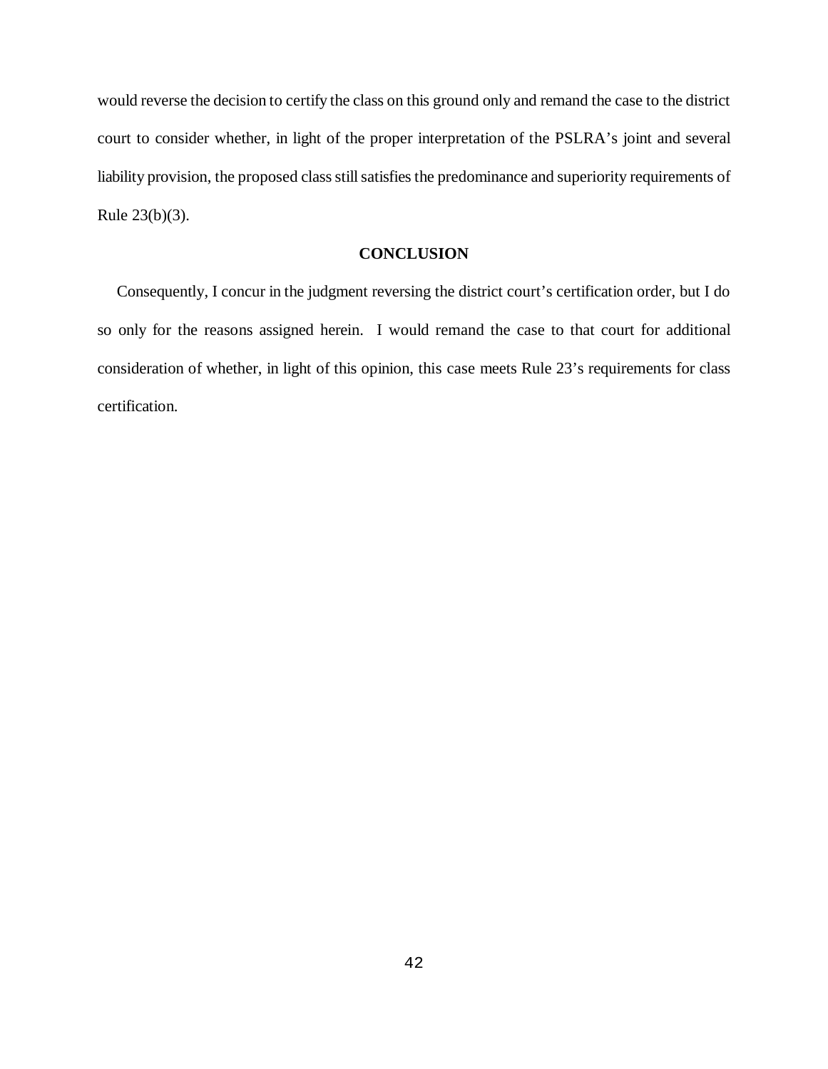would reverse the decision to certify the class on this ground only and remand the case to the district court to consider whether, in light of the proper interpretation of the PSLRA's joint and several liability provision, the proposed class still satisfies the predominance and superiority requirements of Rule 23(b)(3).

## CONCLUSION

Consequently, I concur in the judgment reversing the district court's certification order, but I do so only for the reasons assigned herein. I would remand the case to that court for additional consideration of whether, in light of this opinion, this case meets Rule 23's requirements for class certification.